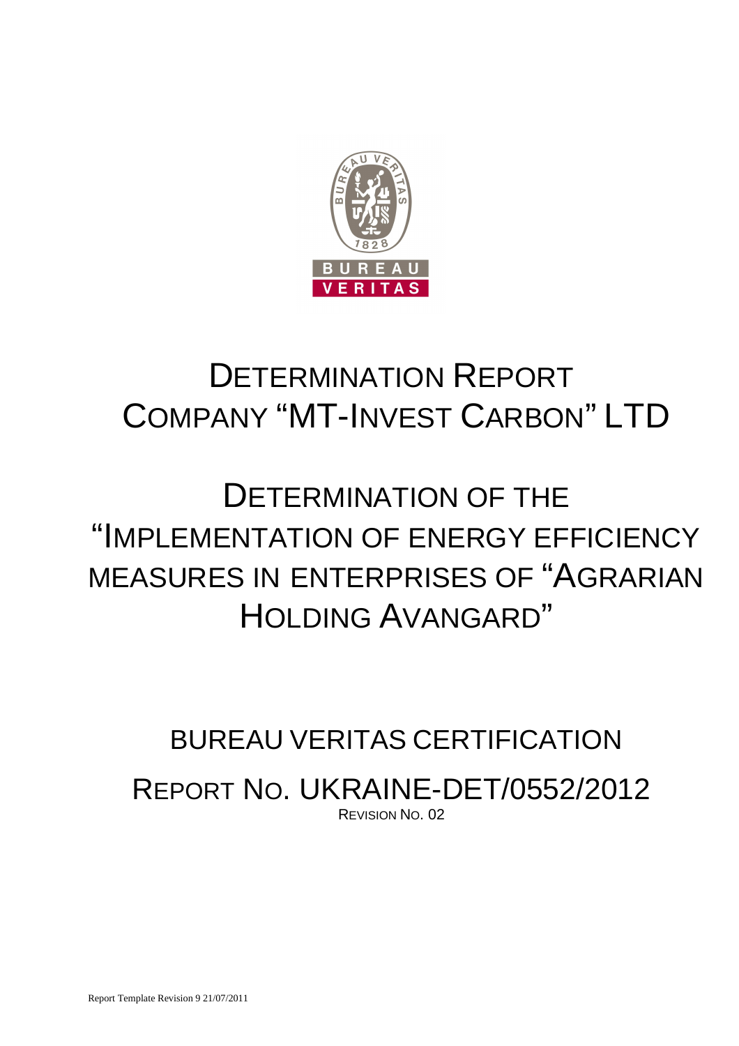# DETERMINATION REPORT COMPANY "MT-INVEST CARBON" LTD

# DETERMINATION OF THE "IMPLEMENTATION OF ENERGY EFFICIENCY MEASURES IN ENTERPRISES OF "AGRARIAN HOLDING AVANGARD"

BUREAU VERITAS CERTIFICATION

REPORT NO. UKRAINE-DET/0552/2012

REVISION NO. 02

Report Template Revision 9 21/07/2011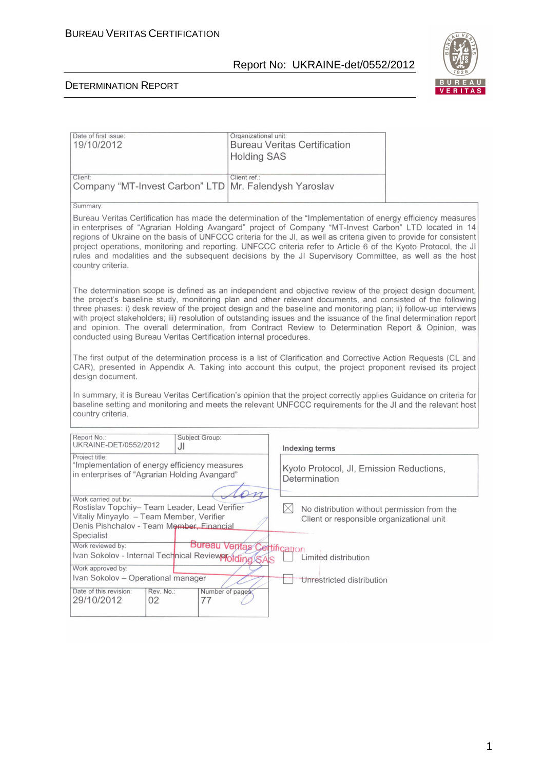| Date of first issue: | Organizational unit: |
|---|---|
| 19/10/2012 | Bureau Veritas Certification Holding SAS |
| Client: Company "MT-Invest Carbon" LTD | Client ref.: Mr. Falendysh Yaroslav |

Summary:

Bureau Veritas Certification has made the determination of the "Implementation of energy efficiency measures in enterprises of "Agrarian Holding Avangard" project of Company "MT-Invest Carbon" LTD located in 14 regions of Ukraine on the basis of UNFCCC criteria for the JI, as well as criteria given to provide for consistent project operations, monitoring and reporting. UNFCCC criteria refer to Article 6 of the Kyoto Protocol, the JI rules and modalities and the subsequent decisions by the JI Supervisory Committee, as well as the host country criteria.

The determination scope is defined as an independent and objective review of the project design document, the project's baseline study, monitoring plan and other relevant documents, and consisted of the following three phases: i) desk review of the project design and the baseline and monitoring plan; ii) follow-up interviews with project stakeholders; iii) resolution of outstanding issues and the issuance of the final determination report and opinion. The overall determination, from Contract Review to Determination Report & Opinion, was conducted using Bureau Veritas Certification internal procedures.

The first output of the determination process is a list of Clarification and Corrective Action Requests (CL and CAR), presented in Appendix A. Taking into account this output, the project proponent revised its project design document.

In summary, it is Bureau Veritas Certification's opinion that the project correctly applies Guidance on criteria for baseline setting and monitoring and meets the relevant UNFCCC requirements for the JI and the relevant host country criteria.

| Report No.: | Subject Group: |
|---|---|
| UKRAINE-DET/0552/2012 | JI |

Project title:
"Implementation of energy efficiency measures in enterprises of "Agrarian Holding Avangard"

Indexing terms: Kyoto Protocol, JI, Emission Reductions, Determination

Work carried out by:
Rostislav Topchiy– Team Leader, Lead Verifier
Vitaliy Minyaylo – Team Member, Verifier
Denis Pishchalov - Team Member, Financial Specialist

Work reviewed by:
Ivan Sokolov - Internal Technical Reviewer

Work approved by:
Ivan Sokolov – Operational manager

Bureau Veritas Certification Holding SAS

☒ No distribution without permission from the Client or responsible organizational unit

☐ Limited distribution

☐ Unrestricted distribution

| Date of this revision: | Rev. No.: | Number of pages: |
|---|---|---|
| 29/10/2012 | 02 | 77 |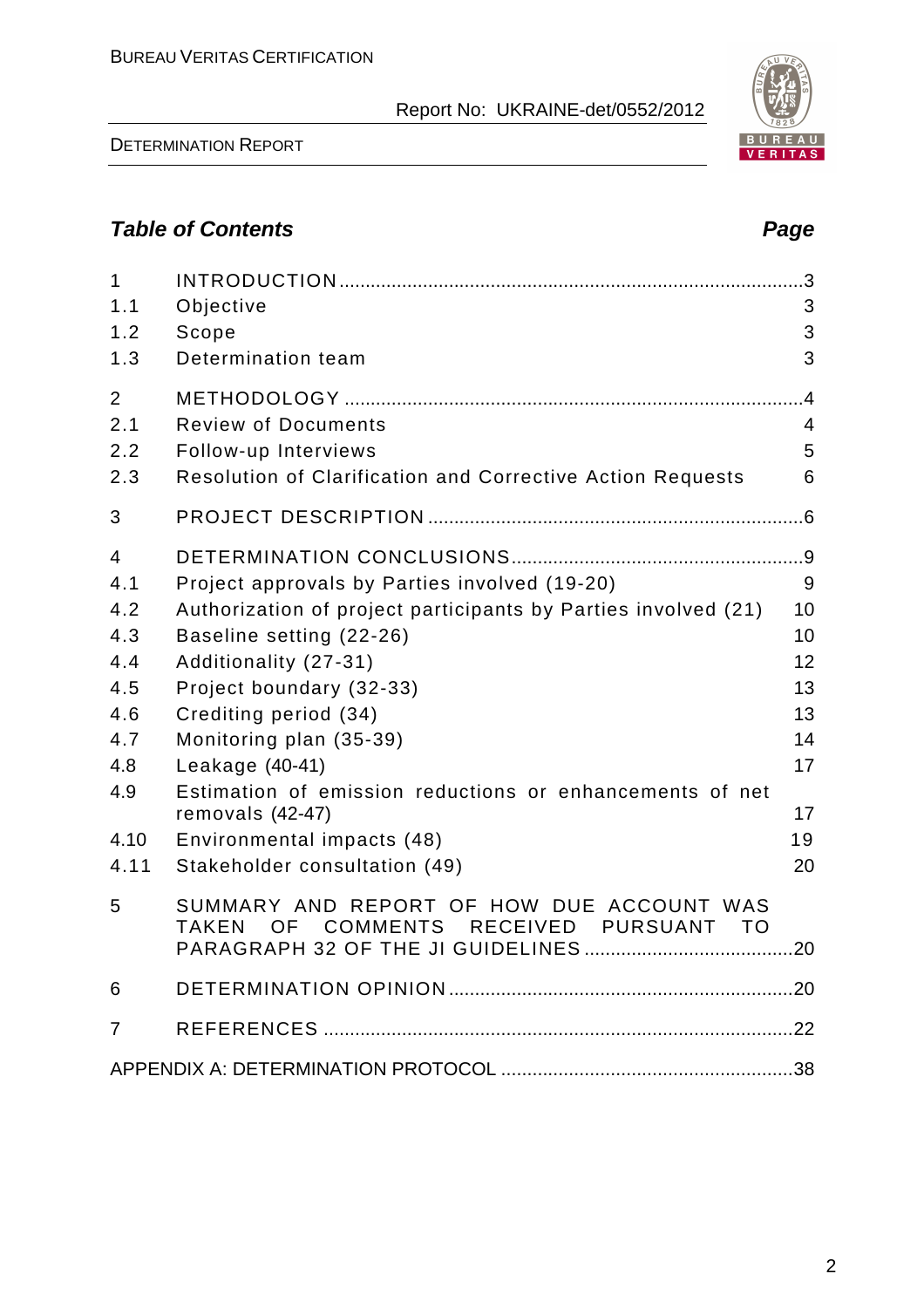## *Table of Contents* *Page*

| | | |
|---|---|---|
| 1 | INTRODUCTION | 3 |
| 1.1 | Objective | 3 |
| 1.2 | Scope | 3 |
| 1.3 | Determination team | 3 |
| 2 | METHODOLOGY | 4 |
| 2.1 | Review of Documents | 4 |
| 2.2 | Follow-up Interviews | 5 |
| 2.3 | Resolution of Clarification and Corrective Action Requests | 6 |
| 3 | PROJECT DESCRIPTION | 6 |
| 4 | DETERMINATION CONCLUSIONS | 9 |
| 4.1 | Project approvals by Parties involved (19-20) | 9 |
| 4.2 | Authorization of project participants by Parties involved (21) | 10 |
| 4.3 | Baseline setting (22-26) | 10 |
| 4.4 | Additionality (27-31) | 12 |
| 4.5 | Project boundary (32-33) | 13 |
| 4.6 | Crediting period (34) | 13 |
| 4.7 | Monitoring plan (35-39) | 14 |
| 4.8 | Leakage (40-41) | 17 |
| 4.9 | Estimation of emission reductions or enhancements of net removals (42-47) | 17 |
| 4.10 | Environmental impacts (48) | 19 |
| 4.11 | Stakeholder consultation (49) | 20 |
| 5 | SUMMARY AND REPORT OF HOW DUE ACCOUNT WAS TAKEN OF COMMENTS RECEIVED PURSUANT TO PARAGRAPH 32 OF THE JI GUIDELINES | 20 |
| 6 | DETERMINATION OPINION | 20 |
| 7 | REFERENCES | 22 |
| | APPENDIX A: DETERMINATION PROTOCOL | 38 |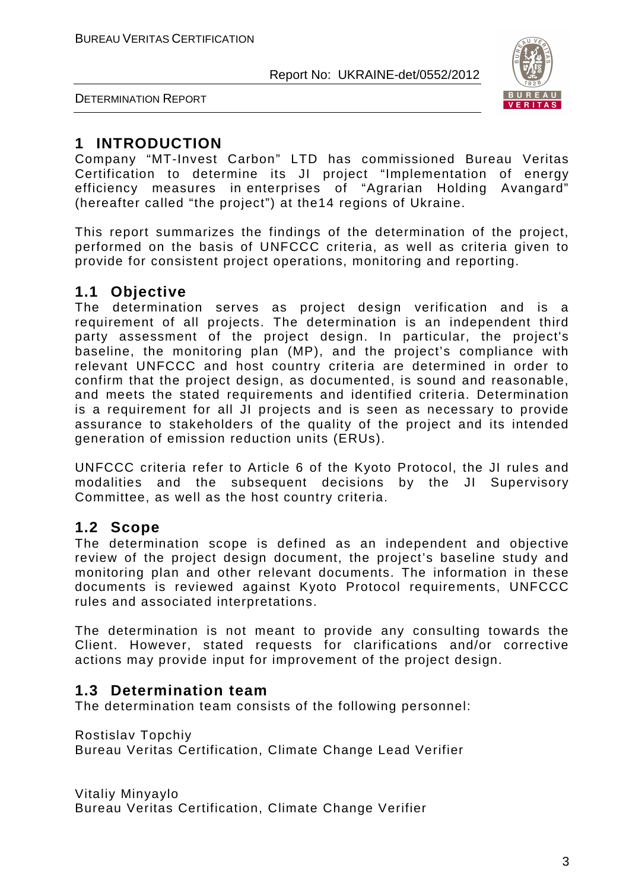# 1 INTRODUCTION

Company "MT-Invest Carbon" LTD has commissioned Bureau Veritas Certification to determine its JI project "Implementation of energy efficiency measures in enterprises of "Agrarian Holding Avangard" (hereafter called "the project") at the14 regions of Ukraine.

This report summarizes the findings of the determination of the project, performed on the basis of UNFCCC criteria, as well as criteria given to provide for consistent project operations, monitoring and reporting.

## 1.1 Objective

The determination serves as project design verification and is a requirement of all projects. The determination is an independent third party assessment of the project design. In particular, the project's baseline, the monitoring plan (MP), and the project's compliance with relevant UNFCCC and host country criteria are determined in order to confirm that the project design, as documented, is sound and reasonable, and meets the stated requirements and identified criteria. Determination is a requirement for all JI projects and is seen as necessary to provide assurance to stakeholders of the quality of the project and its intended generation of emission reduction units (ERUs).

UNFCCC criteria refer to Article 6 of the Kyoto Protocol, the JI rules and modalities and the subsequent decisions by the JI Supervisory Committee, as well as the host country criteria.

## 1.2 Scope

The determination scope is defined as an independent and objective review of the project design document, the project's baseline study and monitoring plan and other relevant documents. The information in these documents is reviewed against Kyoto Protocol requirements, UNFCCC rules and associated interpretations.

The determination is not meant to provide any consulting towards the Client. However, stated requests for clarifications and/or corrective actions may provide input for improvement of the project design.

## 1.3 Determination team

The determination team consists of the following personnel:

Rostislav Topchiy
Bureau Veritas Certification, Climate Change Lead Verifier

Vitaliy Minyaylo
Bureau Veritas Certification, Climate Change Verifier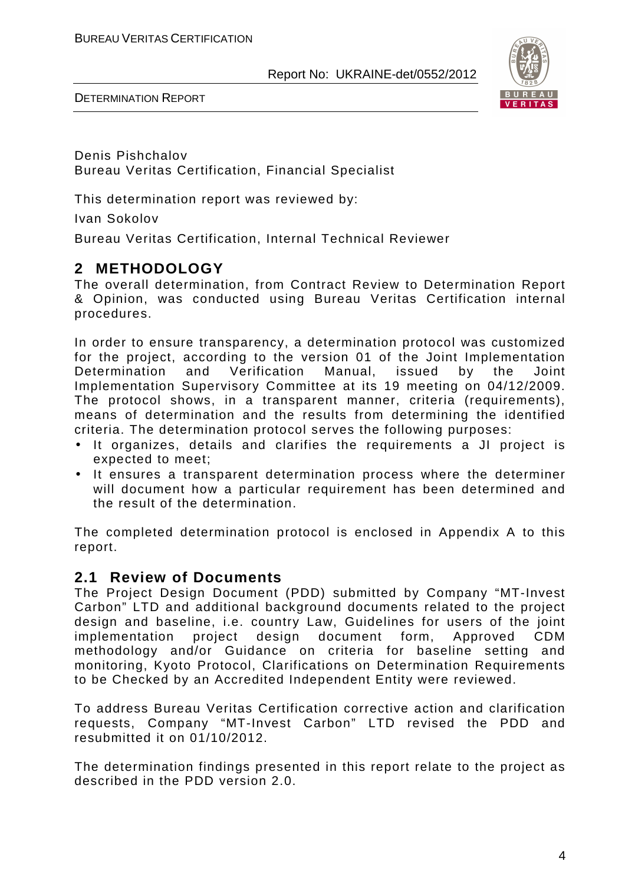Denis Pishchalov
Bureau Veritas Certification, Financial Specialist

This determination report was reviewed by:

Ivan Sokolov

Bureau Veritas Certification, Internal Technical Reviewer

## 2 METHODOLOGY

The overall determination, from Contract Review to Determination Report & Opinion, was conducted using Bureau Veritas Certification internal procedures.

In order to ensure transparency, a determination protocol was customized for the project, according to the version 01 of the Joint Implementation Determination and Verification Manual, issued by the Joint Implementation Supervisory Committee at its 19 meeting on 04/12/2009. The protocol shows, in a transparent manner, criteria (requirements), means of determination and the results from determining the identified criteria. The determination protocol serves the following purposes:

- It organizes, details and clarifies the requirements a JI project is expected to meet;
- It ensures a transparent determination process where the determiner will document how a particular requirement has been determined and the result of the determination.

The completed determination protocol is enclosed in Appendix A to this report.

### 2.1 Review of Documents

The Project Design Document (PDD) submitted by Company "MT-Invest Carbon" LTD and additional background documents related to the project design and baseline, i.e. country Law, Guidelines for users of the joint implementation project design document form, Approved CDM methodology and/or Guidance on criteria for baseline setting and monitoring, Kyoto Protocol, Clarifications on Determination Requirements to be Checked by an Accredited Independent Entity were reviewed.

To address Bureau Veritas Certification corrective action and clarification requests, Company "MT-Invest Carbon" LTD revised the PDD and resubmitted it on 01/10/2012.

The determination findings presented in this report relate to the project as described in the PDD version 2.0.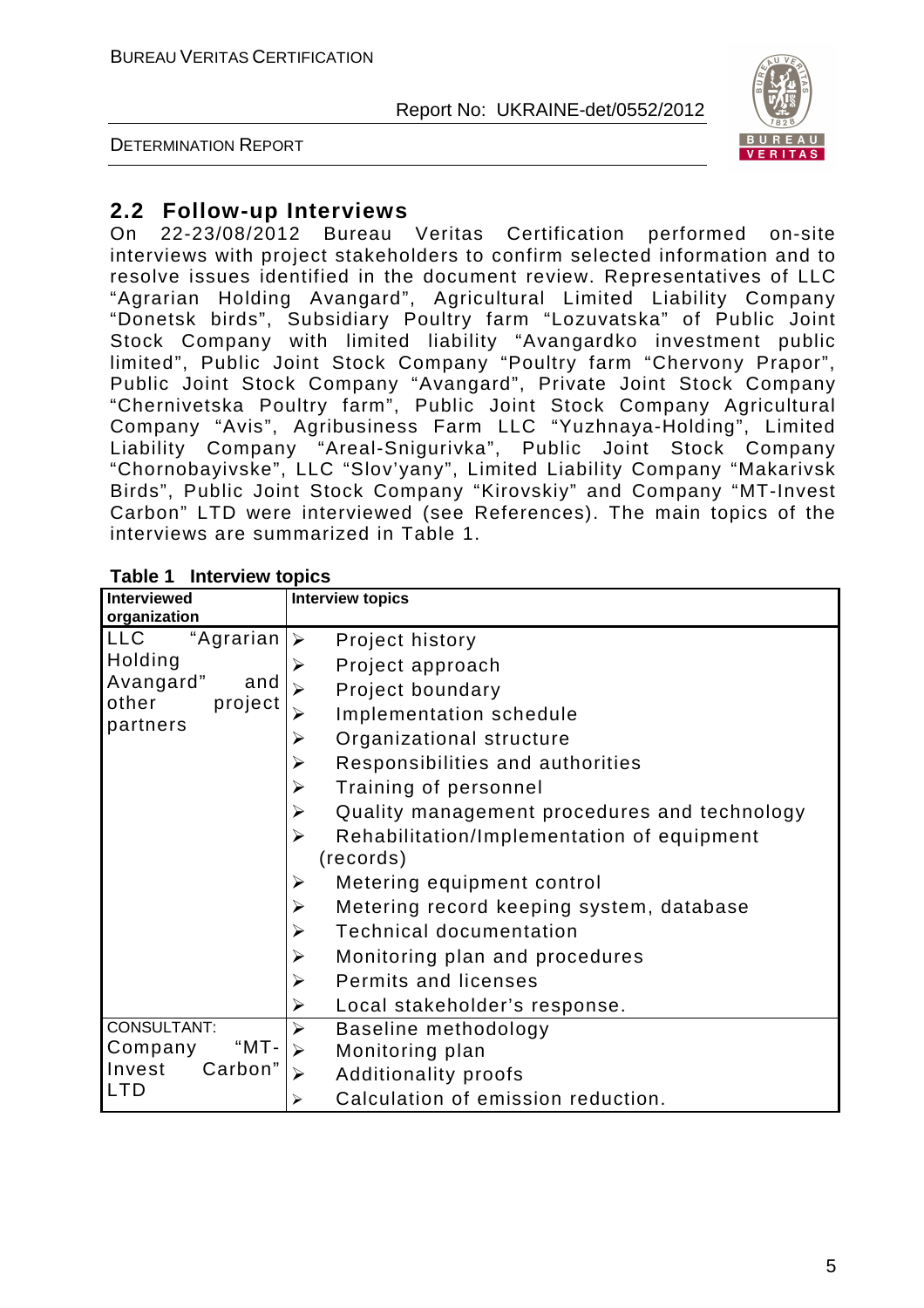## 2.2 Follow-up Interviews

On 22-23/08/2012 Bureau Veritas Certification performed on-site interviews with project stakeholders to confirm selected information and to resolve issues identified in the document review. Representatives of LLC "Agrarian Holding Avangard", Agricultural Limited Liability Company "Donetsk birds", Subsidiary Poultry farm "Lozuvatska" of Public Joint Stock Company with limited liability "Avangardko investment public limited", Public Joint Stock Company "Poultry farm "Chervony Prapor", Public Joint Stock Company "Avangard", Private Joint Stock Company "Chernivetska Poultry farm", Public Joint Stock Company Agricultural Company "Avis", Agribusiness Farm LLC "Yuzhnaya-Holding", Limited Liability Company "Areal-Snigurivka", Public Joint Stock Company "Chornobayivske", LLC "Slov'yany", Limited Liability Company "Makarivsk Birds", Public Joint Stock Company "Kirovskiy" and Company "MT-Invest Carbon" LTD were interviewed (see References). The main topics of the interviews are summarized in Table 1.

**Table 1 Interview topics**

| Interviewed organization | Interview topics |
|---|---|
| LLC "Agrarian Holding Avangard" and other project partners | ➢ Project history<br>➢ Project approach<br>➢ Project boundary<br>➢ Implementation schedule<br>➢ Organizational structure<br>➢ Responsibilities and authorities<br>➢ Training of personnel<br>➢ Quality management procedures and technology<br>➢ Rehabilitation/Implementation of equipment (records)<br>➢ Metering equipment control<br>➢ Metering record keeping system, database<br>➢ Technical documentation<br>➢ Monitoring plan and procedures<br>➢ Permits and licenses<br>➢ Local stakeholder's response. |
| CONSULTANT: Company "MT-Invest Carbon" LTD | ➢ Baseline methodology<br>➢ Monitoring plan<br>➢ Additionality proofs<br>➢ Calculation of emission reduction. |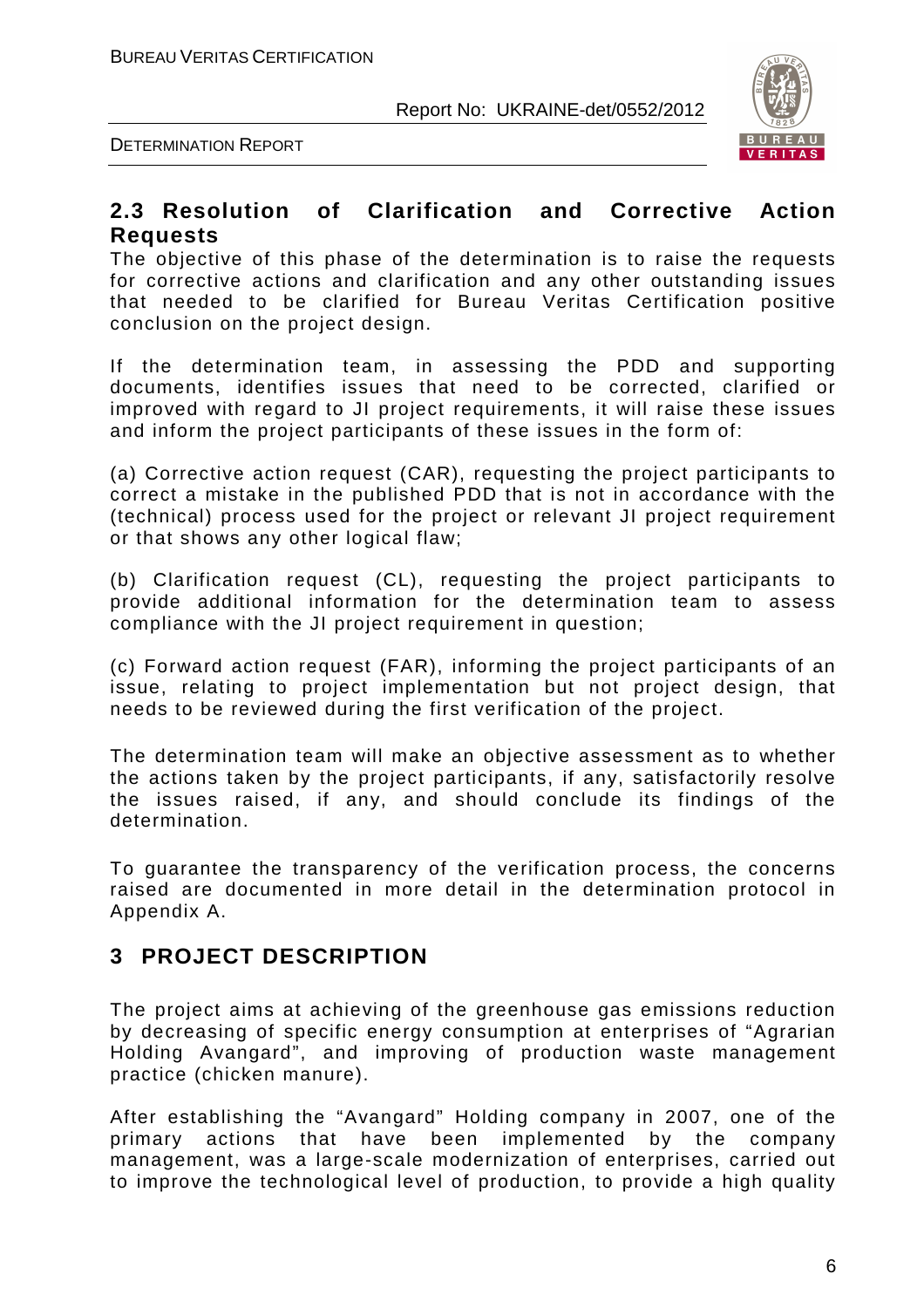## 2.3 Resolution of Clarification and Corrective Action Requests

The objective of this phase of the determination is to raise the requests for corrective actions and clarification and any other outstanding issues that needed to be clarified for Bureau Veritas Certification positive conclusion on the project design.

If the determination team, in assessing the PDD and supporting documents, identifies issues that need to be corrected, clarified or improved with regard to JI project requirements, it will raise these issues and inform the project participants of these issues in the form of:

(a) Corrective action request (CAR), requesting the project participants to correct a mistake in the published PDD that is not in accordance with the (technical) process used for the project or relevant JI project requirement or that shows any other logical flaw;

(b) Clarification request (CL), requesting the project participants to provide additional information for the determination team to assess compliance with the JI project requirement in question;

(c) Forward action request (FAR), informing the project participants of an issue, relating to project implementation but not project design, that needs to be reviewed during the first verification of the project.

The determination team will make an objective assessment as to whether the actions taken by the project participants, if any, satisfactorily resolve the issues raised, if any, and should conclude its findings of the determination.

To guarantee the transparency of the verification process, the concerns raised are documented in more detail in the determination protocol in Appendix A.

# 3 PROJECT DESCRIPTION

The project aims at achieving of the greenhouse gas emissions reduction by decreasing of specific energy consumption at enterprises of "Agrarian Holding Avangard", and improving of production waste management practice (chicken manure).

After establishing the "Avangard" Holding company in 2007, one of the primary actions that have been implemented by the company management, was a large-scale modernization of enterprises, carried out to improve the technological level of production, to provide a high quality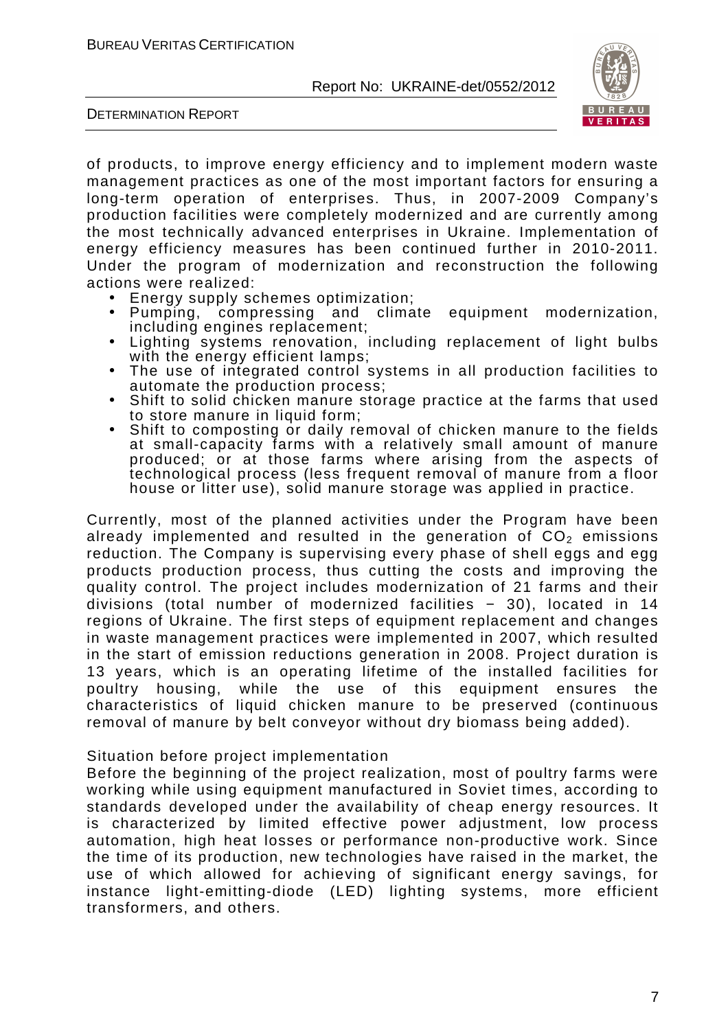of products, to improve energy efficiency and to implement modern waste management practices as one of the most important factors for ensuring a long-term operation of enterprises. Thus, in 2007-2009 Company's production facilities were completely modernized and are currently among the most technically advanced enterprises in Ukraine. Implementation of energy efficiency measures has been continued further in 2010-2011. Under the program of modernization and reconstruction the following actions were realized:

- Energy supply schemes optimization;
- Pumping, compressing and climate equipment modernization, including engines replacement;
- Lighting systems renovation, including replacement of light bulbs with the energy efficient lamps;
- The use of integrated control systems in all production facilities to automate the production process;
- Shift to solid chicken manure storage practice at the farms that used to store manure in liquid form;
- Shift to composting or daily removal of chicken manure to the fields at small-capacity farms with a relatively small amount of manure produced; or at those farms where arising from the aspects of technological process (less frequent removal of manure from a floor house or litter use), solid manure storage was applied in practice.

Currently, most of the planned activities under the Program have been already implemented and resulted in the generation of $CO_2$ emissions reduction. The Company is supervising every phase of shell eggs and egg products production process, thus cutting the costs and improving the quality control. The project includes modernization of 21 farms and their divisions (total number of modernized facilities − 30), located in 14 regions of Ukraine. The first steps of equipment replacement and changes in waste management practices were implemented in 2007, which resulted in the start of emission reductions generation in 2008. Project duration is 13 years, which is an operating lifetime of the installed facilities for poultry housing, while the use of this equipment ensures the characteristics of liquid chicken manure to be preserved (continuous removal of manure by belt conveyor without dry biomass being added).

Situation before project implementation

Before the beginning of the project realization, most of poultry farms were working while using equipment manufactured in Soviet times, according to standards developed under the availability of cheap energy resources. It is characterized by limited effective power adjustment, low process automation, high heat losses or performance non-productive work. Since the time of its production, new technologies have raised in the market, the use of which allowed for achieving of significant energy savings, for instance light-emitting-diode (LED) lighting systems, more efficient transformers, and others.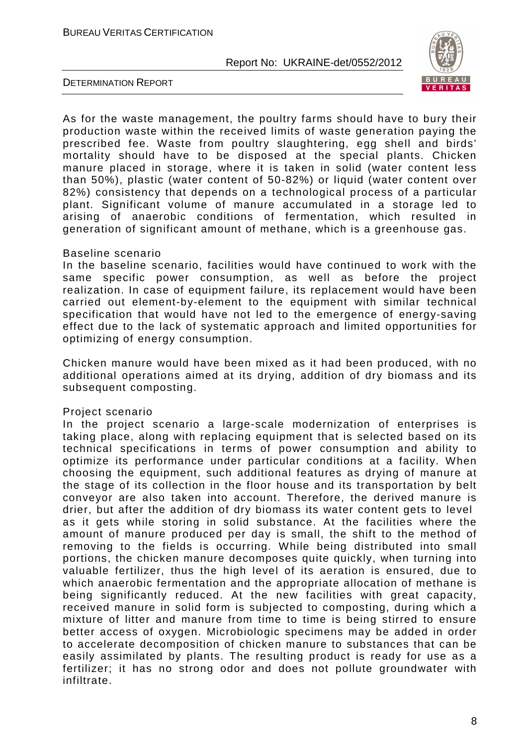As for the waste management, the poultry farms should have to bury their production waste within the received limits of waste generation paying the prescribed fee. Waste from poultry slaughtering, egg shell and birds' mortality should have to be disposed at the special plants. Chicken manure placed in storage, where it is taken in solid (water content less than 50%), plastic (water content of 50-82%) or liquid (water content over 82%) consistency that depends on a technological process of a particular plant. Significant volume of manure accumulated in a storage led to arising of anaerobic conditions of fermentation, which resulted in generation of significant amount of methane, which is a greenhouse gas.

Baseline scenario

In the baseline scenario, facilities would have continued to work with the same specific power consumption, as well as before the project realization. In case of equipment failure, its replacement would have been carried out element-by-element to the equipment with similar technical specification that would have not led to the emergence of energy-saving effect due to the lack of systematic approach and limited opportunities for optimizing of energy consumption.

Chicken manure would have been mixed as it had been produced, with no additional operations aimed at its drying, addition of dry biomass and its subsequent composting.

Project scenario

In the project scenario a large-scale modernization of enterprises is taking place, along with replacing equipment that is selected based on its technical specifications in terms of power consumption and ability to optimize its performance under particular conditions at a facility. When choosing the equipment, such additional features as drying of manure at the stage of its collection in the floor house and its transportation by belt conveyor are also taken into account. Therefore, the derived manure is drier, but after the addition of dry biomass its water content gets to level as it gets while storing in solid substance. At the facilities where the amount of manure produced per day is small, the shift to the method of removing to the fields is occurring. While being distributed into small portions, the chicken manure decomposes quite quickly, when turning into valuable fertilizer, thus the high level of its aeration is ensured, due to which anaerobic fermentation and the appropriate allocation of methane is being significantly reduced. At the new facilities with great capacity, received manure in solid form is subjected to composting, during which a mixture of litter and manure from time to time is being stirred to ensure better access of oxygen. Microbiologic specimens may be added in order to accelerate decomposition of chicken manure to substances that can be easily assimilated by plants. The resulting product is ready for use as a fertilizer; it has no strong odor and does not pollute groundwater with infiltrate.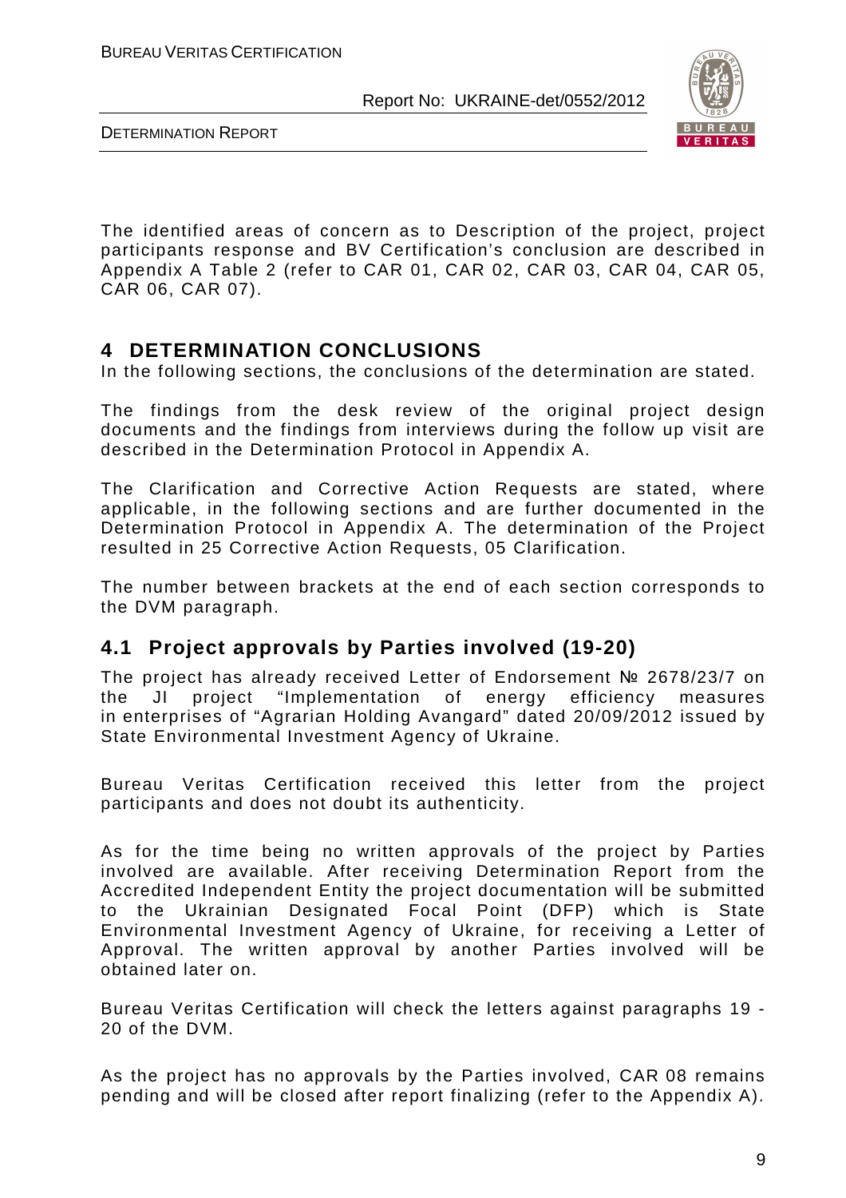The identified areas of concern as to Description of the project, project participants response and BV Certification's conclusion are described in Appendix A Table 2 (refer to CAR 01, CAR 02, CAR 03, CAR 04, CAR 05, CAR 06, CAR 07).

# 4 DETERMINATION CONCLUSIONS

In the following sections, the conclusions of the determination are stated.

The findings from the desk review of the original project design documents and the findings from interviews during the follow up visit are described in the Determination Protocol in Appendix A.

The Clarification and Corrective Action Requests are stated, where applicable, in the following sections and are further documented in the Determination Protocol in Appendix A. The determination of the Project resulted in 25 Corrective Action Requests, 05 Clarification.

The number between brackets at the end of each section corresponds to the DVM paragraph.

## 4.1 Project approvals by Parties involved (19-20)

The project has already received Letter of Endorsement № 2678/23/7 on the JI project "Implementation of energy efficiency measures in enterprises of "Agrarian Holding Avangard" dated 20/09/2012 issued by State Environmental Investment Agency of Ukraine.

Bureau Veritas Certification received this letter from the project participants and does not doubt its authenticity.

As for the time being no written approvals of the project by Parties involved are available. After receiving Determination Report from the Accredited Independent Entity the project documentation will be submitted to the Ukrainian Designated Focal Point (DFP) which is State Environmental Investment Agency of Ukraine, for receiving a Letter of Approval. The written approval by another Parties involved will be obtained later on.

Bureau Veritas Certification will check the letters against paragraphs 19 - 20 of the DVM.

As the project has no approvals by the Parties involved, CAR 08 remains pending and will be closed after report finalizing (refer to the Appendix A).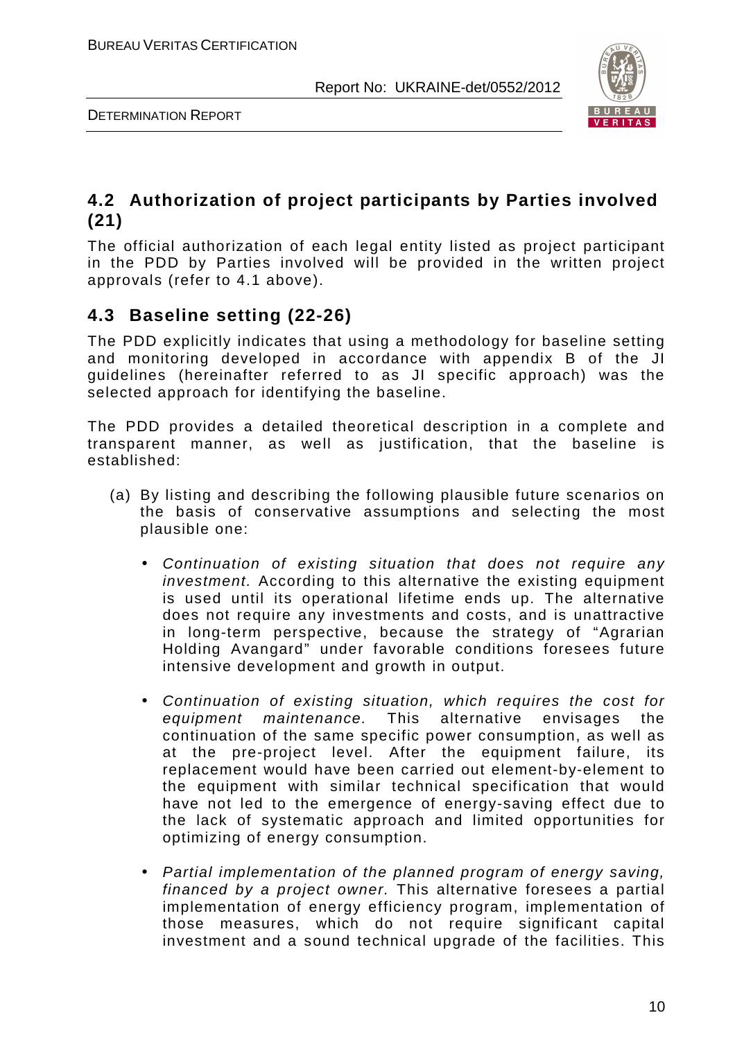## 4.2 Authorization of project participants by Parties involved (21)

The official authorization of each legal entity listed as project participant in the PDD by Parties involved will be provided in the written project approvals (refer to 4.1 above).

## 4.3 Baseline setting (22-26)

The PDD explicitly indicates that using a methodology for baseline setting and monitoring developed in accordance with appendix B of the JI guidelines (hereinafter referred to as JI specific approach) was the selected approach for identifying the baseline.

The PDD provides a detailed theoretical description in a complete and transparent manner, as well as justification, that the baseline is established:

(a) By listing and describing the following plausible future scenarios on the basis of conservative assumptions and selecting the most plausible one:

- *Continuation of existing situation that does not require any investment.* According to this alternative the existing equipment is used until its operational lifetime ends up. The alternative does not require any investments and costs, and is unattractive in long-term perspective, because the strategy of "Agrarian Holding Avangard" under favorable conditions foresees future intensive development and growth in output.

- *Continuation of existing situation, which requires the cost for equipment maintenance.* This alternative envisages the continuation of the same specific power consumption, as well as at the pre-project level. After the equipment failure, its replacement would have been carried out element-by-element to the equipment with similar technical specification that would have not led to the emergence of energy-saving effect due to the lack of systematic approach and limited opportunities for optimizing of energy consumption.

- *Partial implementation of the planned program of energy saving, financed by a project owner.* This alternative foresees a partial implementation of energy efficiency program, implementation of those measures, which do not require significant capital investment and a sound technical upgrade of the facilities. This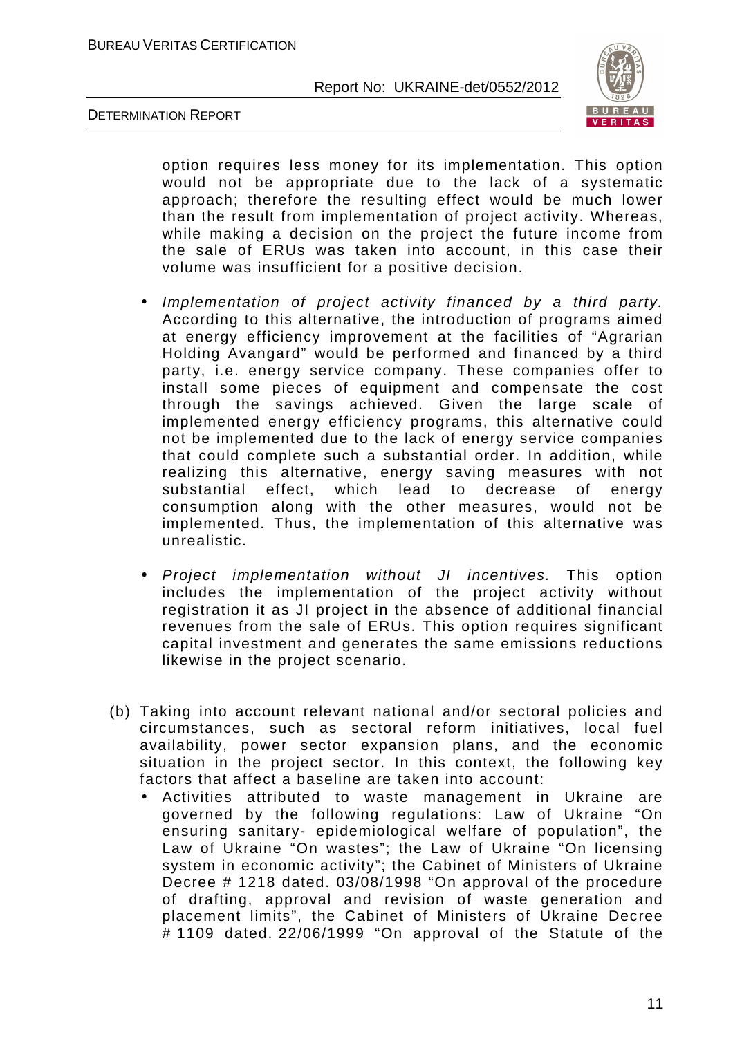option requires less money for its implementation. This option would not be appropriate due to the lack of a systematic approach; therefore the resulting effect would be much lower than the result from implementation of project activity. Whereas, while making a decision on the project the future income from the sale of ERUs was taken into account, in this case their volume was insufficient for a positive decision.

- *Implementation of project activity financed by a third party.* According to this alternative, the introduction of programs aimed at energy efficiency improvement at the facilities of "Agrarian Holding Avangard" would be performed and financed by a third party, i.e. energy service company. These companies offer to install some pieces of equipment and compensate the cost through the savings achieved. Given the large scale of implemented energy efficiency programs, this alternative could not be implemented due to the lack of energy service companies that could complete such a substantial order. In addition, while realizing this alternative, energy saving measures with not substantial effect, which lead to decrease of energy consumption along with the other measures, would not be implemented. Thus, the implementation of this alternative was unrealistic.
- *Project implementation without JI incentives.* This option includes the implementation of the project activity without registration it as JI project in the absence of additional financial revenues from the sale of ERUs. This option requires significant capital investment and generates the same emissions reductions likewise in the project scenario.

(b) Taking into account relevant national and/or sectoral policies and circumstances, such as sectoral reform initiatives, local fuel availability, power sector expansion plans, and the economic situation in the project sector. In this context, the following key factors that affect a baseline are taken into account:

- Activities attributed to waste management in Ukraine are governed by the following regulations: Law of Ukraine "On ensuring sanitary- epidemiological welfare of population", the Law of Ukraine "On wastes"; the Law of Ukraine "On licensing system in economic activity"; the Cabinet of Ministers of Ukraine Decree # 1218 dated. 03/08/1998 "On approval of the procedure of drafting, approval and revision of waste generation and placement limits", the Cabinet of Ministers of Ukraine Decree # 1109 dated. 22/06/1999 "On approval of the Statute of the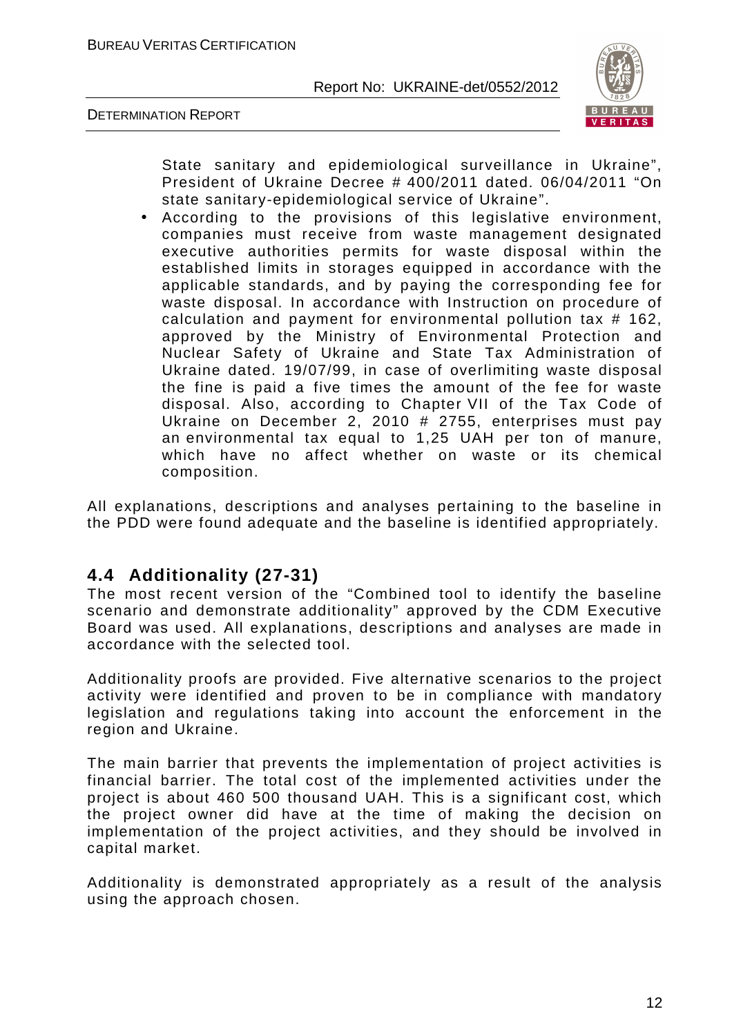State sanitary and epidemiological surveillance in Ukraine", President of Ukraine Decree # 400/2011 dated. 06/04/2011 "On state sanitary-epidemiological service of Ukraine".

- According to the provisions of this legislative environment, companies must receive from waste management designated executive authorities permits for waste disposal within the established limits in storages equipped in accordance with the applicable standards, and by paying the corresponding fee for waste disposal. In accordance with Instruction on procedure of calculation and payment for environmental pollution tax # 162, approved by the Ministry of Environmental Protection and Nuclear Safety of Ukraine and State Tax Administration of Ukraine dated. 19/07/99, in case of overlimiting waste disposal the fine is paid a five times the amount of the fee for waste disposal. Also, according to Chapter VII of the Tax Code of Ukraine on December 2, 2010 # 2755, enterprises must pay an environmental tax equal to 1,25 UAH per ton of manure, which have no affect whether on waste or its chemical composition.

All explanations, descriptions and analyses pertaining to the baseline in the PDD were found adequate and the baseline is identified appropriately.

## 4.4 Additionality (27-31)

The most recent version of the "Combined tool to identify the baseline scenario and demonstrate additionality" approved by the CDM Executive Board was used. All explanations, descriptions and analyses are made in accordance with the selected tool.

Additionality proofs are provided. Five alternative scenarios to the project activity were identified and proven to be in compliance with mandatory legislation and regulations taking into account the enforcement in the region and Ukraine.

The main barrier that prevents the implementation of project activities is financial barrier. The total cost of the implemented activities under the project is about 460 500 thousand UAH. This is a significant cost, which the project owner did have at the time of making the decision on implementation of the project activities, and they should be involved in capital market.

Additionality is demonstrated appropriately as a result of the analysis using the approach chosen.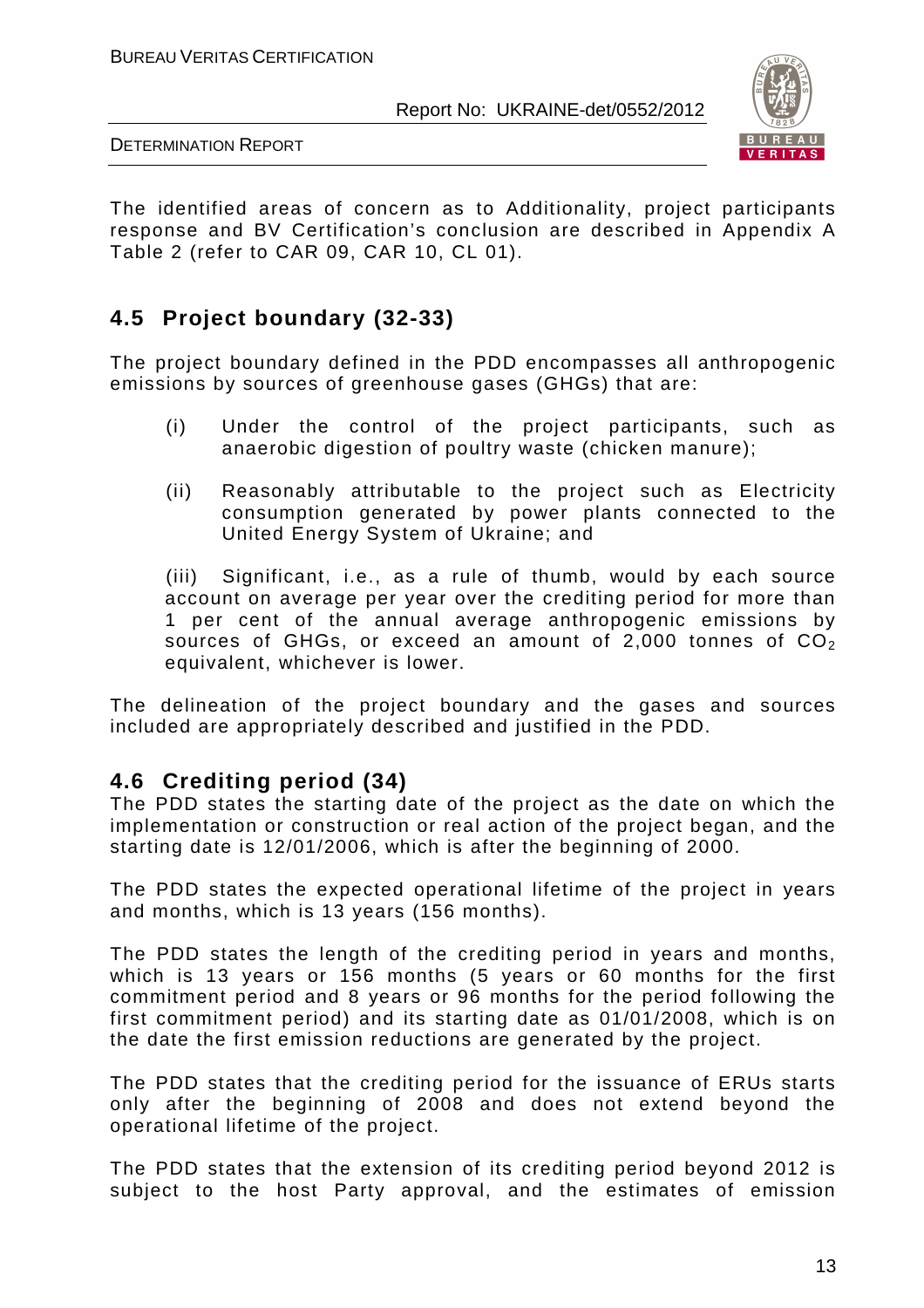The identified areas of concern as to Additionality, project participants response and BV Certification's conclusion are described in Appendix A Table 2 (refer to CAR 09, CAR 10, CL 01).

## 4.5 Project boundary (32-33)

The project boundary defined in the PDD encompasses all anthropogenic emissions by sources of greenhouse gases (GHGs) that are:

(i) Under the control of the project participants, such as anaerobic digestion of poultry waste (chicken manure);

(ii) Reasonably attributable to the project such as Electricity consumption generated by power plants connected to the United Energy System of Ukraine; and

(iii) Significant, i.e., as a rule of thumb, would by each source account on average per year over the crediting period for more than 1 per cent of the annual average anthropogenic emissions by sources of GHGs, or exceed an amount of 2,000 tonnes of $CO_2$ equivalent, whichever is lower.

The delineation of the project boundary and the gases and sources included are appropriately described and justified in the PDD.

## 4.6 Crediting period (34)

The PDD states the starting date of the project as the date on which the implementation or construction or real action of the project began, and the starting date is 12/01/2006, which is after the beginning of 2000.

The PDD states the expected operational lifetime of the project in years and months, which is 13 years (156 months).

The PDD states the length of the crediting period in years and months, which is 13 years or 156 months (5 years or 60 months for the first commitment period and 8 years or 96 months for the period following the first commitment period) and its starting date as 01/01/2008, which is on the date the first emission reductions are generated by the project.

The PDD states that the crediting period for the issuance of ERUs starts only after the beginning of 2008 and does not extend beyond the operational lifetime of the project.

The PDD states that the extension of its crediting period beyond 2012 is subject to the host Party approval, and the estimates of emission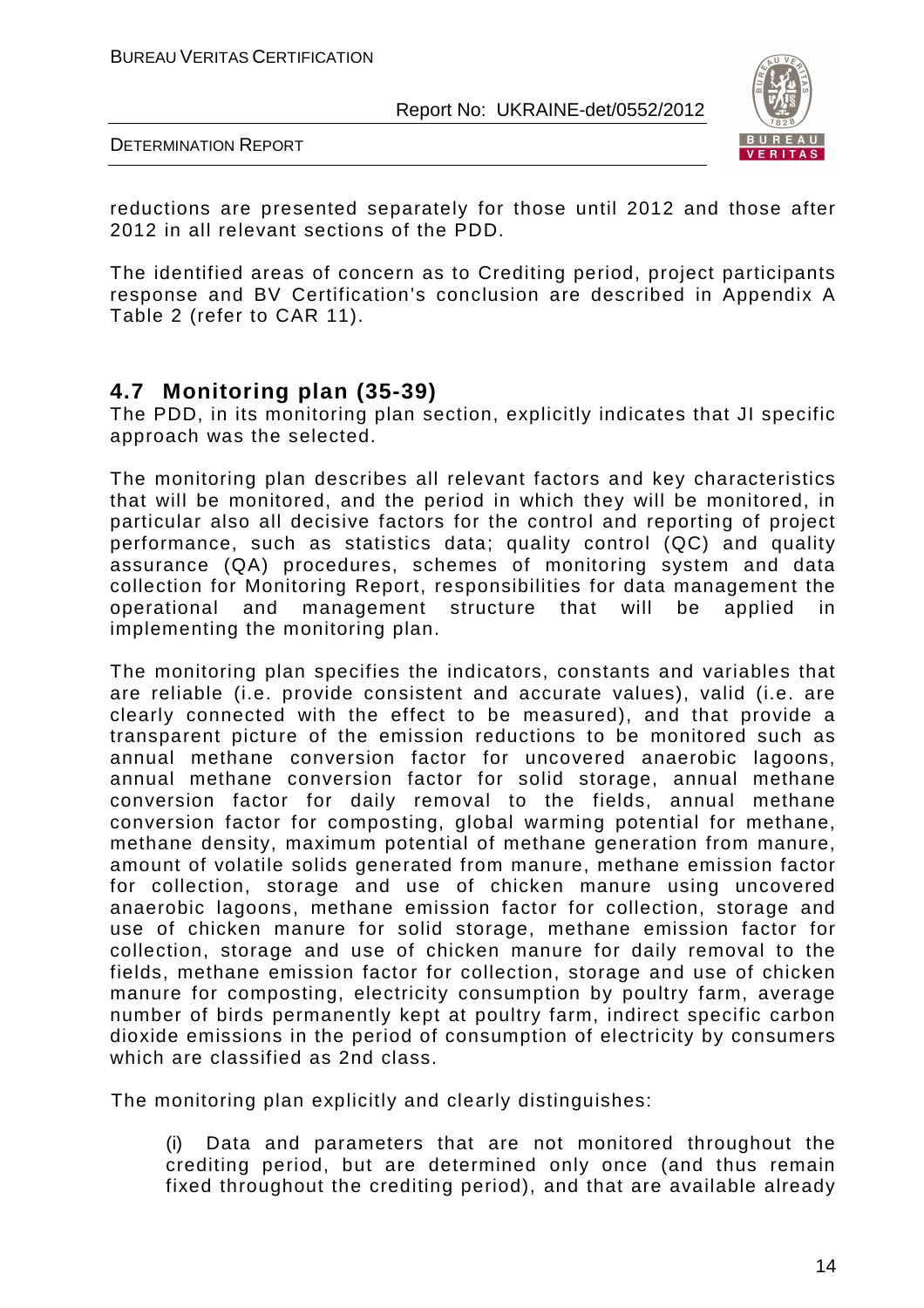reductions are presented separately for those until 2012 and those after 2012 in all relevant sections of the PDD.

The identified areas of concern as to Crediting period, project participants response and BV Certification's conclusion are described in Appendix A Table 2 (refer to CAR 11).

## 4.7 Monitoring plan (35-39)

The PDD, in its monitoring plan section, explicitly indicates that JI specific approach was the selected.

The monitoring plan describes all relevant factors and key characteristics that will be monitored, and the period in which they will be monitored, in particular also all decisive factors for the control and reporting of project performance, such as statistics data; quality control (QC) and quality assurance (QA) procedures, schemes of monitoring system and data collection for Monitoring Report, responsibilities for data management the operational and management structure that will be applied in implementing the monitoring plan.

The monitoring plan specifies the indicators, constants and variables that are reliable (i.e. provide consistent and accurate values), valid (i.e. are clearly connected with the effect to be measured), and that provide a transparent picture of the emission reductions to be monitored such as annual methane conversion factor for uncovered anaerobic lagoons, annual methane conversion factor for solid storage, annual methane conversion factor for daily removal to the fields, annual methane conversion factor for composting, global warming potential for methane, methane density, maximum potential of methane generation from manure, amount of volatile solids generated from manure, methane emission factor for collection, storage and use of chicken manure using uncovered anaerobic lagoons, methane emission factor for collection, storage and use of chicken manure for solid storage, methane emission factor for collection, storage and use of chicken manure for daily removal to the fields, methane emission factor for collection, storage and use of chicken manure for composting, electricity consumption by poultry farm, average number of birds permanently kept at poultry farm, indirect specific carbon dioxide emissions in the period of consumption of electricity by consumers which are classified as 2nd class.

The monitoring plan explicitly and clearly distinguishes:

(i) Data and parameters that are not monitored throughout the crediting period, but are determined only once (and thus remain fixed throughout the crediting period), and that are available already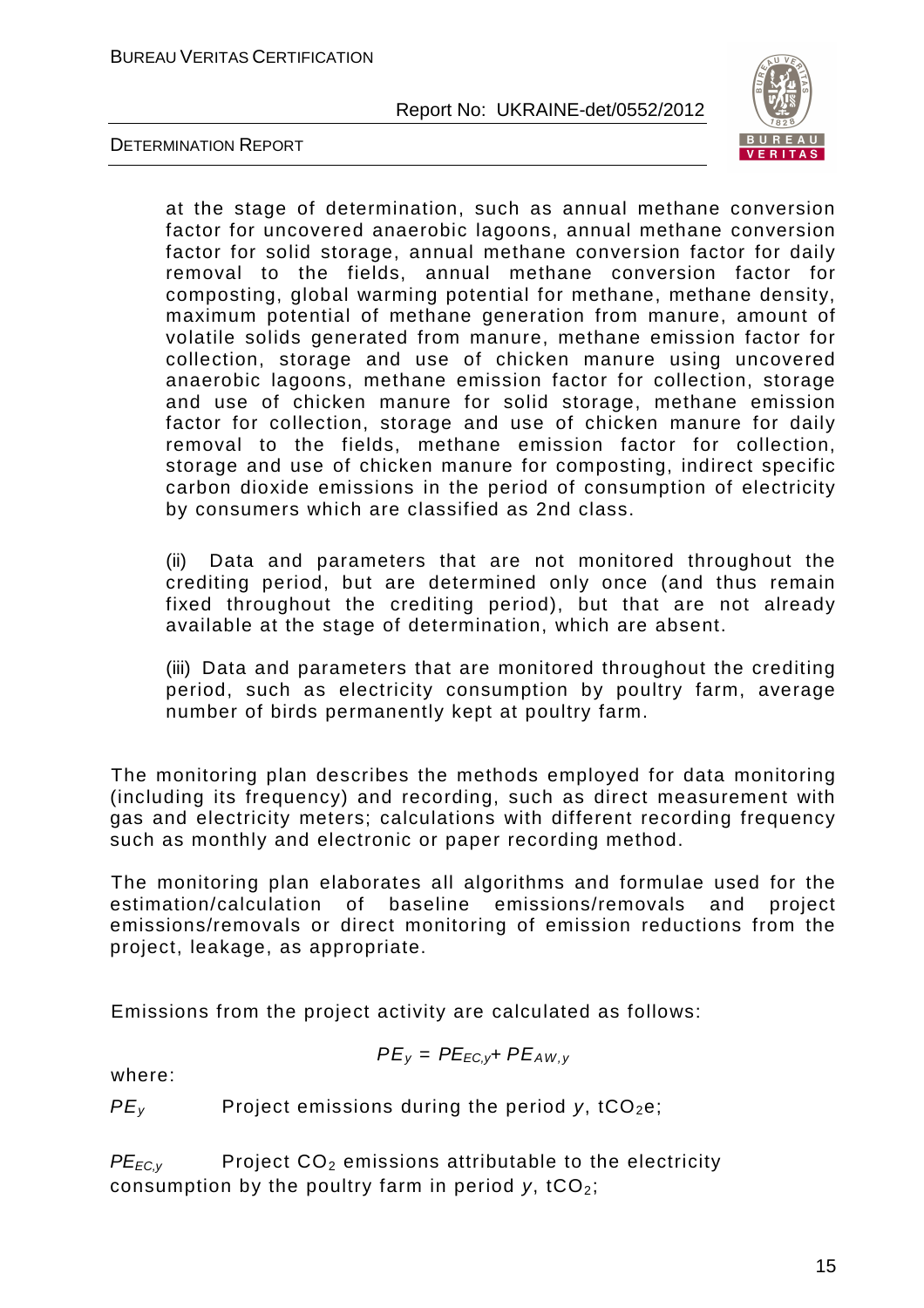at the stage of determination, such as annual methane conversion factor for uncovered anaerobic lagoons, annual methane conversion factor for solid storage, annual methane conversion factor for daily removal to the fields, annual methane conversion factor for composting, global warming potential for methane, methane density, maximum potential of methane generation from manure, amount of volatile solids generated from manure, methane emission factor for collection, storage and use of chicken manure using uncovered anaerobic lagoons, methane emission factor for collection, storage and use of chicken manure for solid storage, methane emission factor for collection, storage and use of chicken manure for daily removal to the fields, methane emission factor for collection, storage and use of chicken manure for composting, indirect specific carbon dioxide emissions in the period of consumption of electricity by consumers which are classified as 2nd class.

(ii) Data and parameters that are not monitored throughout the crediting period, but are determined only once (and thus remain fixed throughout the crediting period), but that are not already available at the stage of determination, which are absent.

(iii) Data and parameters that are monitored throughout the crediting period, such as electricity consumption by poultry farm, average number of birds permanently kept at poultry farm.

The monitoring plan describes the methods employed for data monitoring (including its frequency) and recording, such as direct measurement with gas and electricity meters; calculations with different recording frequency such as monthly and electronic or paper recording method.

The monitoring plan elaborates all algorithms and formulae used for the estimation/calculation of baseline emissions/removals and project emissions/removals or direct monitoring of emission reductions from the project, leakage, as appropriate.

Emissions from the project activity are calculated as follows:

$$PE_y = PE_{EC,y} + PE_{AW,y}$$

where:

$PE_y$ Project emissions during the period $y$, $tCO_2e$;

$PE_{EC,y}$ Project $CO_2$ emissions attributable to the electricity consumption by the poultry farm in period $y$, $tCO_2$;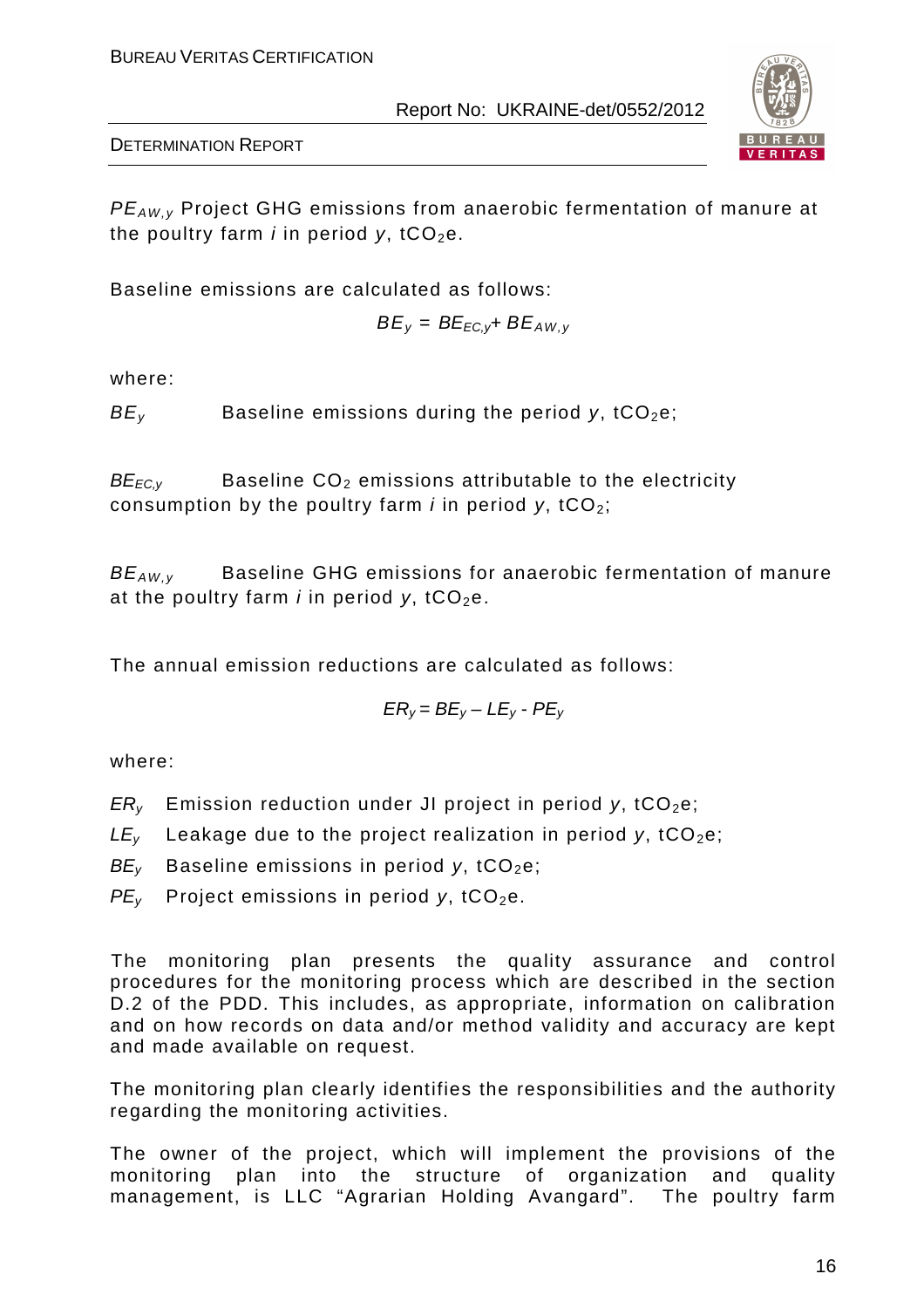$PE_{AW,y}$ Project GHG emissions from anaerobic fermentation of manure at the poultry farm $i$ in period $y$, $tCO_2e$.

Baseline emissions are calculated as follows:

$$BE_y = BE_{EC,y} + BE_{AW,y}$$

where:

$BE_y$ Baseline emissions during the period $y$, $tCO_2e$;

$BE_{EC,y}$ Baseline $CO_2$ emissions attributable to the electricity consumption by the poultry farm $i$ in period $y$, $tCO_2$;

$BE_{AW,y}$ Baseline GHG emissions for anaerobic fermentation of manure at the poultry farm $i$ in period $y$, $tCO_2e$.

The annual emission reductions are calculated as follows:

$$ER_y = BE_y - LE_y - PE_y$$

where:

- $ER_y$ Emission reduction under JI project in period $y$, $tCO_2e$;
- $LE_y$ Leakage due to the project realization in period $y$, $tCO_2e$;
- $BE_y$ Baseline emissions in period $y$, $tCO_2e$;
- $PE_y$ Project emissions in period $y$, $tCO_2e$.

The monitoring plan presents the quality assurance and control procedures for the monitoring process which are described in the section D.2 of the PDD. This includes, as appropriate, information on calibration and on how records on data and/or method validity and accuracy are kept and made available on request.

The monitoring plan clearly identifies the responsibilities and the authority regarding the monitoring activities.

The owner of the project, which will implement the provisions of the monitoring plan into the structure of organization and quality management, is LLC "Agrarian Holding Avangard". The poultry farm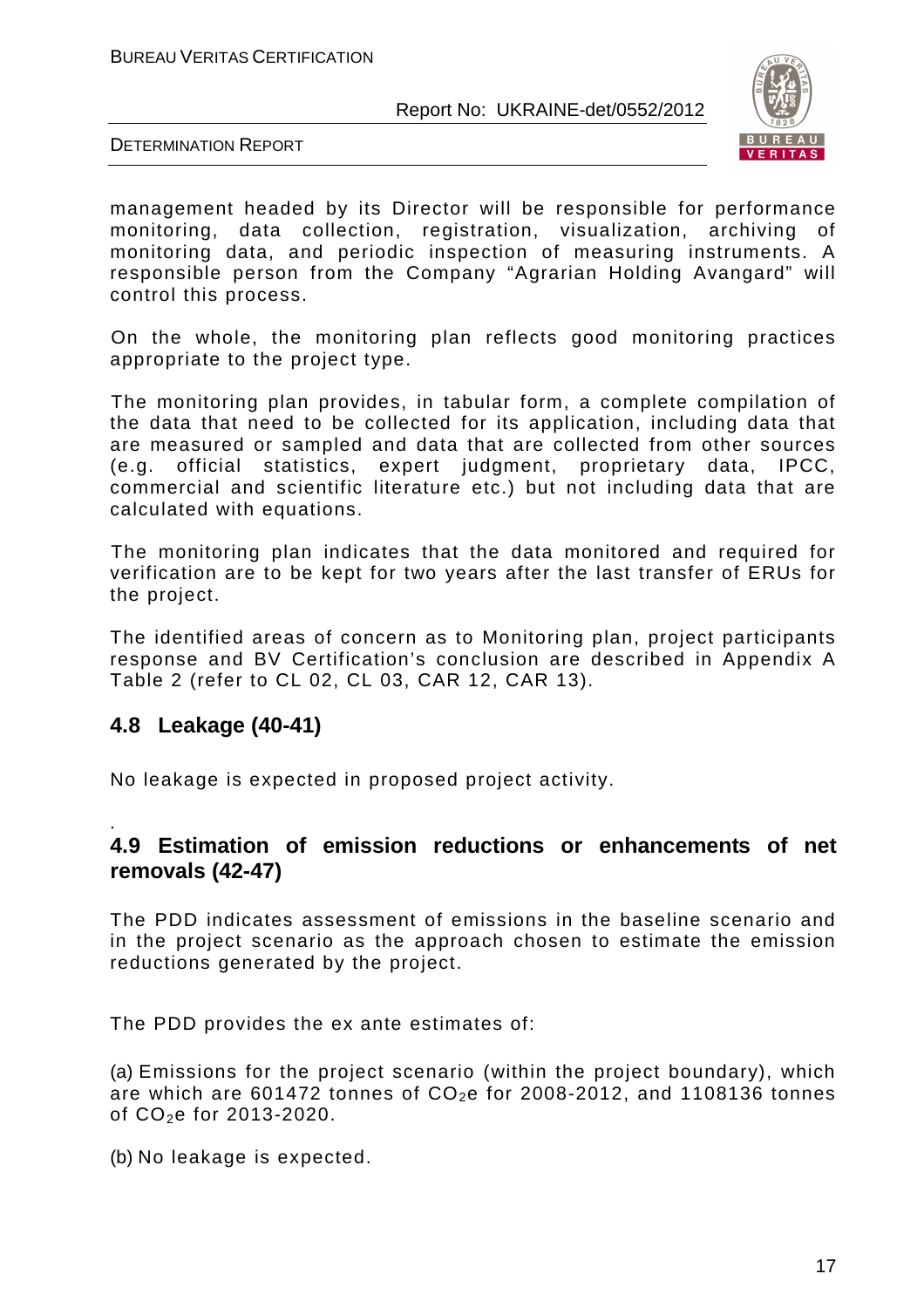management headed by its Director will be responsible for performance monitoring, data collection, registration, visualization, archiving of monitoring data, and periodic inspection of measuring instruments. A responsible person from the Company "Agrarian Holding Avangard" will control this process.

On the whole, the monitoring plan reflects good monitoring practices appropriate to the project type.

The monitoring plan provides, in tabular form, a complete compilation of the data that need to be collected for its application, including data that are measured or sampled and data that are collected from other sources (e.g. official statistics, expert judgment, proprietary data, IPCC, commercial and scientific literature etc.) but not including data that are calculated with equations.

The monitoring plan indicates that the data monitored and required for verification are to be kept for two years after the last transfer of ERUs for the project.

The identified areas of concern as to Monitoring plan, project participants response and BV Certification's conclusion are described in Appendix A Table 2 (refer to CL 02, CL 03, CAR 12, CAR 13).

## 4.8 Leakage (40-41)

No leakage is expected in proposed project activity.

.

## 4.9 Estimation of emission reductions or enhancements of net removals (42-47)

The PDD indicates assessment of emissions in the baseline scenario and in the project scenario as the approach chosen to estimate the emission reductions generated by the project.

The PDD provides the ex ante estimates of:

(a) Emissions for the project scenario (within the project boundary), which are which are 601472 tonnes of $CO_2$e for 2008-2012, and 1108136 tonnes of $CO_2$e for 2013-2020.

(b) No leakage is expected.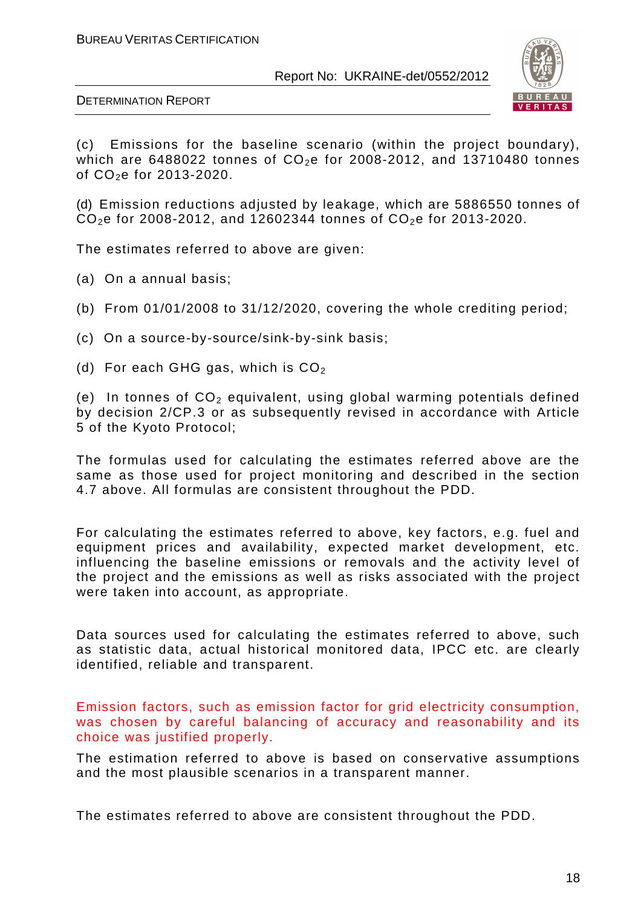(c) Emissions for the baseline scenario (within the project boundary), which are 6488022 tonnes of $CO_2$e for 2008-2012, and 13710480 tonnes of $CO_2$e for 2013-2020.

(d) Emission reductions adjusted by leakage, which are 5886550 tonnes of $CO_2$e for 2008-2012, and 12602344 tonnes of $CO_2$e for 2013-2020.

The estimates referred to above are given:

(a) On a annual basis;

(b) From 01/01/2008 to 31/12/2020, covering the whole crediting period;

(c) On a source-by-source/sink-by-sink basis;

(d) For each GHG gas, which is $CO_2$

(e) In tonnes of $CO_2$ equivalent, using global warming potentials defined by decision 2/CP.3 or as subsequently revised in accordance with Article 5 of the Kyoto Protocol;

The formulas used for calculating the estimates referred above are the same as those used for project monitoring and described in the section 4.7 above. All formulas are consistent throughout the PDD.

For calculating the estimates referred to above, key factors, e.g. fuel and equipment prices and availability, expected market development, etc. influencing the baseline emissions or removals and the activity level of the project and the emissions as well as risks associated with the project were taken into account, as appropriate.

Data sources used for calculating the estimates referred to above, such as statistic data, actual historical monitored data, IPCC etc. are clearly identified, reliable and transparent.

Emission factors, such as emission factor for grid electricity consumption, was chosen by careful balancing of accuracy and reasonability and its choice was justified properly.

The estimation referred to above is based on conservative assumptions and the most plausible scenarios in a transparent manner.

The estimates referred to above are consistent throughout the PDD.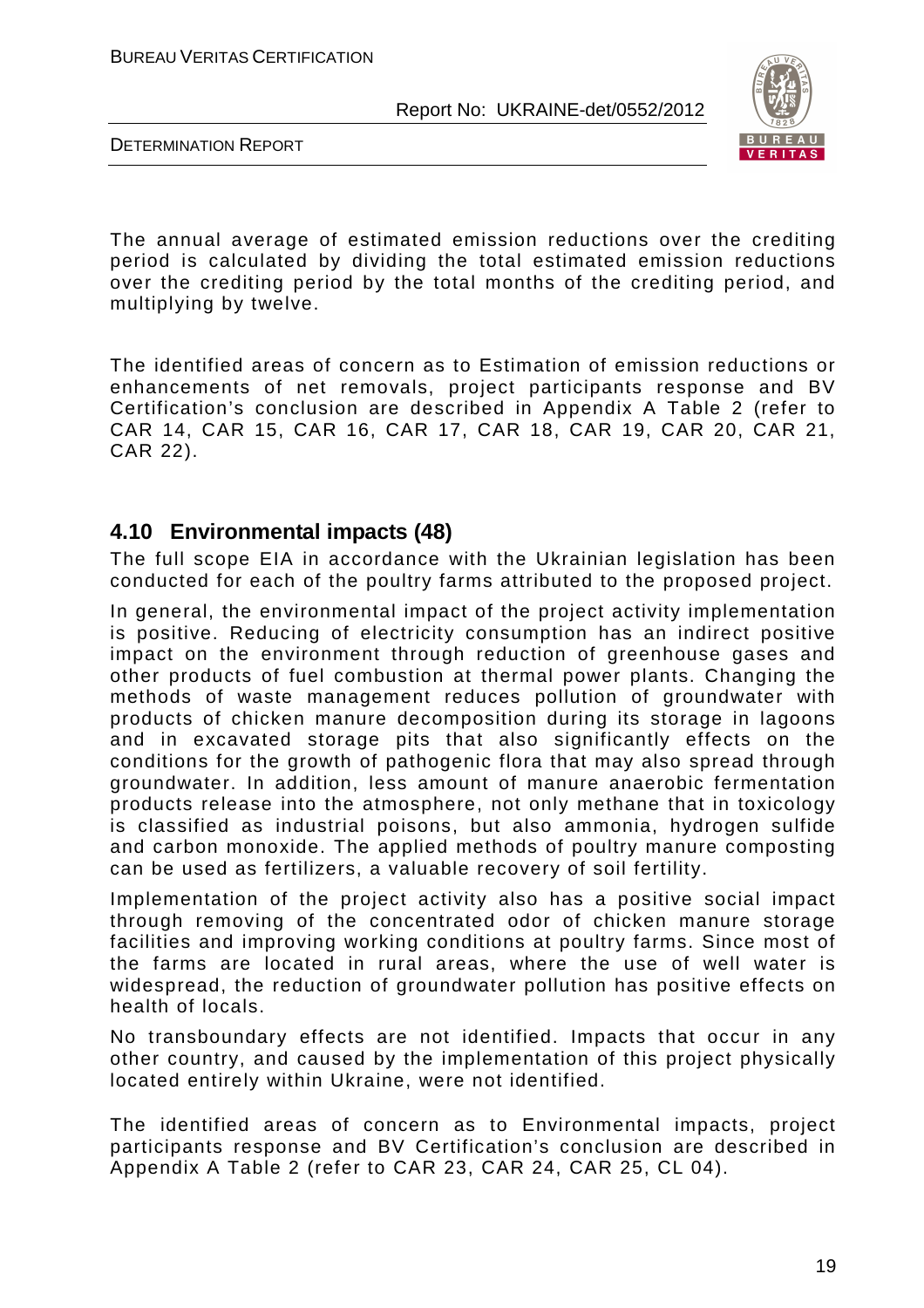The annual average of estimated emission reductions over the crediting period is calculated by dividing the total estimated emission reductions over the crediting period by the total months of the crediting period, and multiplying by twelve.

The identified areas of concern as to Estimation of emission reductions or enhancements of net removals, project participants response and BV Certification's conclusion are described in Appendix A Table 2 (refer to CAR 14, CAR 15, CAR 16, CAR 17, CAR 18, CAR 19, CAR 20, CAR 21, CAR 22).

## 4.10 Environmental impacts (48)

The full scope EIA in accordance with the Ukrainian legislation has been conducted for each of the poultry farms attributed to the proposed project.

In general, the environmental impact of the project activity implementation is positive. Reducing of electricity consumption has an indirect positive impact on the environment through reduction of greenhouse gases and other products of fuel combustion at thermal power plants. Changing the methods of waste management reduces pollution of groundwater with products of chicken manure decomposition during its storage in lagoons and in excavated storage pits that also significantly effects on the conditions for the growth of pathogenic flora that may also spread through groundwater. In addition, less amount of manure anaerobic fermentation products release into the atmosphere, not only methane that in toxicology is classified as industrial poisons, but also ammonia, hydrogen sulfide and carbon monoxide. The applied methods of poultry manure composting can be used as fertilizers, a valuable recovery of soil fertility.

Implementation of the project activity also has a positive social impact through removing of the concentrated odor of chicken manure storage facilities and improving working conditions at poultry farms. Since most of the farms are located in rural areas, where the use of well water is widespread, the reduction of groundwater pollution has positive effects on health of locals.

No transboundary effects are not identified. Impacts that occur in any other country, and caused by the implementation of this project physically located entirely within Ukraine, were not identified.

The identified areas of concern as to Environmental impacts, project participants response and BV Certification's conclusion are described in Appendix A Table 2 (refer to CAR 23, CAR 24, CAR 25, CL 04).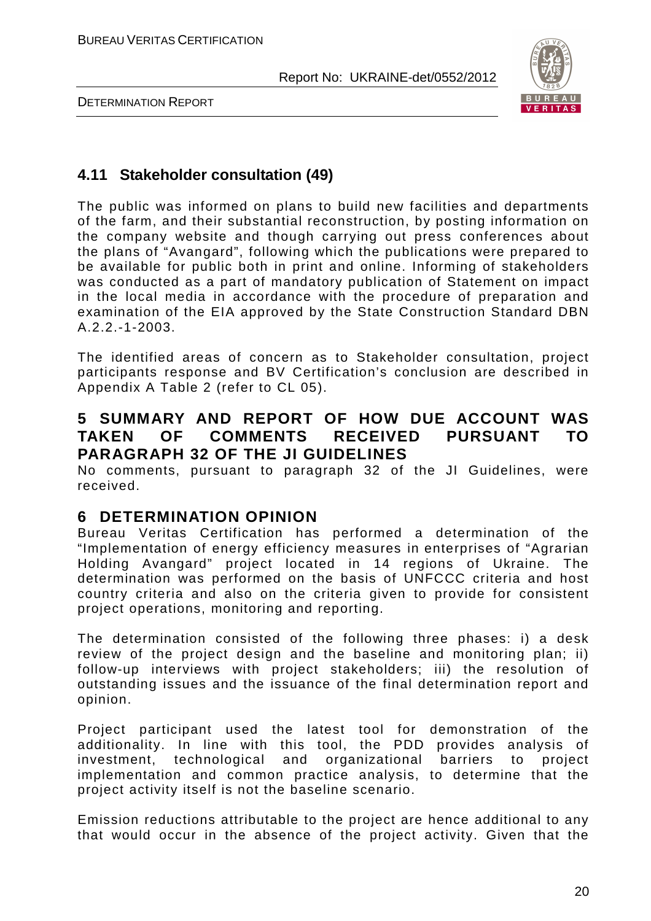## 4.11 Stakeholder consultation (49)

The public was informed on plans to build new facilities and departments of the farm, and their substantial reconstruction, by posting information on the company website and though carrying out press conferences about the plans of "Avangard", following which the publications were prepared to be available for public both in print and online. Informing of stakeholders was conducted as a part of mandatory publication of Statement on impact in the local media in accordance with the procedure of preparation and examination of the EIA approved by the State Construction Standard DBN A.2.2.-1-2003.

The identified areas of concern as to Stakeholder consultation, project participants response and BV Certification's conclusion are described in Appendix A Table 2 (refer to CL 05).

# 5 SUMMARY AND REPORT OF HOW DUE ACCOUNT WAS TAKEN OF COMMENTS RECEIVED PURSUANT TO PARAGRAPH 32 OF THE JI GUIDELINES

No comments, pursuant to paragraph 32 of the JI Guidelines, were received.

# 6 DETERMINATION OPINION

Bureau Veritas Certification has performed a determination of the "Implementation of energy efficiency measures in enterprises of "Agrarian Holding Avangard" project located in 14 regions of Ukraine. The determination was performed on the basis of UNFCCC criteria and host country criteria and also on the criteria given to provide for consistent project operations, monitoring and reporting.

The determination consisted of the following three phases: i) a desk review of the project design and the baseline and monitoring plan; ii) follow-up interviews with project stakeholders; iii) the resolution of outstanding issues and the issuance of the final determination report and opinion.

Project participant used the latest tool for demonstration of the additionality. In line with this tool, the PDD provides analysis of investment, technological and organizational barriers to project implementation and common practice analysis, to determine that the project activity itself is not the baseline scenario.

Emission reductions attributable to the project are hence additional to any that would occur in the absence of the project activity. Given that the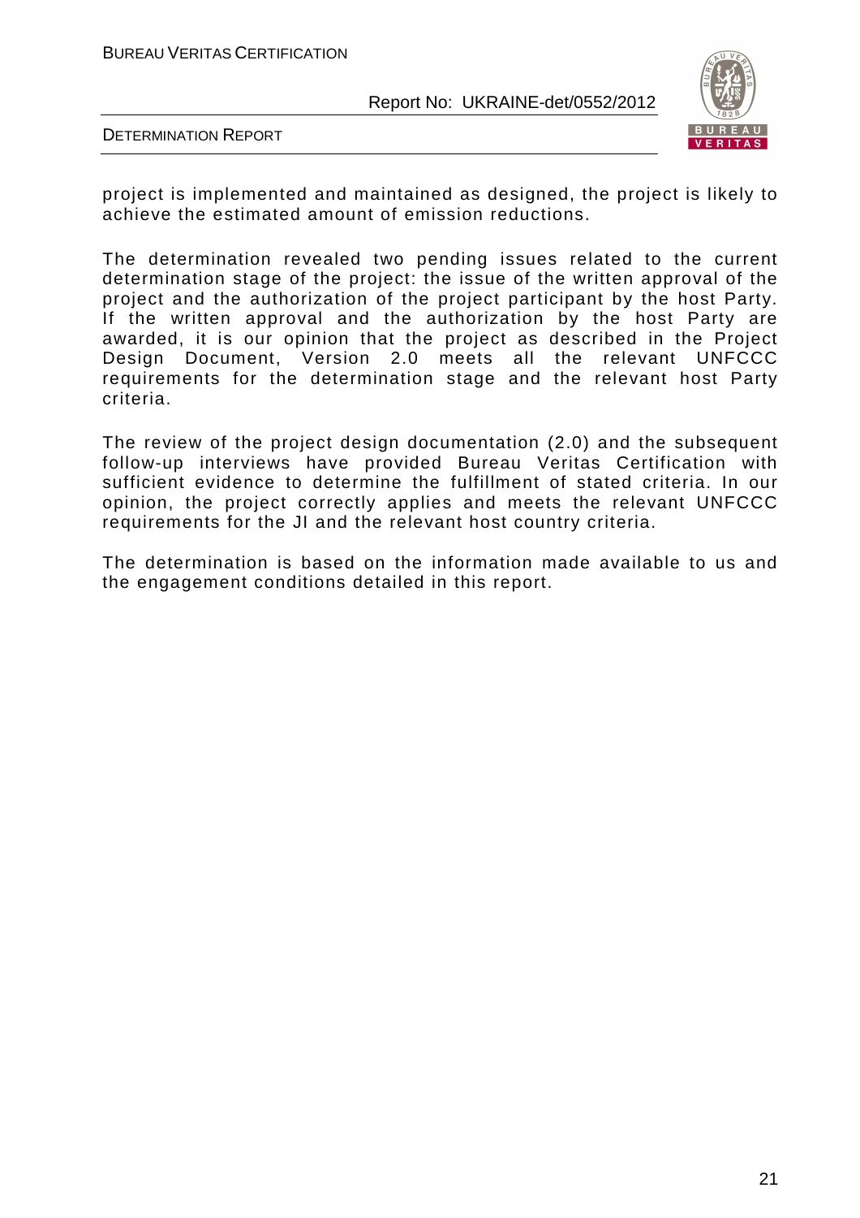project is implemented and maintained as designed, the project is likely to achieve the estimated amount of emission reductions.

The determination revealed two pending issues related to the current determination stage of the project: the issue of the written approval of the project and the authorization of the project participant by the host Party. If the written approval and the authorization by the host Party are awarded, it is our opinion that the project as described in the Project Design Document, Version 2.0 meets all the relevant UNFCCC requirements for the determination stage and the relevant host Party criteria.

The review of the project design documentation (2.0) and the subsequent follow-up interviews have provided Bureau Veritas Certification with sufficient evidence to determine the fulfillment of stated criteria. In our opinion, the project correctly applies and meets the relevant UNFCCC requirements for the JI and the relevant host country criteria.

The determination is based on the information made available to us and the engagement conditions detailed in this report.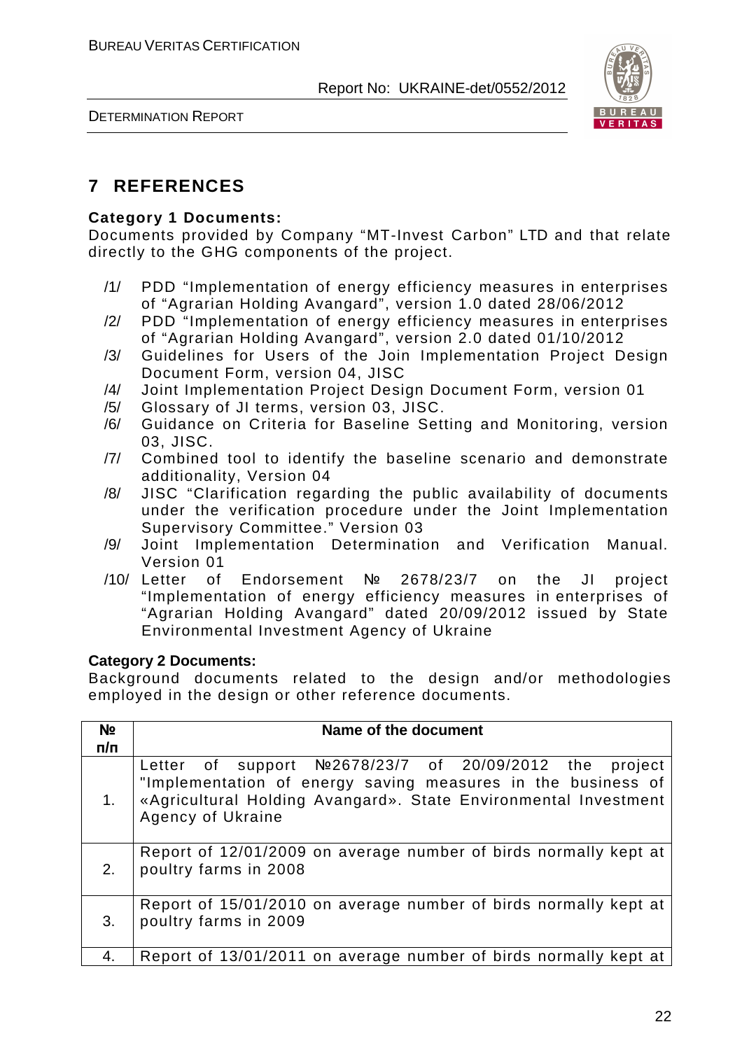# 7 REFERENCES

**Category 1 Documents:**

Documents provided by Company "MT-Invest Carbon" LTD and that relate directly to the GHG components of the project.

/1/ PDD "Implementation of energy efficiency measures in enterprises of "Agrarian Holding Avangard", version 1.0 dated 28/06/2012

/2/ PDD "Implementation of energy efficiency measures in enterprises of "Agrarian Holding Avangard", version 2.0 dated 01/10/2012

/3/ Guidelines for Users of the Join Implementation Project Design Document Form, version 04, JISC

/4/ Joint Implementation Project Design Document Form, version 01

/5/ Glossary of JI terms, version 03, JISC.

/6/ Guidance on Criteria for Baseline Setting and Monitoring, version 03, JISC.

/7/ Combined tool to identify the baseline scenario and demonstrate additionality, Version 04

/8/ JISC "Clarification regarding the public availability of documents under the verification procedure under the Joint Implementation Supervisory Committee." Version 03

/9/ Joint Implementation Determination and Verification Manual. Version 01

/10/ Letter of Endorsement № 2678/23/7 on the JI project "Implementation of energy efficiency measures in enterprises of "Agrarian Holding Avangard" dated 20/09/2012 issued by State Environmental Investment Agency of Ukraine

**Category 2 Documents:**

Background documents related to the design and/or methodologies employed in the design or other reference documents.

| № п/п | Name of the document |
|---|---|
| 1. | Letter of support №2678/23/7 of 20/09/2012 the project "Implementation of energy saving measures in the business of «Agricultural Holding Avangard». State Environmental Investment Agency of Ukraine |
| 2. | Report of 12/01/2009 on average number of birds normally kept at poultry farms in 2008 |
| 3. | Report of 15/01/2010 on average number of birds normally kept at poultry farms in 2009 |
| 4. | Report of 13/01/2011 on average number of birds normally kept at |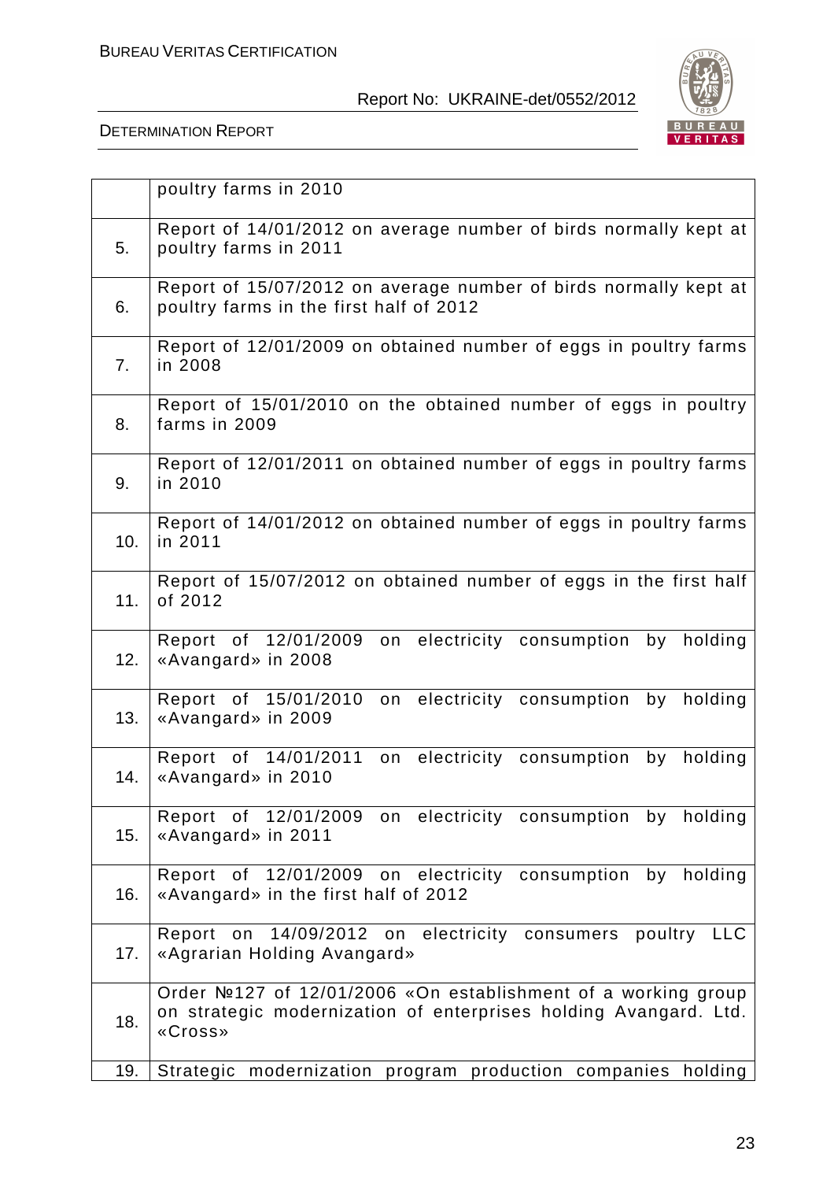| | |
|---|---|
| | poultry farms in 2010 |
| 5. | Report of 14/01/2012 on average number of birds normally kept at poultry farms in 2011 |
| 6. | Report of 15/07/2012 on average number of birds normally kept at poultry farms in the first half of 2012 |
| 7. | Report of 12/01/2009 on obtained number of eggs in poultry farms in 2008 |
| 8. | Report of 15/01/2010 on the obtained number of eggs in poultry farms in 2009 |
| 9. | Report of 12/01/2011 on obtained number of eggs in poultry farms in 2010 |
| 10. | Report of 14/01/2012 on obtained number of eggs in poultry farms in 2011 |
| 11. | Report of 15/07/2012 on obtained number of eggs in the first half of 2012 |
| 12. | Report of 12/01/2009 on electricity consumption by holding «Avangard» in 2008 |
| 13. | Report of 15/01/2010 on electricity consumption by holding «Avangard» in 2009 |
| 14. | Report of 14/01/2011 on electricity consumption by holding «Avangard» in 2010 |
| 15. | Report of 12/01/2009 on electricity consumption by holding «Avangard» in 2011 |
| 16. | Report of 12/01/2009 on electricity consumption by holding «Avangard» in the first half of 2012 |
| 17. | Report on 14/09/2012 on electricity consumers poultry LLC «Agrarian Holding Avangard» |
| 18. | Order №127 of 12/01/2006 «On establishment of a working group on strategic modernization of enterprises holding Avangard. Ltd. «Cross» |
| 19. | Strategic modernization program production companies holding |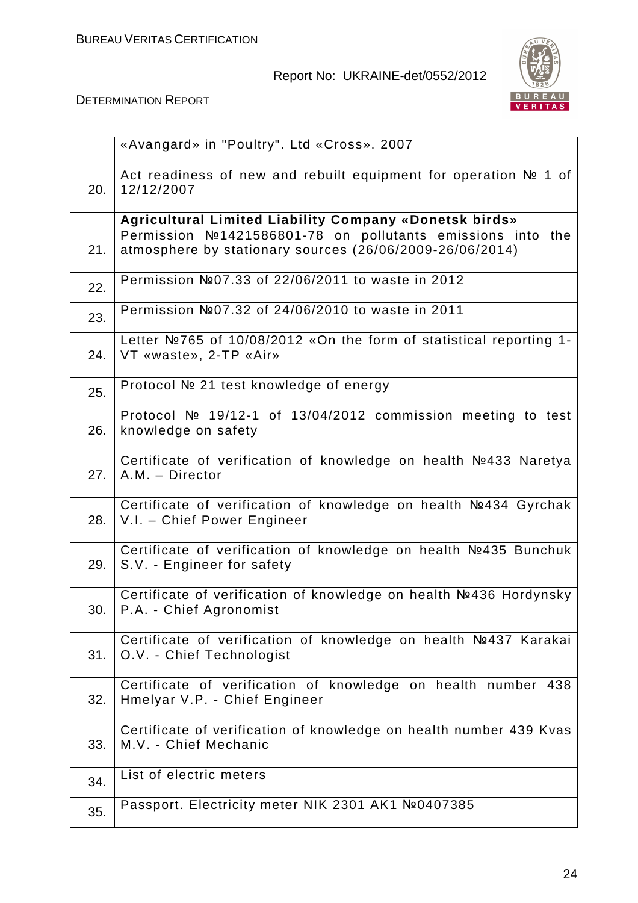|  |  |
|---|---|
|  | «Avangard» in "Poultry". Ltd «Cross». 2007 |
| 20. | Act readiness of new and rebuilt equipment for operation № 1 of 12/12/2007 |
|  | **Agricultural Limited Liability Company «Donetsk birds»** |
| 21. | Permission №1421586801-78 on pollutants emissions into the atmosphere by stationary sources (26/06/2009-26/06/2014) |
| 22. | Permission №07.33 of 22/06/2011 to waste in 2012 |
| 23. | Permission №07.32 of 24/06/2010 to waste in 2011 |
| 24. | Letter №765 of 10/08/2012 «On the form of statistical reporting 1-VT «waste», 2-TP «Air» |
| 25. | Protocol № 21 test knowledge of energy |
| 26. | Protocol № 19/12-1 of 13/04/2012 commission meeting to test knowledge on safety |
| 27. | Certificate of verification of knowledge on health №433 Naretya A.M. – Director |
| 28. | Certificate of verification of knowledge on health №434 Gyrchak V.I. – Chief Power Engineer |
| 29. | Certificate of verification of knowledge on health №435 Bunchuk S.V. - Engineer for safety |
| 30. | Certificate of verification of knowledge on health №436 Hordynsky P.A. - Chief Agronomist |
| 31. | Certificate of verification of knowledge on health №437 Karakai O.V. - Chief Technologist |
| 32. | Certificate of verification of knowledge on health number 438 Hmelyar V.P. - Chief Engineer |
| 33. | Certificate of verification of knowledge on health number 439 Kvas M.V. - Chief Mechanic |
| 34. | List of electric meters |
| 35. | Passport. Electricity meter NIK 2301 AK1 №0407385 |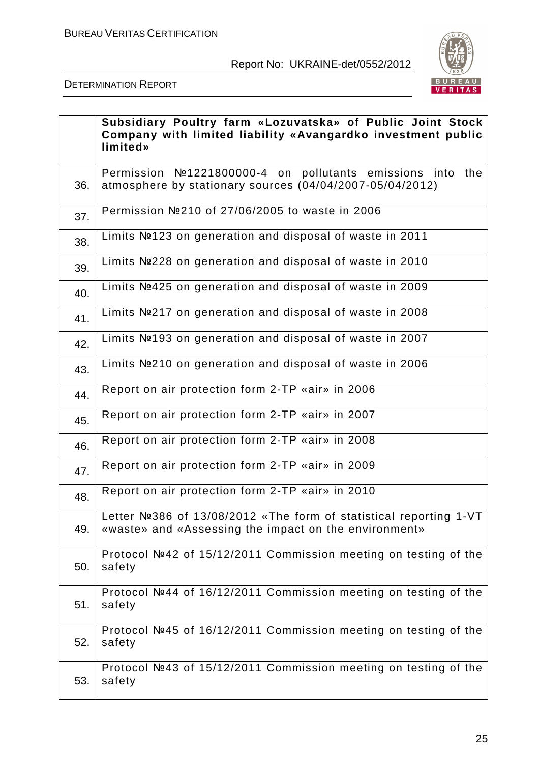| | **Subsidiary Poultry farm «Lozuvatska» of Public Joint Stock Company with limited liability «Avangardko investment public limited»** |
|---|---|
| 36. | Permission №1221800000-4 on pollutants emissions into the atmosphere by stationary sources (04/04/2007-05/04/2012) |
| 37. | Permission №210 of 27/06/2005 to waste in 2006 |
| 38. | Limits №123 on generation and disposal of waste in 2011 |
| 39. | Limits №228 on generation and disposal of waste in 2010 |
| 40. | Limits №425 on generation and disposal of waste in 2009 |
| 41. | Limits №217 on generation and disposal of waste in 2008 |
| 42. | Limits №193 on generation and disposal of waste in 2007 |
| 43. | Limits №210 on generation and disposal of waste in 2006 |
| 44. | Report on air protection form 2-TP «air» in 2006 |
| 45. | Report on air protection form 2-TP «air» in 2007 |
| 46. | Report on air protection form 2-TP «air» in 2008 |
| 47. | Report on air protection form 2-TP «air» in 2009 |
| 48. | Report on air protection form 2-TP «air» in 2010 |
| 49. | Letter №386 of 13/08/2012 «The form of statistical reporting 1-VT «waste» and «Assessing the impact on the environment» |
| 50. | Protocol №42 of 15/12/2011 Commission meeting on testing of the safety |
| 51. | Protocol №44 of 16/12/2011 Commission meeting on testing of the safety |
| 52. | Protocol №45 of 16/12/2011 Commission meeting on testing of the safety |
| 53. | Protocol №43 of 15/12/2011 Commission meeting on testing of the safety |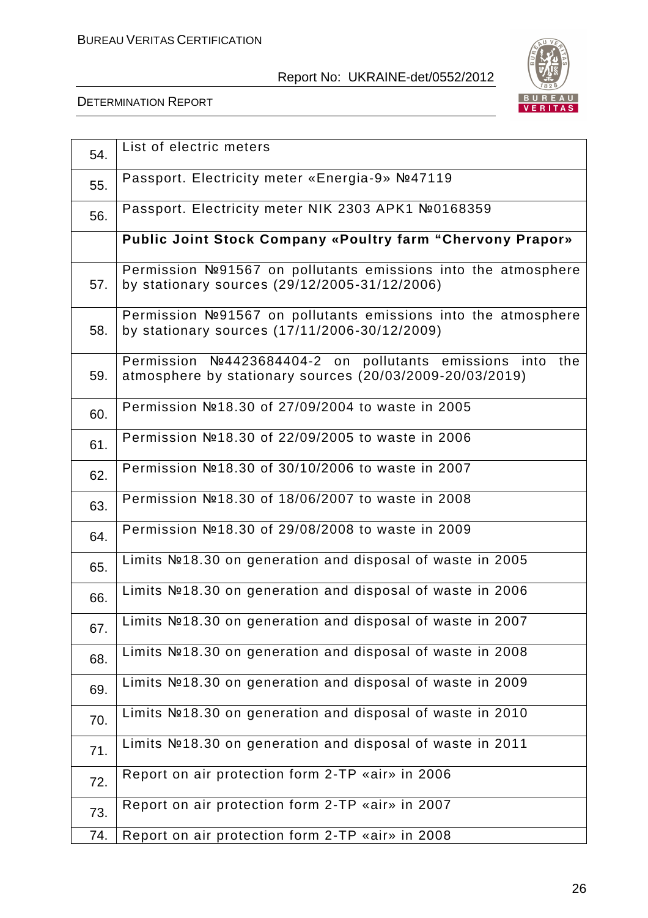| | |
|---|---|
| 54. | List of electric meters |
| 55. | Passport. Electricity meter «Energia-9» №47119 |
| 56. | Passport. Electricity meter NIK 2303 APK1 №0168359 |
| | **Public Joint Stock Company «Poultry farm "Chervony Prapor»** |
| 57. | Permission №91567 on pollutants emissions into the atmosphere by stationary sources (29/12/2005-31/12/2006) |
| 58. | Permission №91567 on pollutants emissions into the atmosphere by stationary sources (17/11/2006-30/12/2009) |
| 59. | Permission №4423684404-2 on pollutants emissions into the atmosphere by stationary sources (20/03/2009-20/03/2019) |
| 60. | Permission №18.30 of 27/09/2004 to waste in 2005 |
| 61. | Permission №18.30 of 22/09/2005 to waste in 2006 |
| 62. | Permission №18.30 of 30/10/2006 to waste in 2007 |
| 63. | Permission №18.30 of 18/06/2007 to waste in 2008 |
| 64. | Permission №18.30 of 29/08/2008 to waste in 2009 |
| 65. | Limits №18.30 on generation and disposal of waste in 2005 |
| 66. | Limits №18.30 on generation and disposal of waste in 2006 |
| 67. | Limits №18.30 on generation and disposal of waste in 2007 |
| 68. | Limits №18.30 on generation and disposal of waste in 2008 |
| 69. | Limits №18.30 on generation and disposal of waste in 2009 |
| 70. | Limits №18.30 on generation and disposal of waste in 2010 |
| 71. | Limits №18.30 on generation and disposal of waste in 2011 |
| 72. | Report on air protection form 2-TP «air» in 2006 |
| 73. | Report on air protection form 2-TP «air» in 2007 |
| 74. | Report on air protection form 2-TP «air» in 2008 |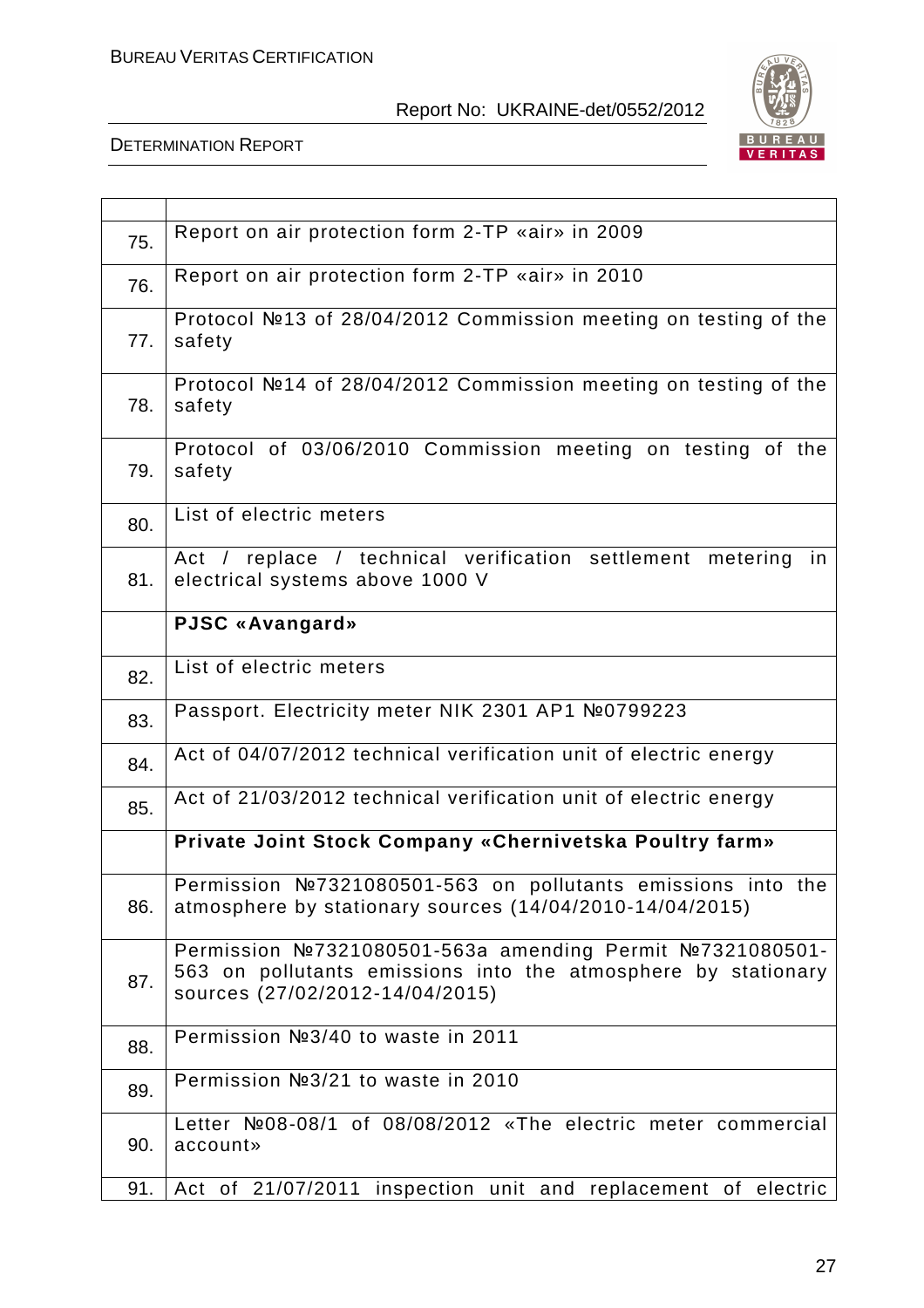| | |
|---|---|
| 75. | Report on air protection form 2-TP «air» in 2009 |
| 76. | Report on air protection form 2-TP «air» in 2010 |
| 77. | Protocol №13 of 28/04/2012 Commission meeting on testing of the safety |
| 78. | Protocol №14 of 28/04/2012 Commission meeting on testing of the safety |
| 79. | Protocol of 03/06/2010 Commission meeting on testing of the safety |
| 80. | List of electric meters |
| 81. | Act / replace / technical verification settlement metering in electrical systems above 1000 V |
| | **PJSC «Avangard»** |
| 82. | List of electric meters |
| 83. | Passport. Electricity meter NIK 2301 AP1 №0799223 |
| 84. | Act of 04/07/2012 technical verification unit of electric energy |
| 85. | Act of 21/03/2012 technical verification unit of electric energy |
| | **Private Joint Stock Company «Chernivetska Poultry farm»** |
| 86. | Permission №7321080501-563 on pollutants emissions into the atmosphere by stationary sources (14/04/2010-14/04/2015) |
| 87. | Permission №7321080501-563a amending Permit №7321080501-563 on pollutants emissions into the atmosphere by stationary sources (27/02/2012-14/04/2015) |
| 88. | Permission №3/40 to waste in 2011 |
| 89. | Permission №3/21 to waste in 2010 |
| 90. | Letter №08-08/1 of 08/08/2012 «The electric meter commercial account» |
| 91. | Act of 21/07/2011 inspection unit and replacement of electric |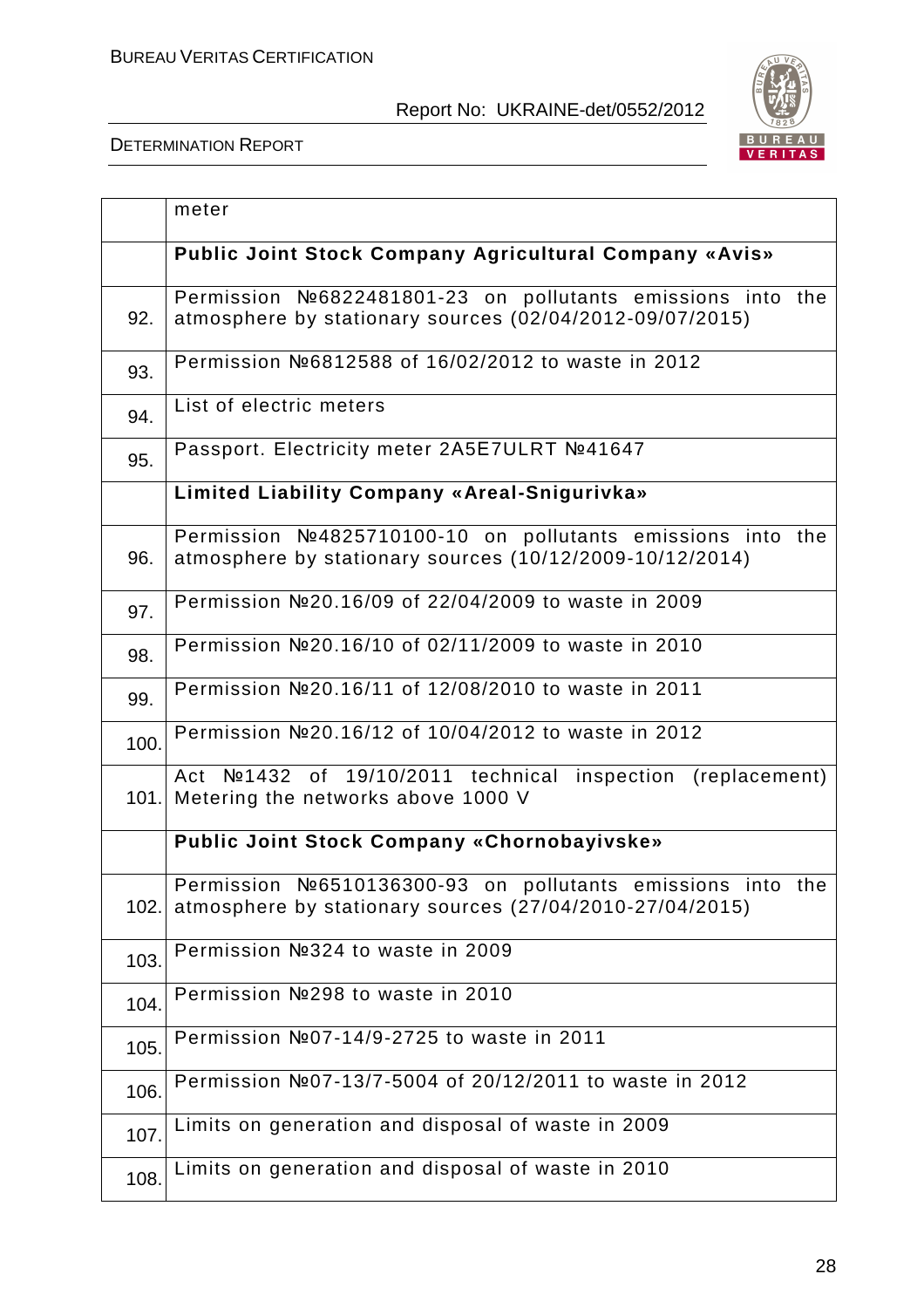|  |  |
|---|---|
|  | meter |
|  | **Public Joint Stock Company Agricultural Company «Avis»** |
| 92. | Permission №6822481801-23 on pollutants emissions into the atmosphere by stationary sources (02/04/2012-09/07/2015) |
| 93. | Permission №6812588 of 16/02/2012 to waste in 2012 |
| 94. | List of electric meters |
| 95. | Passport. Electricity meter 2A5E7ULRT №41647 |
|  | **Limited Liability Company «Areal-Snigurivka»** |
| 96. | Permission №4825710100-10 on pollutants emissions into the atmosphere by stationary sources (10/12/2009-10/12/2014) |
| 97. | Permission №20.16/09 of 22/04/2009 to waste in 2009 |
| 98. | Permission №20.16/10 of 02/11/2009 to waste in 2010 |
| 99. | Permission №20.16/11 of 12/08/2010 to waste in 2011 |
| 100. | Permission №20.16/12 of 10/04/2012 to waste in 2012 |
| 101. | Act №1432 of 19/10/2011 technical inspection (replacement) Metering the networks above 1000 V |
|  | **Public Joint Stock Company «Chornobayivske»** |
| 102. | Permission №6510136300-93 on pollutants emissions into the atmosphere by stationary sources (27/04/2010-27/04/2015) |
| 103. | Permission №324 to waste in 2009 |
| 104. | Permission №298 to waste in 2010 |
| 105. | Permission №07-14/9-2725 to waste in 2011 |
| 106. | Permission №07-13/7-5004 of 20/12/2011 to waste in 2012 |
| 107. | Limits on generation and disposal of waste in 2009 |
| 108. | Limits on generation and disposal of waste in 2010 |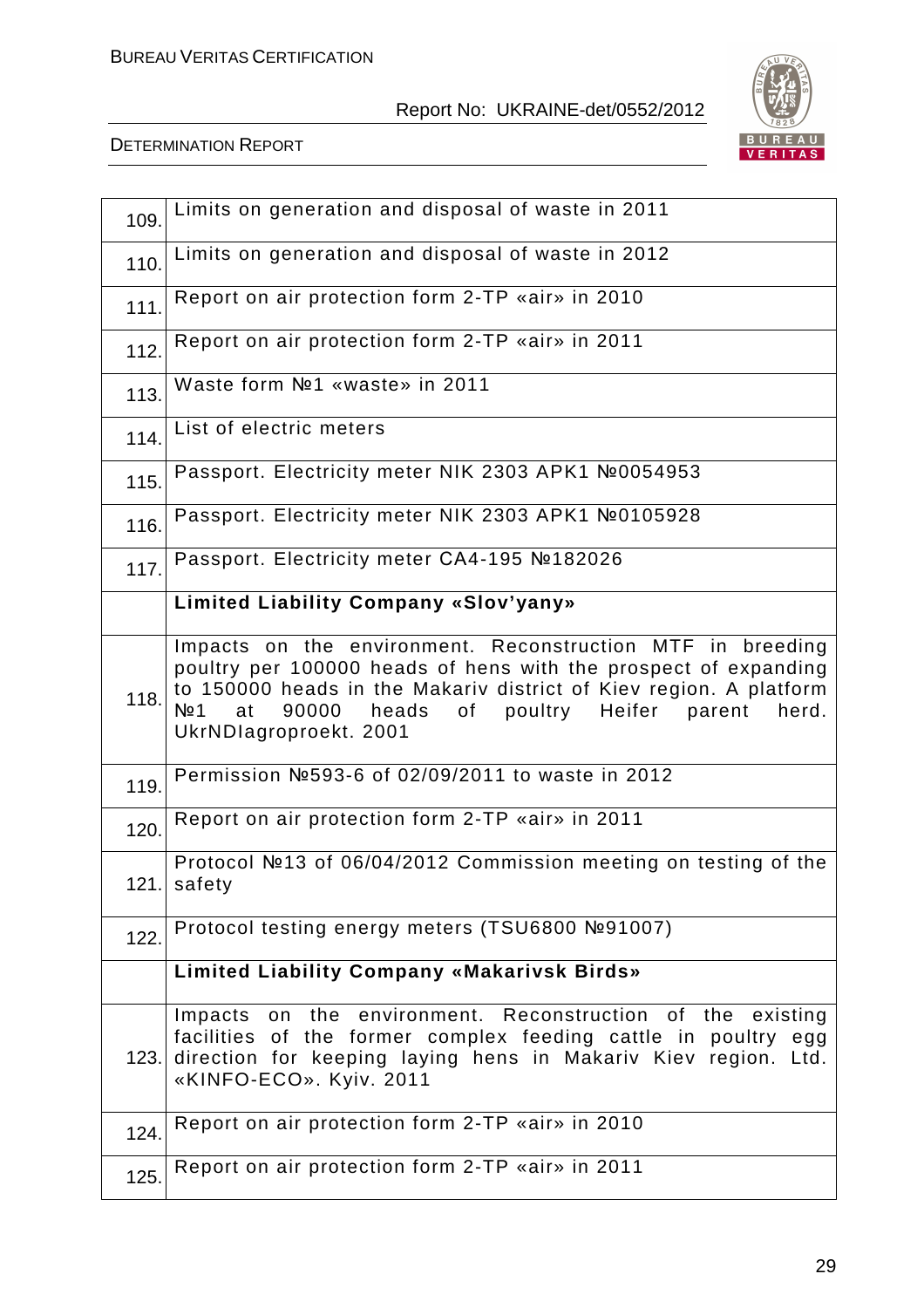| | |
|---|---|
| 109. | Limits on generation and disposal of waste in 2011 |
| 110. | Limits on generation and disposal of waste in 2012 |
| 111. | Report on air protection form 2-TP «air» in 2010 |
| 112. | Report on air protection form 2-TP «air» in 2011 |
| 113. | Waste form №1 «waste» in 2011 |
| 114. | List of electric meters |
| 115. | Passport. Electricity meter NIK 2303 APK1 №0054953 |
| 116. | Passport. Electricity meter NIK 2303 APK1 №0105928 |
| 117. | Passport. Electricity meter CA4-195 №182026 |
| | **Limited Liability Company «Slov'yany»** |
| 118. | Impacts on the environment. Reconstruction MTF in breeding poultry per 100000 heads of hens with the prospect of expanding to 150000 heads in the Makariv district of Kiev region. A platform №1 at 90000 heads of poultry Heifer parent herd. UkrNDIagroproekt. 2001 |
| 119. | Permission №593-6 of 02/09/2011 to waste in 2012 |
| 120. | Report on air protection form 2-TP «air» in 2011 |
| 121. | Protocol №13 of 06/04/2012 Commission meeting on testing of the safety |
| 122. | Protocol testing energy meters (TSU6800 №91007) |
| | **Limited Liability Company «Makarivsk Birds»** |
| 123. | Impacts on the environment. Reconstruction of the existing facilities of the former complex feeding cattle in poultry egg direction for keeping laying hens in Makariv Kiev region. Ltd. «KINFO-ECO». Kyiv. 2011 |
| 124. | Report on air protection form 2-TP «air» in 2010 |
| 125. | Report on air protection form 2-TP «air» in 2011 |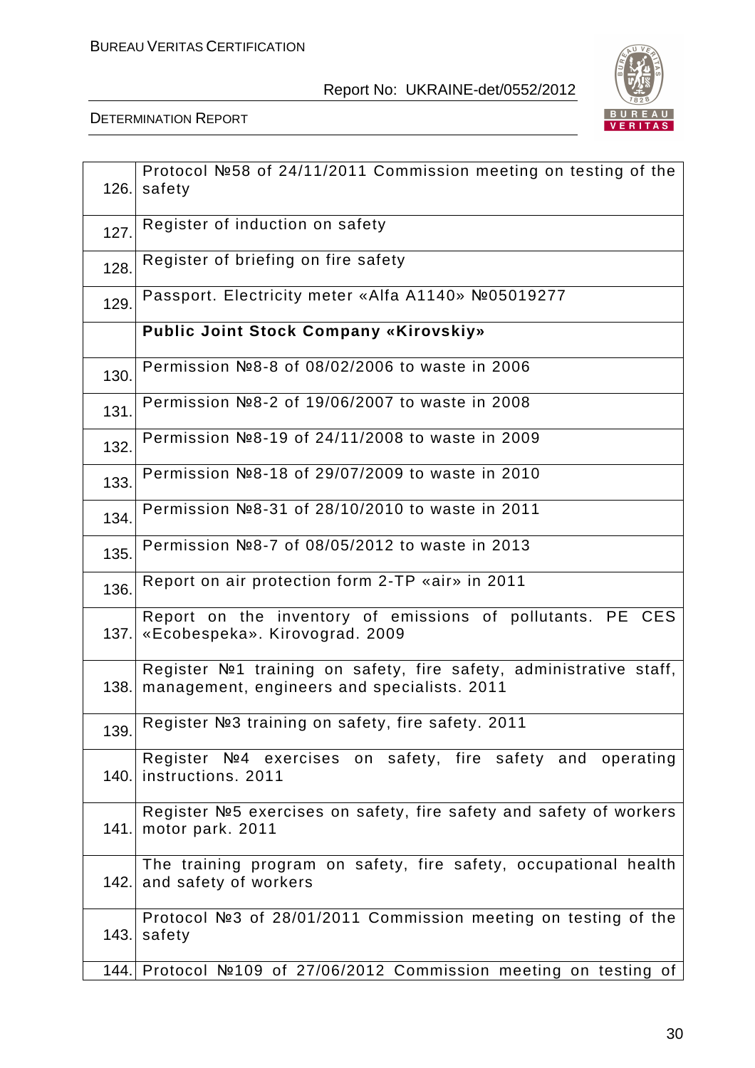| | |
|---|---|
| 126. | Protocol №58 of 24/11/2011 Commission meeting on testing of the safety |
| 127. | Register of induction on safety |
| 128. | Register of briefing on fire safety |
| 129. | Passport. Electricity meter «Alfa A1140» №05019277 |
| | **Public Joint Stock Company «Kirovskiy»** |
| 130. | Permission №8-8 of 08/02/2006 to waste in 2006 |
| 131. | Permission №8-2 of 19/06/2007 to waste in 2008 |
| 132. | Permission №8-19 of 24/11/2008 to waste in 2009 |
| 133. | Permission №8-18 of 29/07/2009 to waste in 2010 |
| 134. | Permission №8-31 of 28/10/2010 to waste in 2011 |
| 135. | Permission №8-7 of 08/05/2012 to waste in 2013 |
| 136. | Report on air protection form 2-TP «air» in 2011 |
| 137. | Report on the inventory of emissions of pollutants. PE CES «Ecobespeka». Kirovograd. 2009 |
| 138. | Register №1 training on safety, fire safety, administrative staff, management, engineers and specialists. 2011 |
| 139. | Register №3 training on safety, fire safety. 2011 |
| 140. | Register №4 exercises on safety, fire safety and operating instructions. 2011 |
| 141. | Register №5 exercises on safety, fire safety and safety of workers motor park. 2011 |
| 142. | The training program on safety, fire safety, occupational health and safety of workers |
| 143. | Protocol №3 of 28/01/2011 Commission meeting on testing of the safety |
| 144. | Protocol №109 of 27/06/2012 Commission meeting on testing of |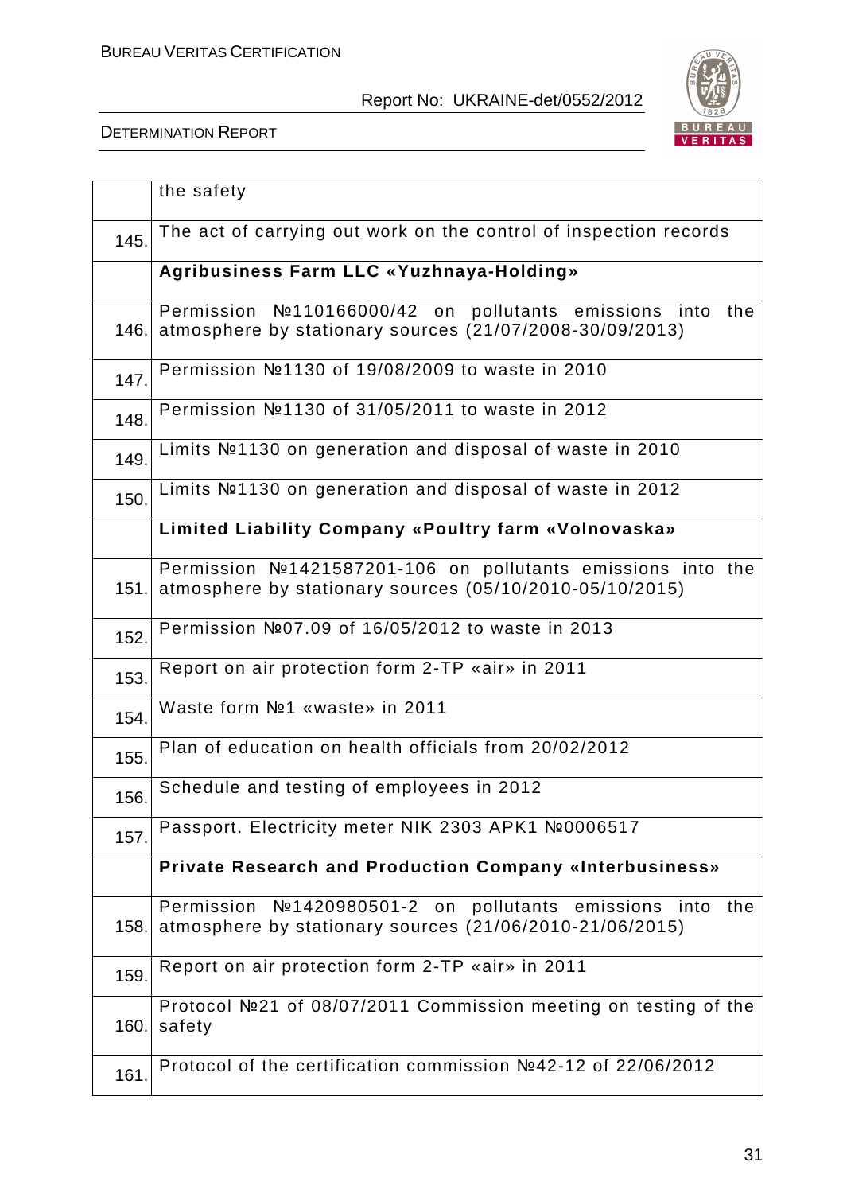| | |
|---|---|
| | the safety |
| 145. | The act of carrying out work on the control of inspection records |
| | **Agribusiness Farm LLC «Yuzhnaya-Holding»** |
| 146. | Permission №110166000/42 on pollutants emissions into the atmosphere by stationary sources (21/07/2008-30/09/2013) |
| 147. | Permission №1130 of 19/08/2009 to waste in 2010 |
| 148. | Permission №1130 of 31/05/2011 to waste in 2012 |
| 149. | Limits №1130 on generation and disposal of waste in 2010 |
| 150. | Limits №1130 on generation and disposal of waste in 2012 |
| | **Limited Liability Company «Poultry farm «Volnovaska»** |
| 151. | Permission №1421587201-106 on pollutants emissions into the atmosphere by stationary sources (05/10/2010-05/10/2015) |
| 152. | Permission №07.09 of 16/05/2012 to waste in 2013 |
| 153. | Report on air protection form 2-TP «air» in 2011 |
| 154. | Waste form №1 «waste» in 2011 |
| 155. | Plan of education on health officials from 20/02/2012 |
| 156. | Schedule and testing of employees in 2012 |
| 157. | Passport. Electricity meter NIK 2303 APK1 №0006517 |
| | **Private Research and Production Company «Interbusiness»** |
| 158. | Permission №1420980501-2 on pollutants emissions into the atmosphere by stationary sources (21/06/2010-21/06/2015) |
| 159. | Report on air protection form 2-TP «air» in 2011 |
| 160. | Protocol №21 of 08/07/2011 Commission meeting on testing of the safety |
| 161. | Protocol of the certification commission №42-12 of 22/06/2012 |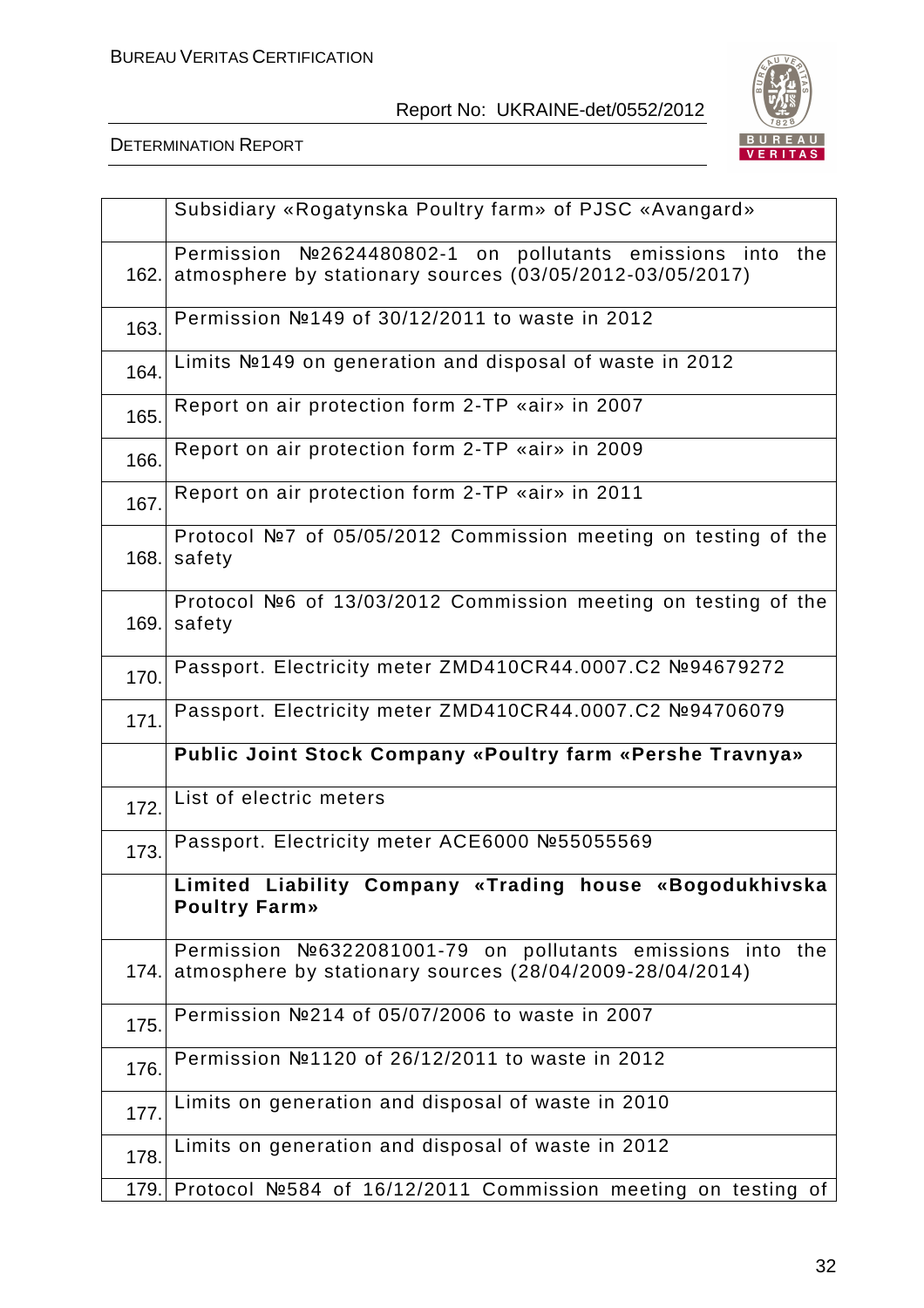|  |  |
|---|---|
|  | Subsidiary «Rogatynska Poultry farm» of PJSC «Avangard» |
| 162. | Permission №2624480802-1 on pollutants emissions into the atmosphere by stationary sources (03/05/2012-03/05/2017) |
| 163. | Permission №149 of 30/12/2011 to waste in 2012 |
| 164. | Limits №149 on generation and disposal of waste in 2012 |
| 165. | Report on air protection form 2-TP «air» in 2007 |
| 166. | Report on air protection form 2-TP «air» in 2009 |
| 167. | Report on air protection form 2-TP «air» in 2011 |
| 168. | Protocol №7 of 05/05/2012 Commission meeting on testing of the safety |
| 169. | Protocol №6 of 13/03/2012 Commission meeting on testing of the safety |
| 170. | Passport. Electricity meter ZMD410CR44.0007.C2 №94679272 |
| 171. | Passport. Electricity meter ZMD410CR44.0007.C2 №94706079 |
|  | **Public Joint Stock Company «Poultry farm «Pershe Travnya»** |
| 172. | List of electric meters |
| 173. | Passport. Electricity meter ACE6000 №55055569 |
|  | **Limited Liability Company «Trading house «Bogodukhivska Poultry Farm»** |
| 174. | Permission №6322081001-79 on pollutants emissions into the atmosphere by stationary sources (28/04/2009-28/04/2014) |
| 175. | Permission №214 of 05/07/2006 to waste in 2007 |
| 176. | Permission №1120 of 26/12/2011 to waste in 2012 |
| 177. | Limits on generation and disposal of waste in 2010 |
| 178. | Limits on generation and disposal of waste in 2012 |
| 179. | Protocol №584 of 16/12/2011 Commission meeting on testing of |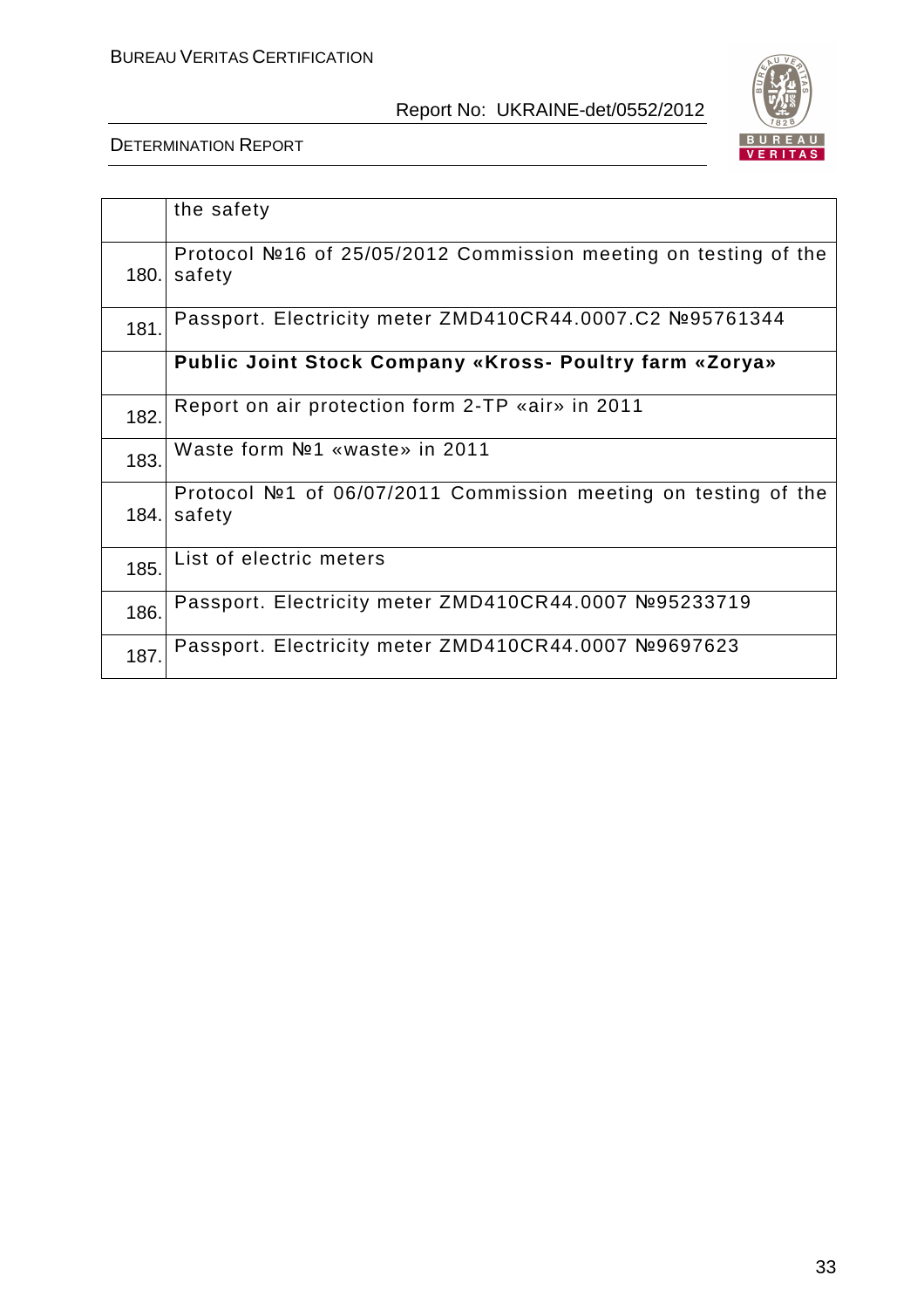| | |
|---|---|
| | the safety |
| 180. | Protocol №16 of 25/05/2012 Commission meeting on testing of the safety |
| 181. | Passport. Electricity meter ZMD410CR44.0007.C2 №95761344 |
| | **Public Joint Stock Company «Kross- Poultry farm «Zorya»** |
| 182. | Report on air protection form 2-TP «air» in 2011 |
| 183. | Waste form №1 «waste» in 2011 |
| 184. | Protocol №1 of 06/07/2011 Commission meeting on testing of the safety |
| 185. | List of electric meters |
| 186. | Passport. Electricity meter ZMD410CR44.0007 №95233719 |
| 187. | Passport. Electricity meter ZMD410CR44.0007 №9697623 |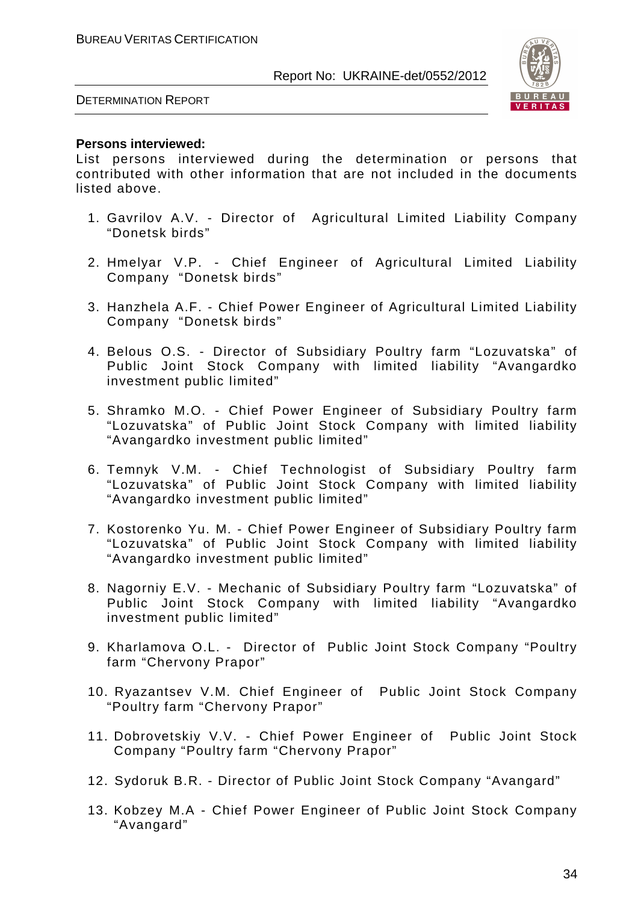**Persons interviewed:**
List persons interviewed during the determination or persons that contributed with other information that are not included in the documents listed above.

1. Gavrilov A.V. - Director of Agricultural Limited Liability Company "Donetsk birds"

2. Hmelyar V.P. - Chief Engineer of Agricultural Limited Liability Company "Donetsk birds"

3. Hanzhela A.F. - Chief Power Engineer of Agricultural Limited Liability Company "Donetsk birds"

4. Belous O.S. - Director of Subsidiary Poultry farm "Lozuvatska" of Public Joint Stock Company with limited liability "Avangardko investment public limited"

5. Shramko M.O. - Chief Power Engineer of Subsidiary Poultry farm "Lozuvatska" of Public Joint Stock Company with limited liability "Avangardko investment public limited"

6. Temnyk V.M. - Chief Technologist of Subsidiary Poultry farm "Lozuvatska" of Public Joint Stock Company with limited liability "Avangardko investment public limited"

7. Kostorenko Yu. M. - Chief Power Engineer of Subsidiary Poultry farm "Lozuvatska" of Public Joint Stock Company with limited liability "Avangardko investment public limited"

8. Nagorniy E.V. - Mechanic of Subsidiary Poultry farm "Lozuvatska" of Public Joint Stock Company with limited liability "Avangardko investment public limited"

9. Kharlamova O.L. - Director of Public Joint Stock Company "Poultry farm "Chervony Prapor"

10. Ryazantsev V.M. Chief Engineer of Public Joint Stock Company "Poultry farm "Chervony Prapor"

11. Dobrovetskiy V.V. - Chief Power Engineer of Public Joint Stock Company "Poultry farm "Chervony Prapor"

12. Sydoruk B.R. - Director of Public Joint Stock Company "Avangard"

13. Kobzey M.A - Chief Power Engineer of Public Joint Stock Company "Avangard"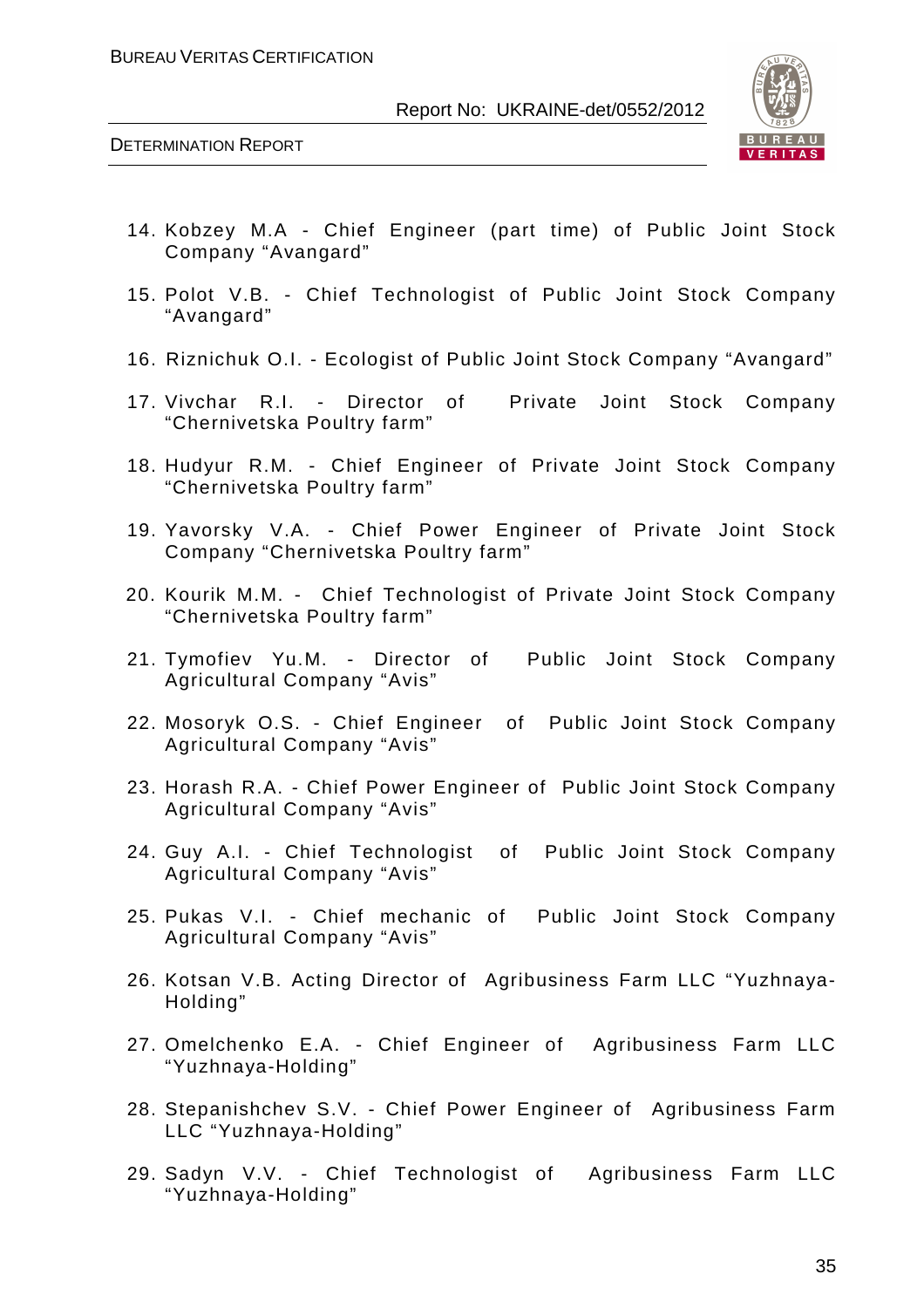14. Kobzey M.A - Chief Engineer (part time) of Public Joint Stock Company "Avangard"

15. Polot V.B. - Chief Technologist of Public Joint Stock Company "Avangard"

16. Riznichuk O.I. - Ecologist of Public Joint Stock Company "Avangard"

17. Vivchar R.I. - Director of Private Joint Stock Company "Chernivetska Poultry farm"

18. Hudyur R.M. - Chief Engineer of Private Joint Stock Company "Chernivetska Poultry farm"

19. Yavorsky V.A. - Chief Power Engineer of Private Joint Stock Company "Chernivetska Poultry farm"

20. Kourik M.M. - Chief Technologist of Private Joint Stock Company "Chernivetska Poultry farm"

21. Tymofiev Yu.M. - Director of Public Joint Stock Company Agricultural Company "Avis"

22. Mosoryk O.S. - Chief Engineer of Public Joint Stock Company Agricultural Company "Avis"

23. Horash R.A. - Chief Power Engineer of Public Joint Stock Company Agricultural Company "Avis"

24. Guy A.I. - Chief Technologist of Public Joint Stock Company Agricultural Company "Avis"

25. Pukas V.I. - Chief mechanic of Public Joint Stock Company Agricultural Company "Avis"

26. Kotsan V.B. Acting Director of Agribusiness Farm LLC "Yuzhnaya-Holding"

27. Omelchenko E.A. - Chief Engineer of Agribusiness Farm LLC "Yuzhnaya-Holding"

28. Stepanishchev S.V. - Chief Power Engineer of Agribusiness Farm LLC "Yuzhnaya-Holding"

29. Sadyn V.V. - Chief Technologist of Agribusiness Farm LLC "Yuzhnaya-Holding"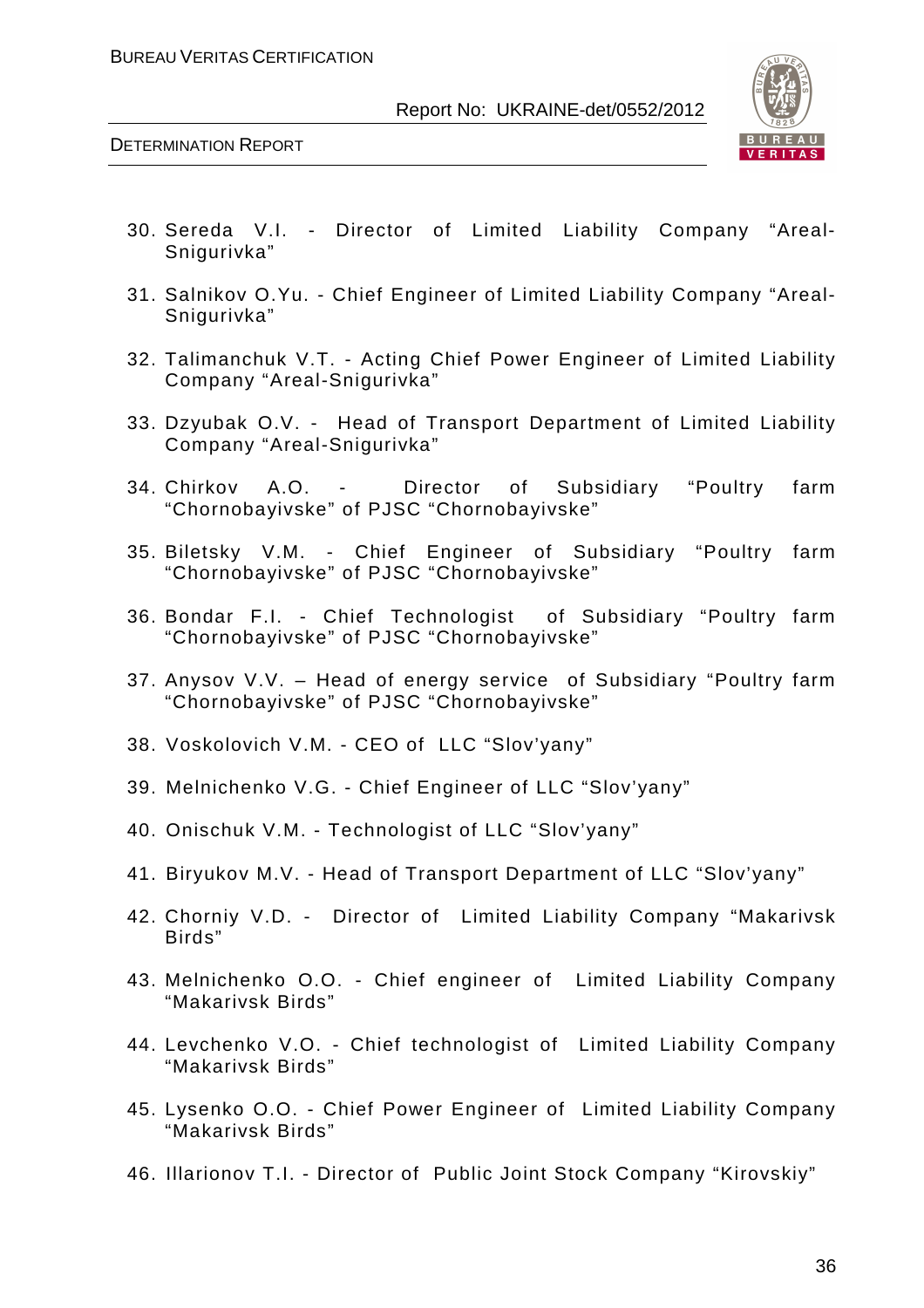30. Sereda V.I. - Director of Limited Liability Company "Areal-Snigurivka"

31. Salnikov O.Yu. - Chief Engineer of Limited Liability Company "Areal-Snigurivka"

32. Talimanchuk V.T. - Acting Chief Power Engineer of Limited Liability Company "Areal-Snigurivka"

33. Dzyubak O.V. - Head of Transport Department of Limited Liability Company "Areal-Snigurivka"

34. Chirkov A.O. - Director of Subsidiary "Poultry farm "Chornobayivske" of PJSC "Chornobayivske"

35. Biletsky V.M. - Chief Engineer of Subsidiary "Poultry farm "Chornobayivske" of PJSC "Chornobayivske"

36. Bondar F.I. - Chief Technologist of Subsidiary "Poultry farm "Chornobayivske" of PJSC "Chornobayivske"

37. Anysov V.V. – Head of energy service of Subsidiary "Poultry farm "Chornobayivske" of PJSC "Chornobayivske"

38. Voskolovich V.M. - CEO of LLC "Slov'yany"

39. Melnichenko V.G. - Chief Engineer of LLC "Slov'yany"

40. Onischuk V.M. - Technologist of LLC "Slov'yany"

41. Biryukov M.V. - Head of Transport Department of LLC "Slov'yany"

42. Chorniy V.D. - Director of Limited Liability Company "Makarivsk Birds"

43. Melnichenko O.O. - Chief engineer of Limited Liability Company "Makarivsk Birds"

44. Levchenko V.O. - Chief technologist of Limited Liability Company "Makarivsk Birds"

45. Lysenko O.O. - Chief Power Engineer of Limited Liability Company "Makarivsk Birds"

46. Illarionov T.I. - Director of Public Joint Stock Company "Kirovskiy"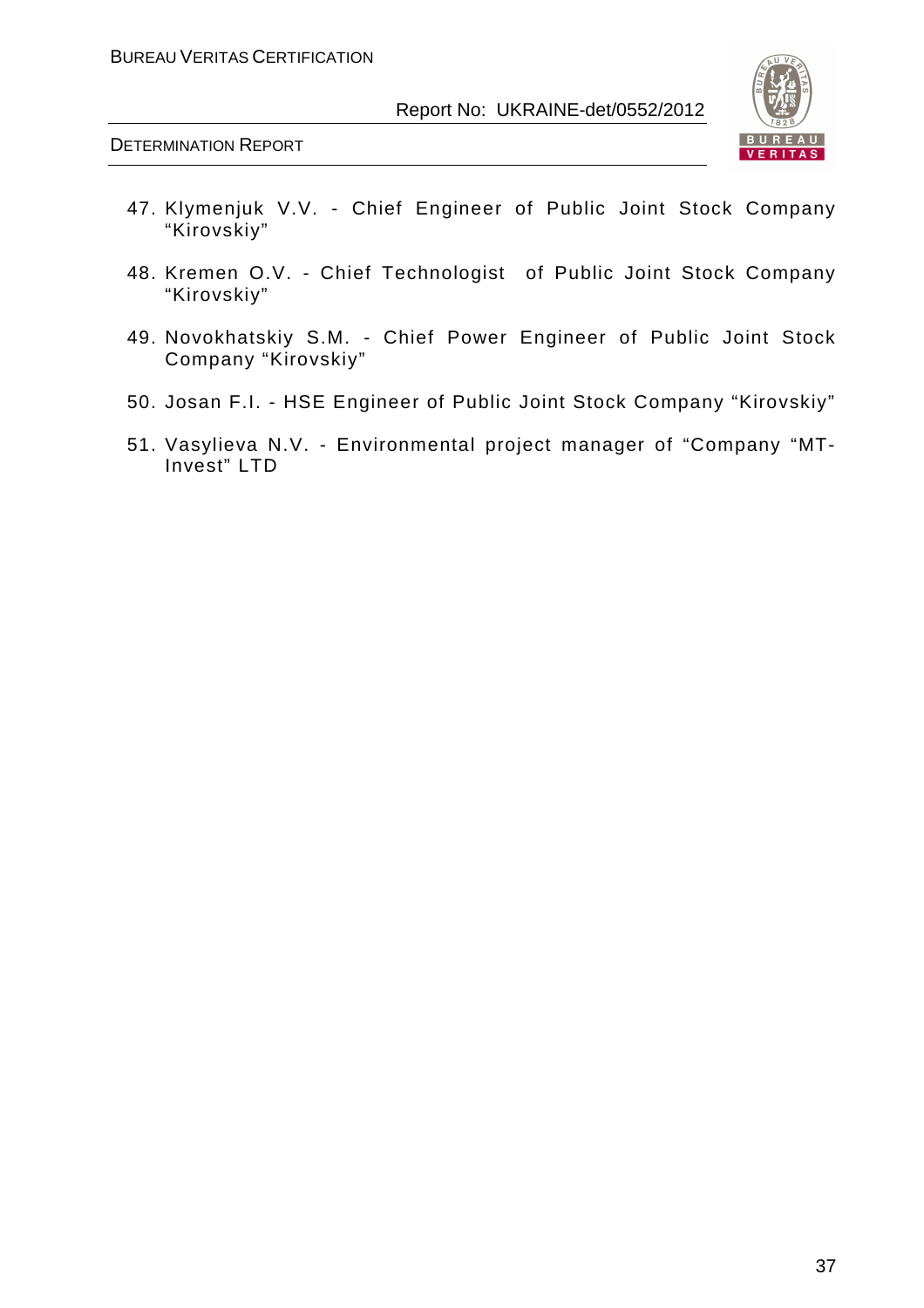47. Klymenjuk V.V. - Chief Engineer of Public Joint Stock Company "Kirovskiy"

48. Kremen O.V. - Chief Technologist of Public Joint Stock Company "Kirovskiy"

49. Novokhatskiy S.M. - Chief Power Engineer of Public Joint Stock Company "Kirovskiy"

50. Josan F.I. - HSE Engineer of Public Joint Stock Company "Kirovskiy"

51. Vasylieva N.V. - Environmental project manager of "Company "MT-Invest" LTD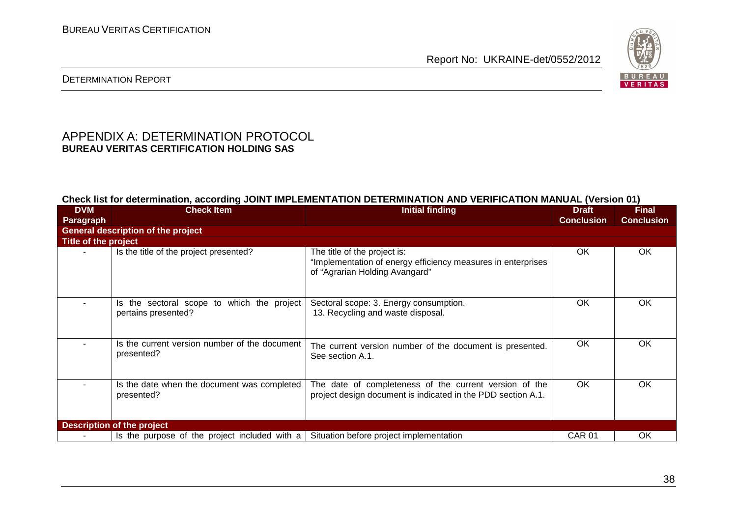## APPENDIX A: DETERMINATION PROTOCOL
**BUREAU VERITAS CERTIFICATION HOLDING SAS**

**Check list for determination, according JOINT IMPLEMENTATION DETERMINATION AND VERIFICATION MANUAL (Version 01)**

| DVM Paragraph | Check Item | Initial finding | Draft Conclusion | Final Conclusion |
|---|---|---|---|---|
| **General description of the project** | | | | |
| **Title of the project** | | | | |
| - | Is the title of the project presented? | The title of the project is:<br>"Implementation of energy efficiency measures in enterprises of "Agrarian Holding Avangard" | OK | OK |
| - | Is the sectoral scope to which the project pertains presented? | Sectoral scope: 3. Energy consumption.<br>13. Recycling and waste disposal. | OK | OK |
| - | Is the current version number of the document presented? | The current version number of the document is presented. See section A.1. | OK | OK |
| - | Is the date when the document was completed presented? | The date of completeness of the current version of the project design document is indicated in the PDD section A.1. | OK | OK |
| **Description of the project** | | | | |
| - | Is the purpose of the project included with a | Situation before project implementation | CAR 01 | OK |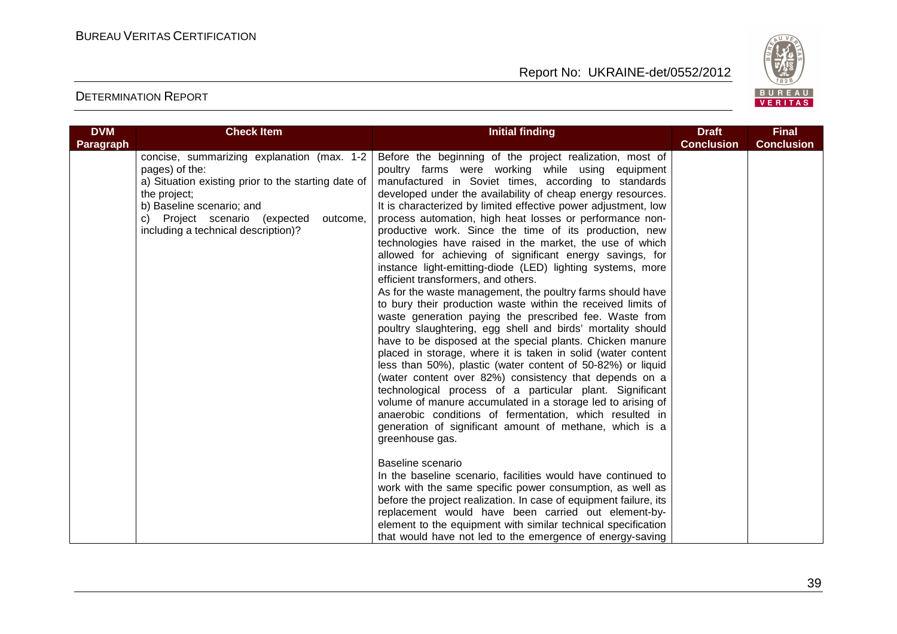| DVM Paragraph | Check Item | Initial finding | Draft Conclusion | Final Conclusion |
|---|---|---|---|---|
| | concise, summarizing explanation (max. 1-2 pages) of the:<br>a) Situation existing prior to the starting date of the project;<br>b) Baseline scenario; and<br>c) Project scenario (expected outcome, including a technical description)? | Before the beginning of the project realization, most of poultry farms were working while using equipment manufactured in Soviet times, according to standards developed under the availability of cheap energy resources. It is characterized by limited effective power adjustment, low process automation, high heat losses or performance non-productive work. Since the time of its production, new technologies have raised in the market, the use of which allowed for achieving of significant energy savings, for instance light-emitting-diode (LED) lighting systems, more efficient transformers, and others.<br>As for the waste management, the poultry farms should have to bury their production waste within the received limits of waste generation paying the prescribed fee. Waste from poultry slaughtering, egg shell and birds' mortality should have to be disposed at the special plants. Chicken manure placed in storage, where it is taken in solid (water content less than 50%), plastic (water content of 50-82%) or liquid (water content over 82%) consistency that depends on a technological process of a particular plant. Significant volume of manure accumulated in a storage led to arising of anaerobic conditions of fermentation, which resulted in generation of significant amount of methane, which is a greenhouse gas.<br><br>Baseline scenario<br>In the baseline scenario, facilities would have continued to work with the same specific power consumption, as well as before the project realization. In case of equipment failure, its replacement would have been carried out element-by-element to the equipment with similar technical specification that would have not led to the emergence of energy-saving | | |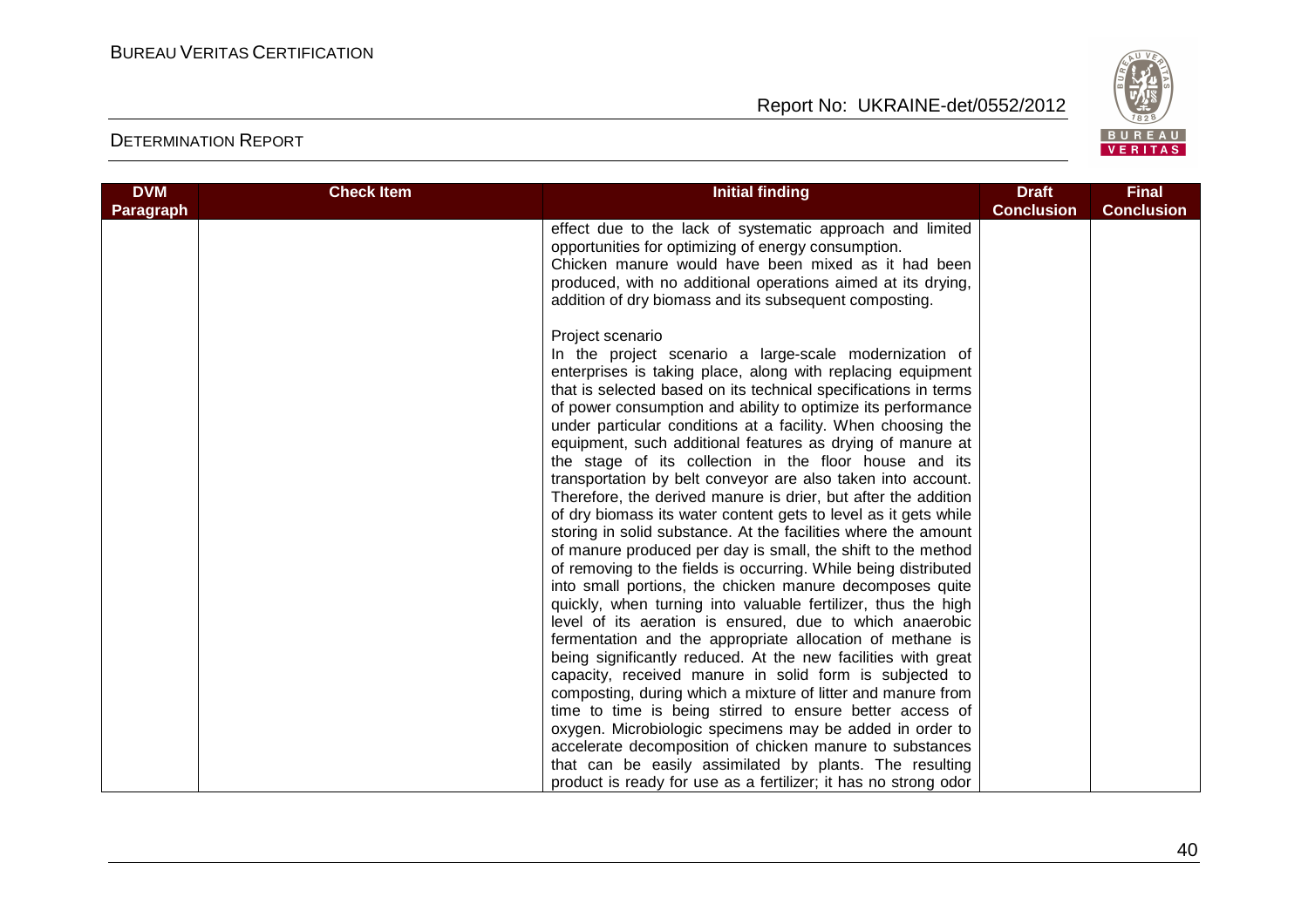| DVM Paragraph | Check Item | Initial finding | Draft Conclusion | Final Conclusion |
|---|---|---|---|---|
| | | effect due to the lack of systematic approach and limited opportunities for optimizing of energy consumption.<br>Chicken manure would have been mixed as it had been produced, with no additional operations aimed at its drying, addition of dry biomass and its subsequent composting.<br><br>Project scenario<br>In the project scenario a large-scale modernization of enterprises is taking place, along with replacing equipment that is selected based on its technical specifications in terms of power consumption and ability to optimize its performance under particular conditions at a facility. When choosing the equipment, such additional features as drying of manure at the stage of its collection in the floor house and its transportation by belt conveyor are also taken into account. Therefore, the derived manure is drier, but after the addition of dry biomass its water content gets to level as it gets while storing in solid substance. At the facilities where the amount of manure produced per day is small, the shift to the method of removing to the fields is occurring. While being distributed into small portions, the chicken manure decomposes quite quickly, when turning into valuable fertilizer, thus the high level of its aeration is ensured, due to which anaerobic fermentation and the appropriate allocation of methane is being significantly reduced. At the new facilities with great capacity, received manure in solid form is subjected to composting, during which a mixture of litter and manure from time to time is being stirred to ensure better access of oxygen. Microbiologic specimens may be added in order to accelerate decomposition of chicken manure to substances that can be easily assimilated by plants. The resulting product is ready for use as a fertilizer; it has no strong odor | | |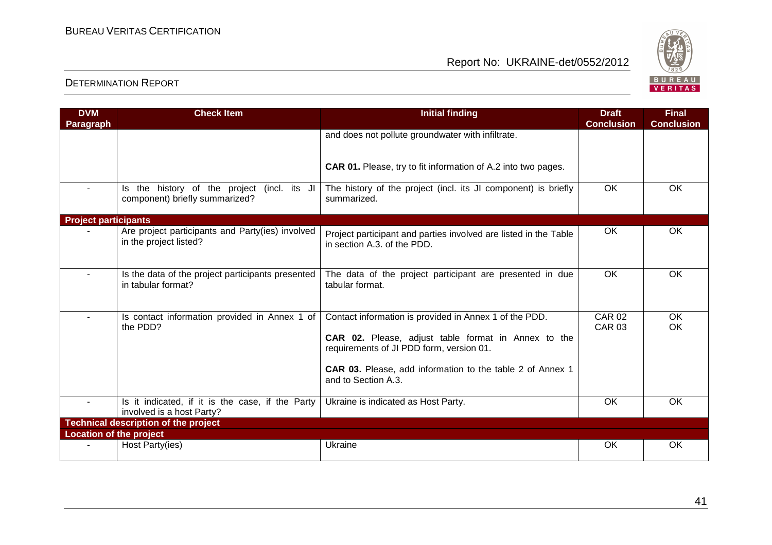| DVM Paragraph | Check Item | Initial finding | Draft Conclusion | Final Conclusion |
|---|---|---|---|---|
| | | and does not pollute groundwater with infiltrate.<br><br>**CAR 01.** Please, try to fit information of A.2 into two pages. | | |
| - | Is the history of the project (incl. its JI component) briefly summarized? | The history of the project (incl. its JI component) is briefly summarized. | OK | OK |
| **Project participants** | | | | |
| - | Are project participants and Party(ies) involved in the project listed? | Project participant and parties involved are listed in the Table in section A.3. of the PDD. | OK | OK |
| - | Is the data of the project participants presented in tabular format? | The data of the project participant are presented in due tabular format. | OK | OK |
| - | Is contact information provided in Annex 1 of the PDD? | Contact information is provided in Annex 1 of the PDD.<br><br>**CAR 02.** Please, adjust table format in Annex to the requirements of JI PDD form, version 01.<br><br>**CAR 03.** Please, add information to the table 2 of Annex 1 and to Section A.3. | CAR 02<br>CAR 03 | OK<br>OK |
| - | Is it indicated, if it is the case, if the Party involved is a host Party? | Ukraine is indicated as Host Party. | OK | OK |
| **Technical description of the project** | | | | |
| **Location of the project** | | | | |
| - | Host Party(ies) | Ukraine | OK | OK |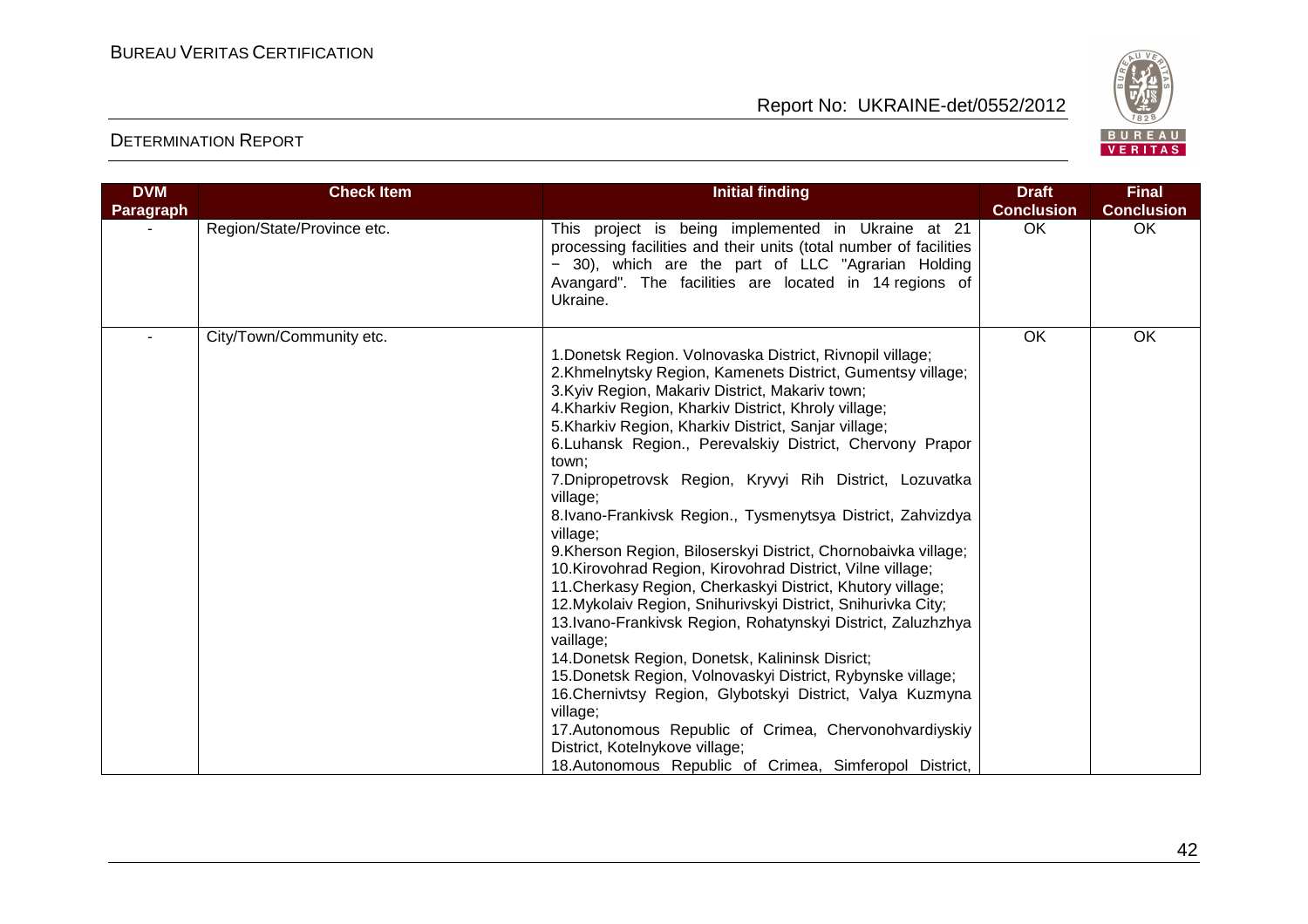| DVM Paragraph | Check Item | Initial finding | Draft Conclusion | Final Conclusion |
|---|---|---|---|---|
| - | Region/State/Province etc. | This project is being implemented in Ukraine at 21 processing facilities and their units (total number of facilities − 30), which are the part of LLC "Agrarian Holding Avangard". The facilities are located in 14 regions of Ukraine. | OK | OK |
| - | City/Town/Community etc. | 1.Donetsk Region. Volnovaska District, Rivnopil village;<br>2.Khmelnytsky Region, Kamenets District, Gumentsy village;<br>3.Kyiv Region, Makariv District, Makariv town;<br>4.Kharkiv Region, Kharkiv District, Khroly village;<br>5.Kharkiv Region, Kharkiv District, Sanjar village;<br>6.Luhansk Region., Perevalskiy District, Chervony Prapor town;<br>7.Dnipropetrovsk Region, Kryvyi Rih District, Lozuvatka village;<br>8.Ivano-Frankivsk Region., Tysmenytsya District, Zahvizdya village;<br>9.Kherson Region, Biloserskyi District, Chornobaivka village;<br>10.Kirovohrad Region, Kirovohrad District, Vilne village;<br>11.Cherkasy Region, Cherkaskyi District, Khutory village;<br>12.Mykolaiv Region, Snihurivskyi District, Snihurivka City;<br>13.Ivano-Frankivsk Region, Rohatynskyi District, Zaluzhzhya vaillage;<br>14.Donetsk Region, Donetsk, Kalininsk Disrict;<br>15.Donetsk Region, Volnovaskyi District, Rybynske village;<br>16.Chernivtsy Region, Glybotskyi District, Valya Kuzmyna village;<br>17.Autonomous Republic of Crimea, Chervonohvardiyskiy District, Kotelnykove village;<br>18.Autonomous Republic of Crimea, Simferopol District, | OK | OK |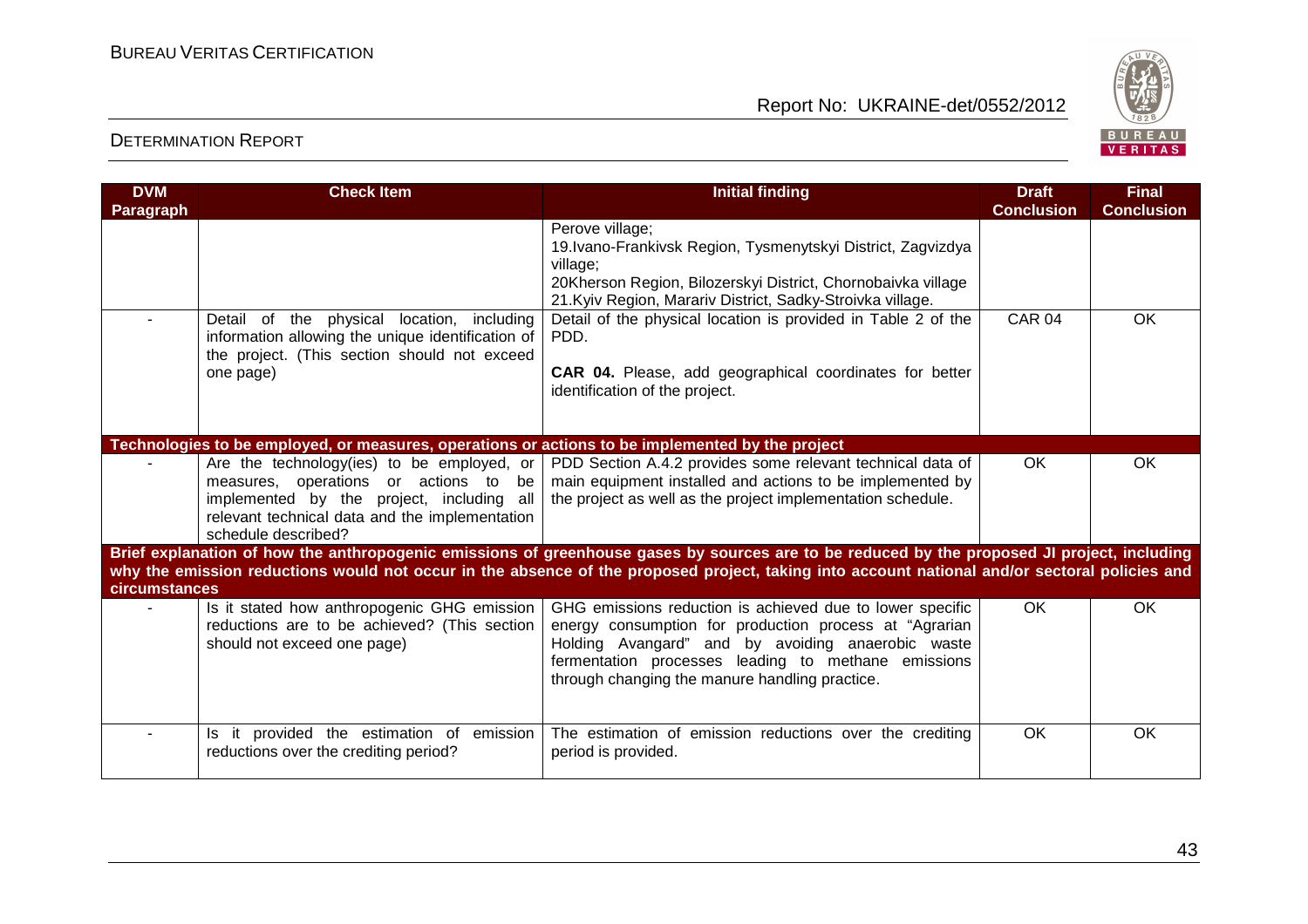| DVM Paragraph | Check Item | Initial finding | Draft Conclusion | Final Conclusion |
|---|---|---|---|---|
| | | Perove village;<br>19.Ivano-Frankivsk Region, Tysmenytskyi District, Zagvizdya village;<br>20Kherson Region, Bilozerskyi District, Chornobaivka village<br>21.Kyiv Region, Marariv District, Sadky-Stroivka village. | | |
| - | Detail of the physical location, including information allowing the unique identification of the project. (This section should not exceed one page) | Detail of the physical location is provided in Table 2 of the PDD.<br><br>**CAR 04.** Please, add geographical coordinates for better identification of the project. | CAR 04 | OK |
| **Technologies to be employed, or measures, operations or actions to be implemented by the project** | | | | |
| - | Are the technology(ies) to be employed, or measures, operations or actions to be implemented by the project, including all relevant technical data and the implementation schedule described? | PDD Section A.4.2 provides some relevant technical data of main equipment installed and actions to be implemented by the project as well as the project implementation schedule. | OK | OK |
| **Brief explanation of how the anthropogenic emissions of greenhouse gases by sources are to be reduced by the proposed JI project, including why the emission reductions would not occur in the absence of the proposed project, taking into account national and/or sectoral policies and circumstances** | | | | |
| - | Is it stated how anthropogenic GHG emission reductions are to be achieved? (This section should not exceed one page) | GHG emissions reduction is achieved due to lower specific energy consumption for production process at "Agrarian Holding Avangard" and by avoiding anaerobic waste fermentation processes leading to methane emissions through changing the manure handling practice. | OK | OK |
| - | Is it provided the estimation of emission reductions over the crediting period? | The estimation of emission reductions over the crediting period is provided. | OK | OK |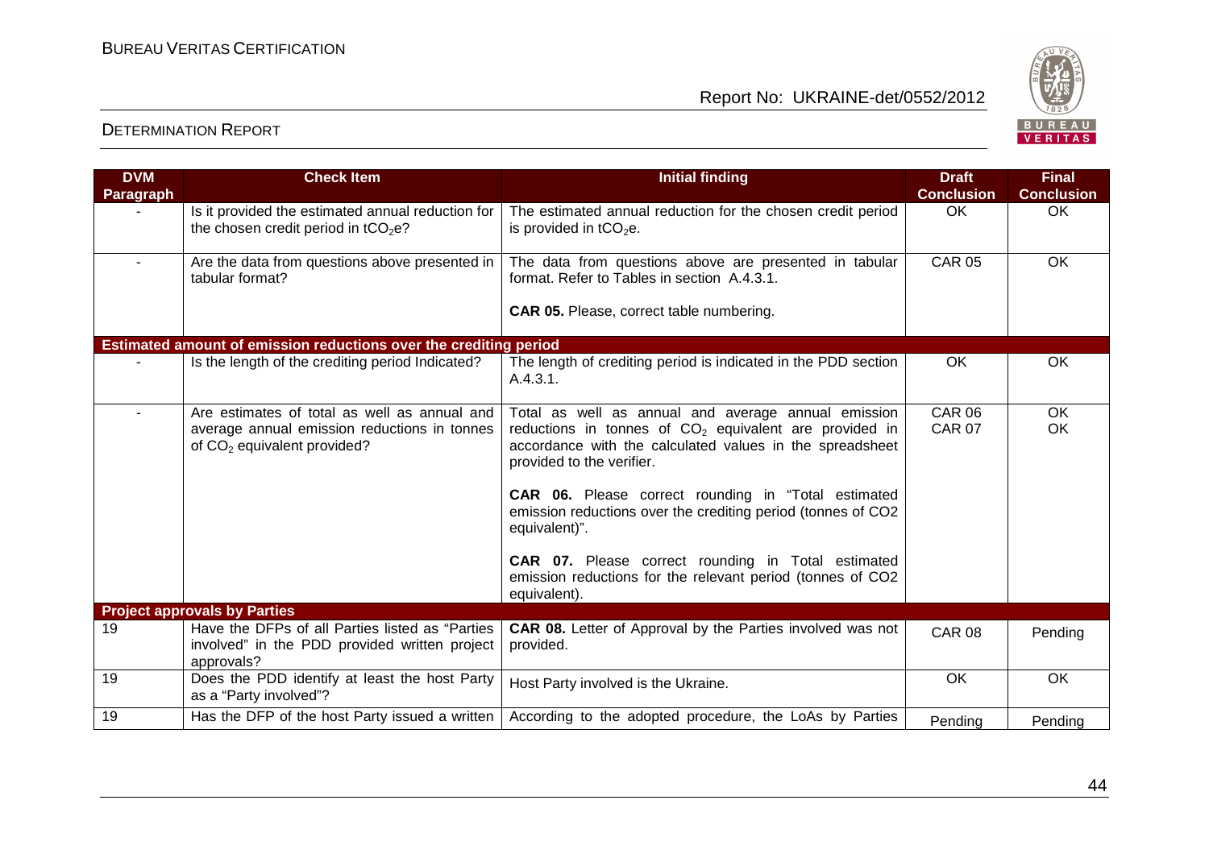| DVM Paragraph | Check Item | Initial finding | Draft Conclusion | Final Conclusion |
|---|---|---|---|---|
| - | Is it provided the estimated annual reduction for the chosen credit period in $tCO_2e$? | The estimated annual reduction for the chosen credit period is provided in $tCO_2e$. | OK | OK |
| - | Are the data from questions above presented in tabular format? | The data from questions above are presented in tabular format. Refer to Tables in section A.4.3.1.<br><br>**CAR 05.** Please, correct table numbering. | CAR 05 | OK |
| **Estimated amount of emission reductions over the crediting period** | | | | |
| - | Is the length of the crediting period Indicated? | The length of crediting period is indicated in the PDD section A.4.3.1. | OK | OK |
| - | Are estimates of total as well as annual and average annual emission reductions in tonnes of $CO_2$ equivalent provided? | Total as well as annual and average annual emission reductions in tonnes of $CO_2$ equivalent are provided in accordance with the calculated values in the spreadsheet provided to the verifier.<br><br>**CAR 06.** Please correct rounding in "Total estimated emission reductions over the crediting period (tonnes of CO2 equivalent)".<br><br>**CAR 07.** Please correct rounding in Total estimated emission reductions for the relevant period (tonnes of CO2 equivalent). | CAR 06<br>CAR 07 | OK<br>OK |
| **Project approvals by Parties** | | | | |
| 19 | Have the DFPs of all Parties listed as "Parties involved" in the PDD provided written project approvals? | **CAR 08.** Letter of Approval by the Parties involved was not provided. | CAR 08 | Pending |
| 19 | Does the PDD identify at least the host Party as a "Party involved"? | Host Party involved is the Ukraine. | OK | OK |
| 19 | Has the DFP of the host Party issued a written | According to the adopted procedure, the LoAs by Parties | Pending | Pending |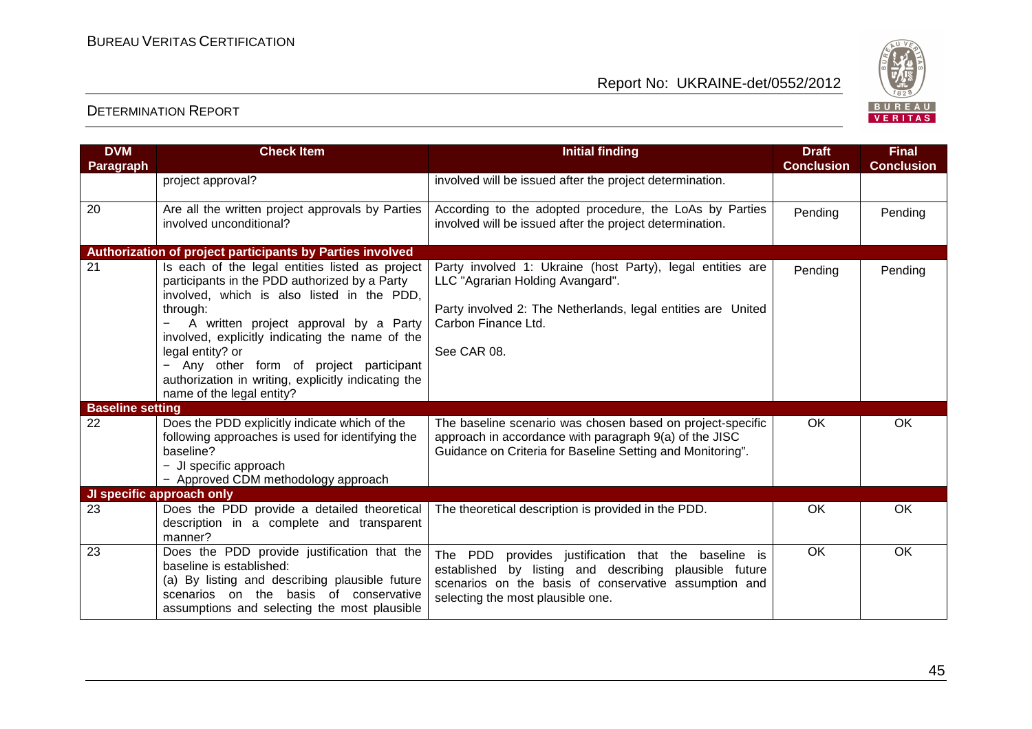| DVM Paragraph | Check Item | Initial finding | Draft Conclusion | Final Conclusion |
|---|---|---|---|---|
| | project approval? | involved will be issued after the project determination. | | |
| 20 | Are all the written project approvals by Parties involved unconditional? | According to the adopted procedure, the LoAs by Parties involved will be issued after the project determination. | Pending | Pending |
| **Authorization of project participants by Parties involved** | | | | |
| 21 | Is each of the legal entities listed as project participants in the PDD authorized by a Party involved, which is also listed in the PDD, through:<br>− A written project approval by a Party involved, explicitly indicating the name of the legal entity? or<br>− Any other form of project participant authorization in writing, explicitly indicating the name of the legal entity? | Party involved 1: Ukraine (host Party), legal entities are LLC "Agrarian Holding Avangard".<br><br>Party involved 2: The Netherlands, legal entities are United Carbon Finance Ltd.<br><br>See CAR 08. | Pending | Pending |
| **Baseline setting** | | | | |
| 22 | Does the PDD explicitly indicate which of the following approaches is used for identifying the baseline?<br>− JI specific approach<br>− Approved CDM methodology approach | The baseline scenario was chosen based on project-specific approach in accordance with paragraph 9(a) of the JISC Guidance on Criteria for Baseline Setting and Monitoring". | OK | OK |
| **JI specific approach only** | | | | |
| 23 | Does the PDD provide a detailed theoretical description in a complete and transparent manner? | The theoretical description is provided in the PDD. | OK | OK |
| 23 | Does the PDD provide justification that the baseline is established:<br>(a) By listing and describing plausible future scenarios on the basis of conservative assumptions and selecting the most plausible | The PDD provides justification that the baseline is established by listing and describing plausible future scenarios on the basis of conservative assumption and selecting the most plausible one. | OK | OK |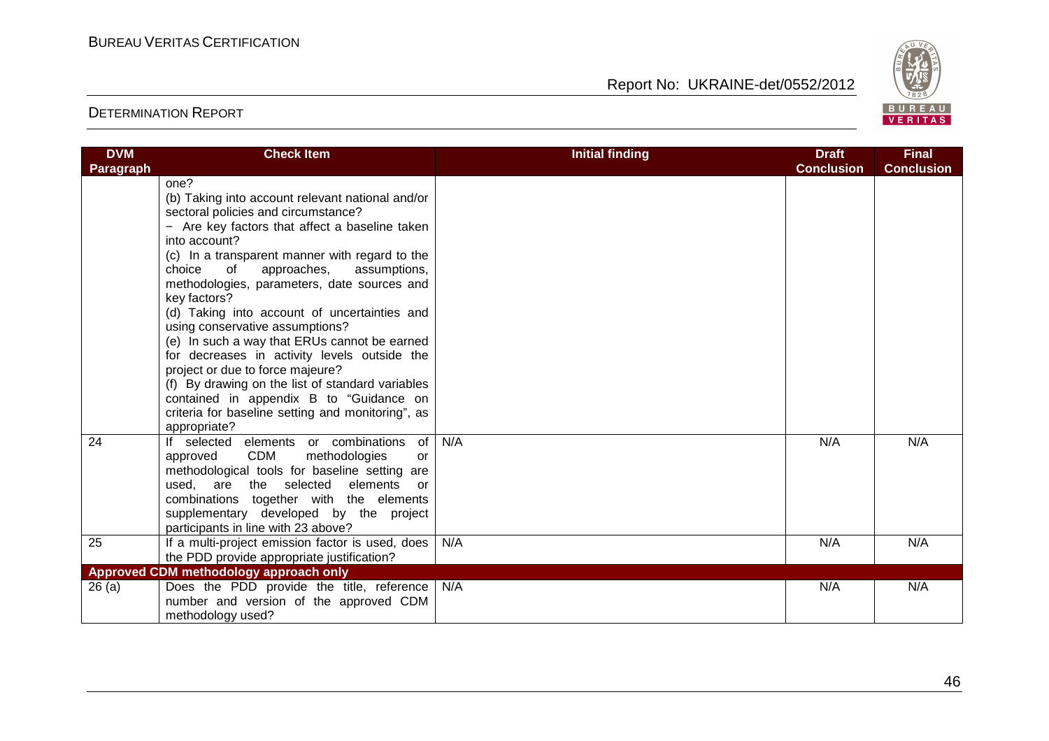| DVM Paragraph | Check Item | Initial finding | Draft Conclusion | Final Conclusion |
|---|---|---|---|---|
| | one?<br>(b) Taking into account relevant national and/or sectoral policies and circumstance?<br>− Are key factors that affect a baseline taken into account?<br>(c) In a transparent manner with regard to the choice of approaches, assumptions, methodologies, parameters, date sources and key factors?<br>(d) Taking into account of uncertainties and using conservative assumptions?<br>(e) In such a way that ERUs cannot be earned for decreases in activity levels outside the project or due to force majeure?<br>(f) By drawing on the list of standard variables contained in appendix B to "Guidance on criteria for baseline setting and monitoring", as appropriate? | | | |
| 24 | If selected elements or combinations of approved CDM methodologies or methodological tools for baseline setting are used, are the selected elements or combinations together with the elements supplementary developed by the project participants in line with 23 above? | N/A | N/A | N/A |
| 25 | If a multi-project emission factor is used, does the PDD provide appropriate justification? | N/A | N/A | N/A |
| **Approved CDM methodology approach only** | | | | |
| 26 (a) | Does the PDD provide the title, reference number and version of the approved CDM methodology used? | N/A | N/A | N/A |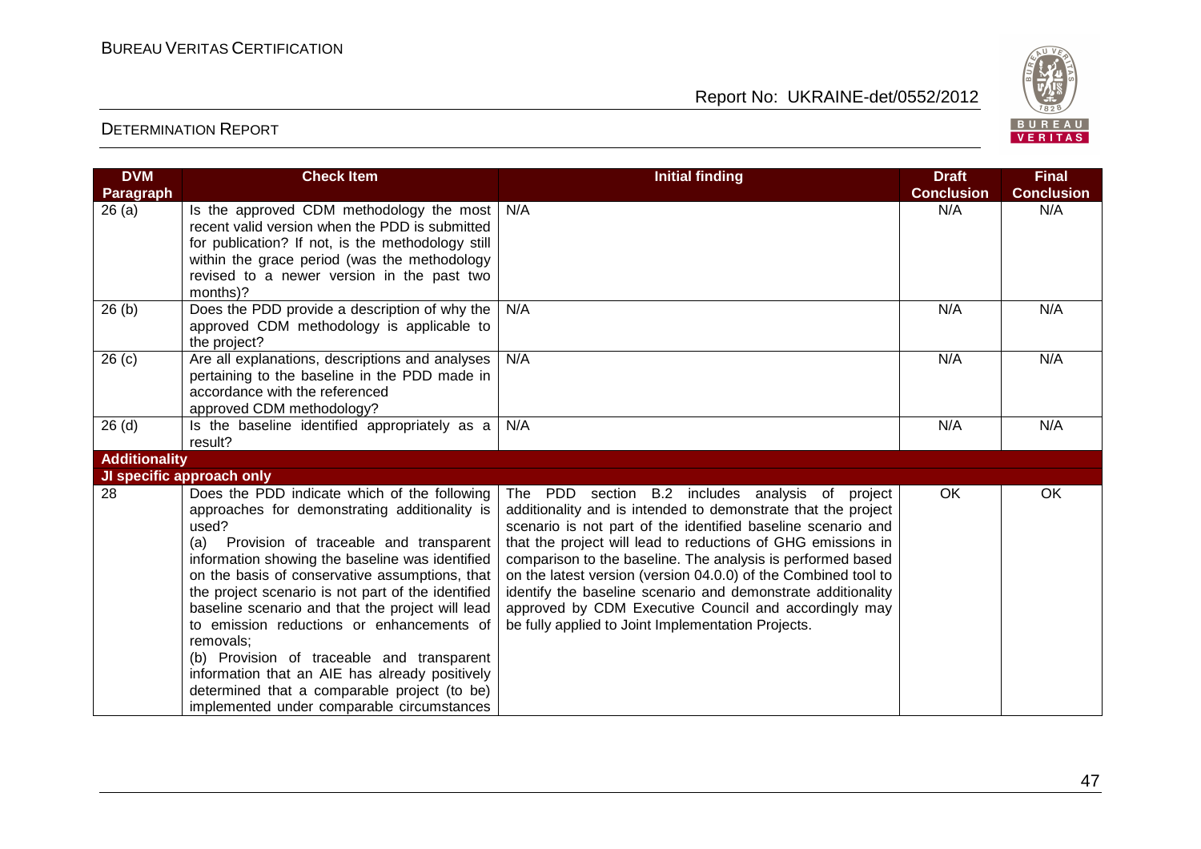| DVM Paragraph | Check Item | Initial finding | Draft Conclusion | Final Conclusion |
|---|---|---|---|---|
| 26 (a) | Is the approved CDM methodology the most recent valid version when the PDD is submitted for publication? If not, is the methodology still within the grace period (was the methodology revised to a newer version in the past two months)? | N/A | N/A | N/A |
| 26 (b) | Does the PDD provide a description of why the approved CDM methodology is applicable to the project? | N/A | N/A | N/A |
| 26 (c) | Are all explanations, descriptions and analyses pertaining to the baseline in the PDD made in accordance with the referenced approved CDM methodology? | N/A | N/A | N/A |
| 26 (d) | Is the baseline identified appropriately as a result? | N/A | N/A | N/A |
| **Additionality** | | | | |
| **JI specific approach only** | | | | |
| 28 | Does the PDD indicate which of the following approaches for demonstrating additionality is used?<br>(a) Provision of traceable and transparent information showing the baseline was identified on the basis of conservative assumptions, that the project scenario is not part of the identified baseline scenario and that the project will lead to emission reductions or enhancements of removals;<br>(b) Provision of traceable and transparent information that an AIE has already positively determined that a comparable project (to be) implemented under comparable circumstances | The PDD section B.2 includes analysis of project additionality and is intended to demonstrate that the project scenario is not part of the identified baseline scenario and that the project will lead to reductions of GHG emissions in comparison to the baseline. The analysis is performed based on the latest version (version 04.0.0) of the Combined tool to identify the baseline scenario and demonstrate additionality approved by CDM Executive Council and accordingly may be fully applied to Joint Implementation Projects. | OK | OK |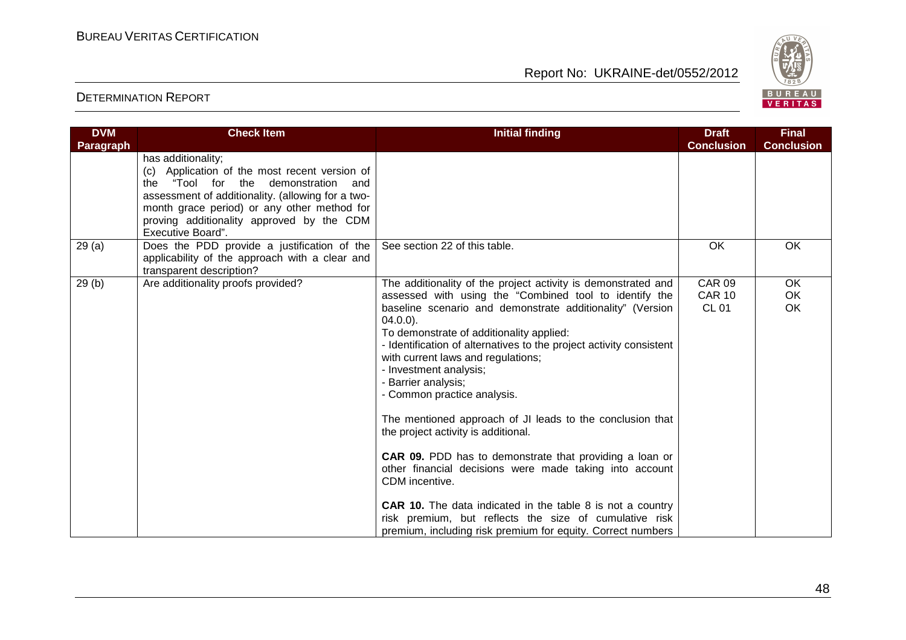| DVM Paragraph | Check Item | Initial finding | Draft Conclusion | Final Conclusion |
|---|---|---|---|---|
| | has additionality;<br>(c) Application of the most recent version of the "Tool for the demonstration and assessment of additionality. (allowing for a two-month grace period) or any other method for proving additionality approved by the CDM Executive Board". | | | |
| 29 (a) | Does the PDD provide a justification of the applicability of the approach with a clear and transparent description? | See section 22 of this table. | OK | OK |
| 29 (b) | Are additionality proofs provided? | The additionality of the project activity is demonstrated and assessed with using the "Combined tool to identify the baseline scenario and demonstrate additionality" (Version 04.0.0).<br>To demonstrate of additionality applied:<br>- Identification of alternatives to the project activity consistent with current laws and regulations;<br>- Investment analysis;<br>- Barrier analysis;<br>- Common practice analysis.<br><br>The mentioned approach of JI leads to the conclusion that the project activity is additional.<br><br>**CAR 09.** PDD has to demonstrate that providing a loan or other financial decisions were made taking into account CDM incentive.<br><br>**CAR 10.** The data indicated in the table 8 is not a country risk premium, but reflects the size of cumulative risk premium, including risk premium for equity. Correct numbers | CAR 09<br>CAR 10<br>CL 01 | OK<br>OK<br>OK |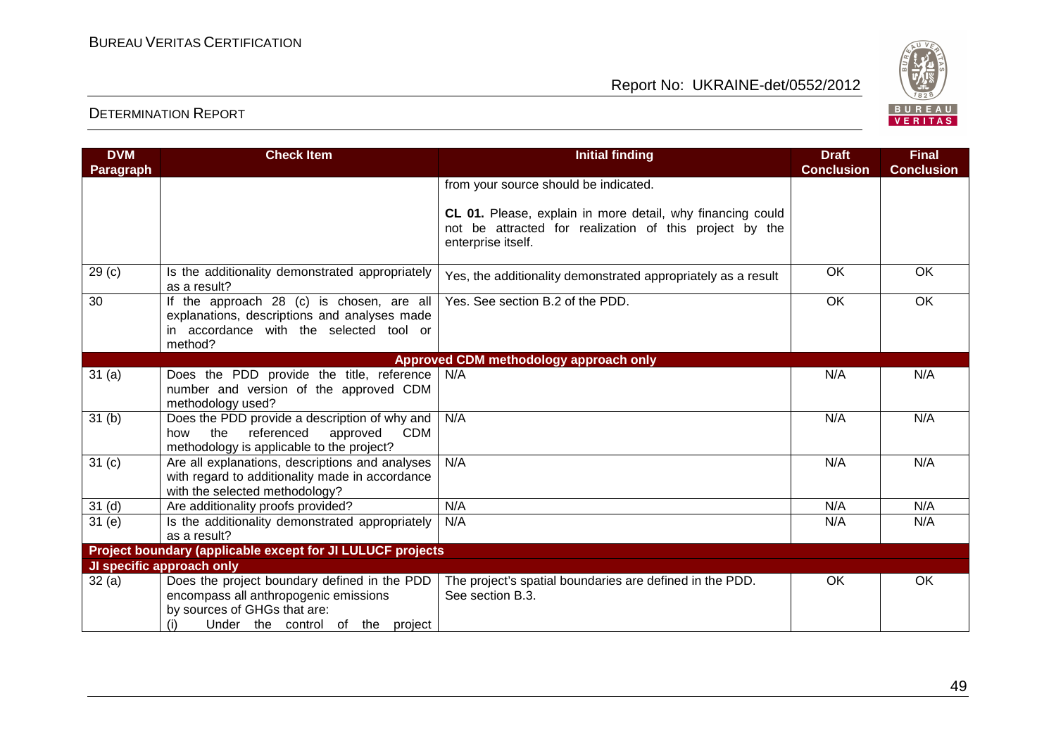| DVM Paragraph | Check Item | Initial finding | Draft Conclusion | Final Conclusion |
|---|---|---|---|---|
| | | from your source should be indicated.<br><br>**CL 01.** Please, explain in more detail, why financing could not be attracted for realization of this project by the enterprise itself. | | |
| 29 (c) | Is the additionality demonstrated appropriately as a result? | Yes, the additionality demonstrated appropriately as a result | OK | OK |
| 30 | If the approach 28 (c) is chosen, are all explanations, descriptions and analyses made in accordance with the selected tool or method? | Yes. See section B.2 of the PDD. | OK | OK |
| **Approved CDM methodology approach only** | | | | |
| 31 (a) | Does the PDD provide the title, reference number and version of the approved CDM methodology used? | N/A | N/A | N/A |
| 31 (b) | Does the PDD provide a description of why and how the referenced approved CDM methodology is applicable to the project? | N/A | N/A | N/A |
| 31 (c) | Are all explanations, descriptions and analyses with regard to additionality made in accordance with the selected methodology? | N/A | N/A | N/A |
| 31 (d) | Are additionality proofs provided? | N/A | N/A | N/A |
| 31 (e) | Is the additionality demonstrated appropriately as a result? | N/A | N/A | N/A |
| **Project boundary (applicable except for JI LULUCF projects** | | | | |
| **JI specific approach only** | | | | |
| 32 (a) | Does the project boundary defined in the PDD encompass all anthropogenic emissions by sources of GHGs that are:<br>(i) Under the control of the project | The project's spatial boundaries are defined in the PDD. See section B.3. | OK | OK |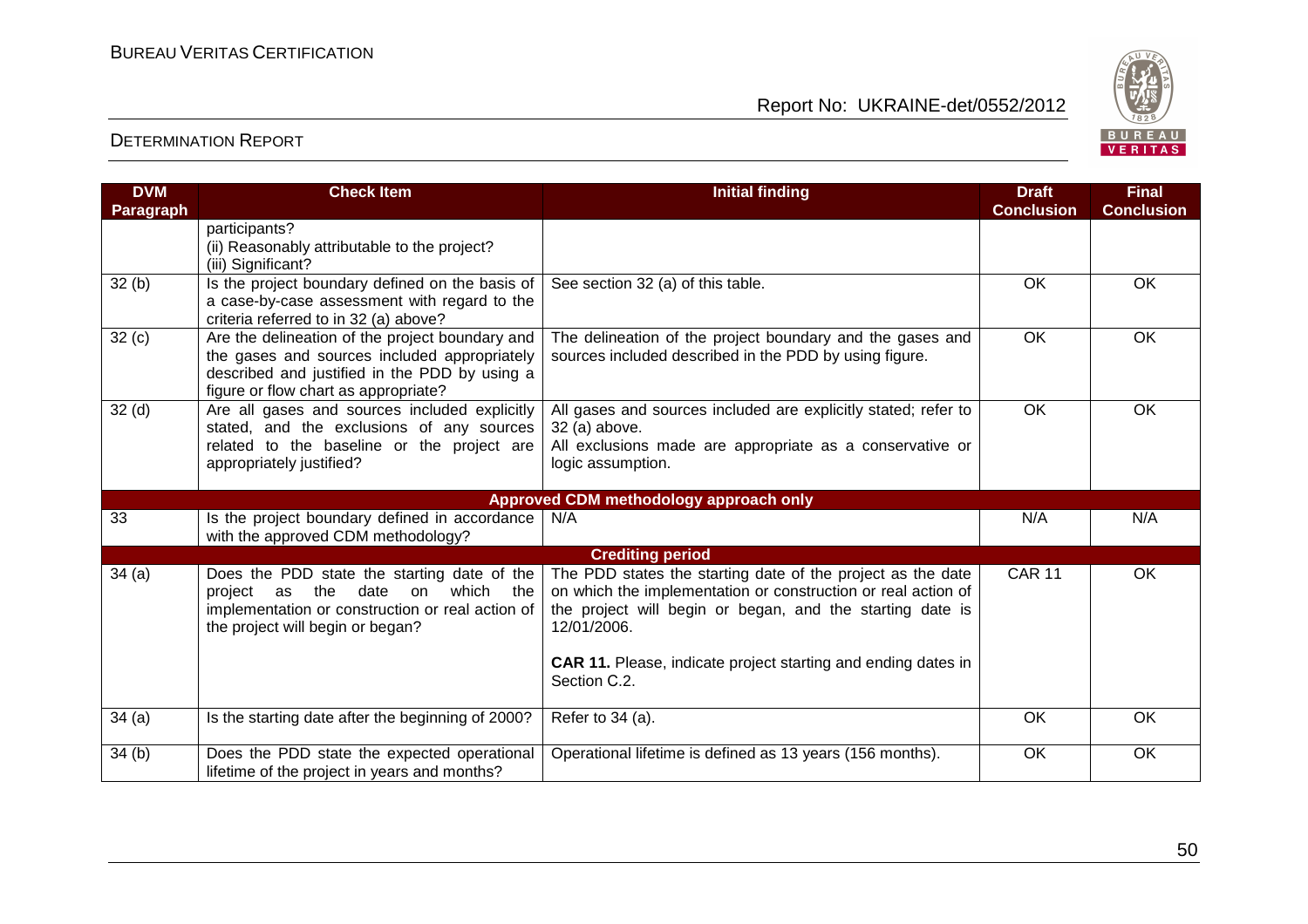| DVM Paragraph | Check Item | Initial finding | Draft Conclusion | Final Conclusion |
|---|---|---|---|---|
| | participants?<br>(ii) Reasonably attributable to the project?<br>(iii) Significant? | | | |
| 32 (b) | Is the project boundary defined on the basis of a case-by-case assessment with regard to the criteria referred to in 32 (a) above? | See section 32 (a) of this table. | OK | OK |
| 32 (c) | Are the delineation of the project boundary and the gases and sources included appropriately described and justified in the PDD by using a figure or flow chart as appropriate? | The delineation of the project boundary and the gases and sources included described in the PDD by using figure. | OK | OK |
| 32 (d) | Are all gases and sources included explicitly stated, and the exclusions of any sources related to the baseline or the project are appropriately justified? | All gases and sources included are explicitly stated; refer to 32 (a) above.<br>All exclusions made are appropriate as a conservative or logic assumption. | OK | OK |
| | | **Approved CDM methodology approach only** | | |
| 33 | Is the project boundary defined in accordance with the approved CDM methodology? | N/A | N/A | N/A |
| | | **Crediting period** | | |
| 34 (a) | Does the PDD state the starting date of the project as the date on which the implementation or construction or real action of the project will begin or began? | The PDD states the starting date of the project as the date on which the implementation or construction or real action of the project will begin or began, and the starting date is 12/01/2006.<br><br>**CAR 11.** Please, indicate project starting and ending dates in Section C.2. | CAR 11 | OK |
| 34 (a) | Is the starting date after the beginning of 2000? | Refer to 34 (a). | OK | OK |
| 34 (b) | Does the PDD state the expected operational lifetime of the project in years and months? | Operational lifetime is defined as 13 years (156 months). | OK | OK |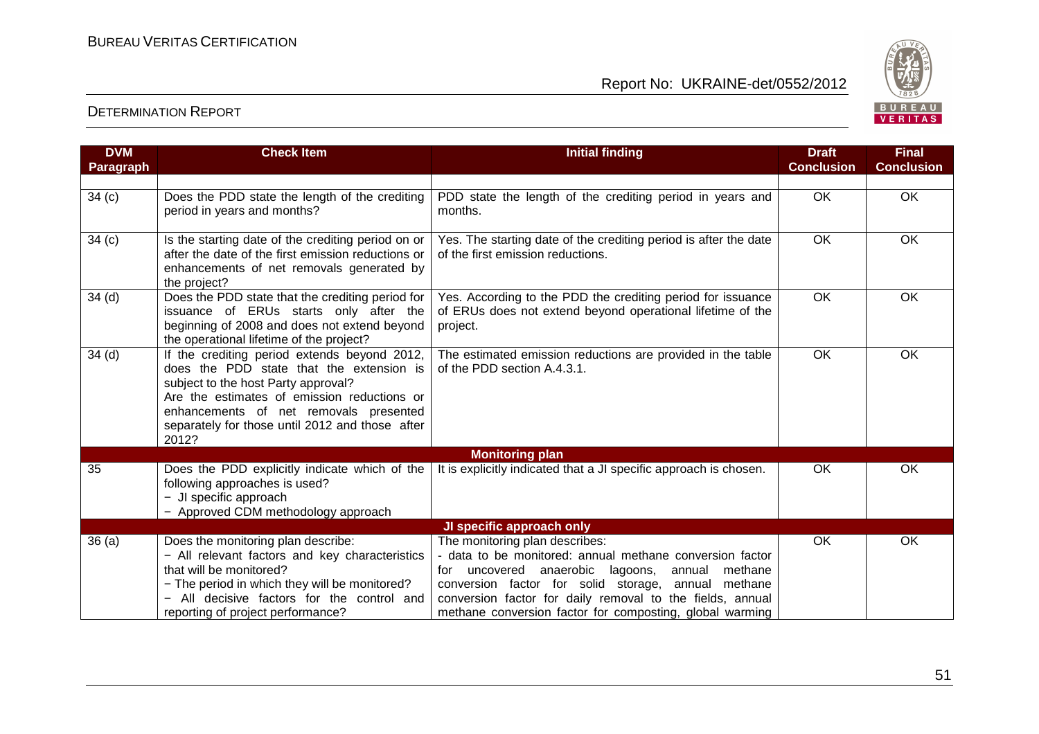| DVM Paragraph | Check Item | Initial finding | Draft Conclusion | Final Conclusion |
|---|---|---|---|---|
| 34 (c) | Does the PDD state the length of the crediting period in years and months? | PDD state the length of the crediting period in years and months. | OK | OK |
| 34 (c) | Is the starting date of the crediting period on or after the date of the first emission reductions or enhancements of net removals generated by the project? | Yes. The starting date of the crediting period is after the date of the first emission reductions. | OK | OK |
| 34 (d) | Does the PDD state that the crediting period for issuance of ERUs starts only after the beginning of 2008 and does not extend beyond the operational lifetime of the project? | Yes. According to the PDD the crediting period for issuance of ERUs does not extend beyond operational lifetime of the project. | OK | OK |
| 34 (d) | If the crediting period extends beyond 2012, does the PDD state that the extension is subject to the host Party approval? Are the estimates of emission reductions or enhancements of net removals presented separately for those until 2012 and those after 2012? | The estimated emission reductions are provided in the table of the PDD section A.4.3.1. | OK | OK |
| | | **Monitoring plan** | | |
| 35 | Does the PDD explicitly indicate which of the following approaches is used?<br>− JI specific approach<br>− Approved CDM methodology approach | It is explicitly indicated that a JI specific approach is chosen. | OK | OK |
| | | **JI specific approach only** | | |
| 36 (a) | Does the monitoring plan describe:<br>− All relevant factors and key characteristics that will be monitored?<br>− The period in which they will be monitored?<br>− All decisive factors for the control and reporting of project performance? | The monitoring plan describes:<br>- data to be monitored: annual methane conversion factor for uncovered anaerobic lagoons, annual methane conversion factor for solid storage, annual methane conversion factor for daily removal to the fields, annual methane conversion factor for composting, global warming | OK | OK |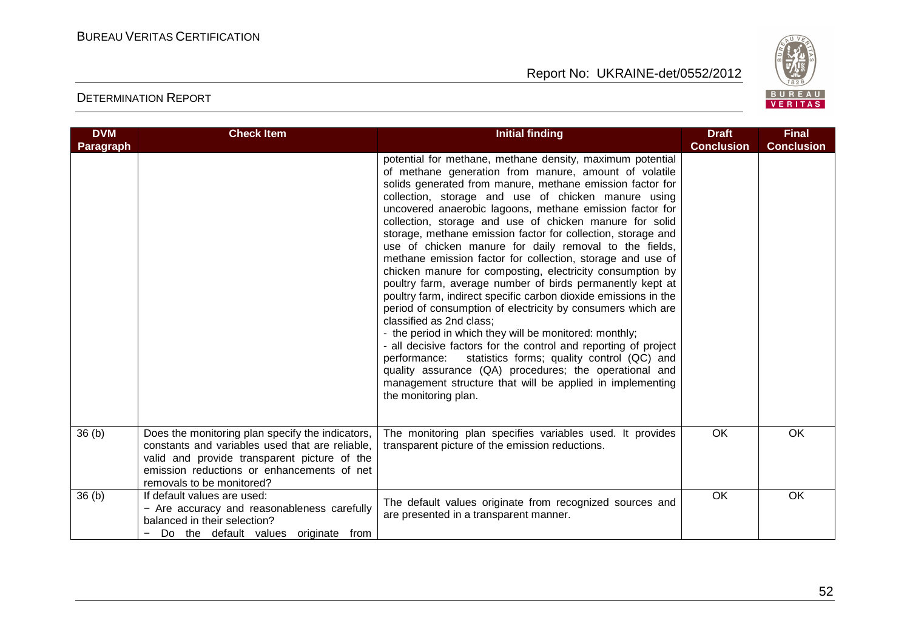| DVM Paragraph | Check Item | Initial finding | Draft Conclusion | Final Conclusion |
|---|---|---|---|---|
| | | potential for methane, methane density, maximum potential of methane generation from manure, amount of volatile solids generated from manure, methane emission factor for collection, storage and use of chicken manure using uncovered anaerobic lagoons, methane emission factor for collection, storage and use of chicken manure for solid storage, methane emission factor for collection, storage and use of chicken manure for daily removal to the fields, methane emission factor for collection, storage and use of chicken manure for composting, electricity consumption by poultry farm, average number of birds permanently kept at poultry farm, indirect specific carbon dioxide emissions in the period of consumption of electricity by consumers which are classified as 2nd class;<br>- the period in which they will be monitored: monthly;<br>- all decisive factors for the control and reporting of project performance: statistics forms; quality control (QC) and quality assurance (QA) procedures; the operational and management structure that will be applied in implementing the monitoring plan. | | |
| 36 (b) | Does the monitoring plan specify the indicators, constants and variables used that are reliable, valid and provide transparent picture of the emission reductions or enhancements of net removals to be monitored? | The monitoring plan specifies variables used. It provides transparent picture of the emission reductions. | OK | OK |
| 36 (b) | If default values are used:<br>− Are accuracy and reasonableness carefully balanced in their selection?<br>− Do the default values originate from | The default values originate from recognized sources and are presented in a transparent manner. | OK | OK |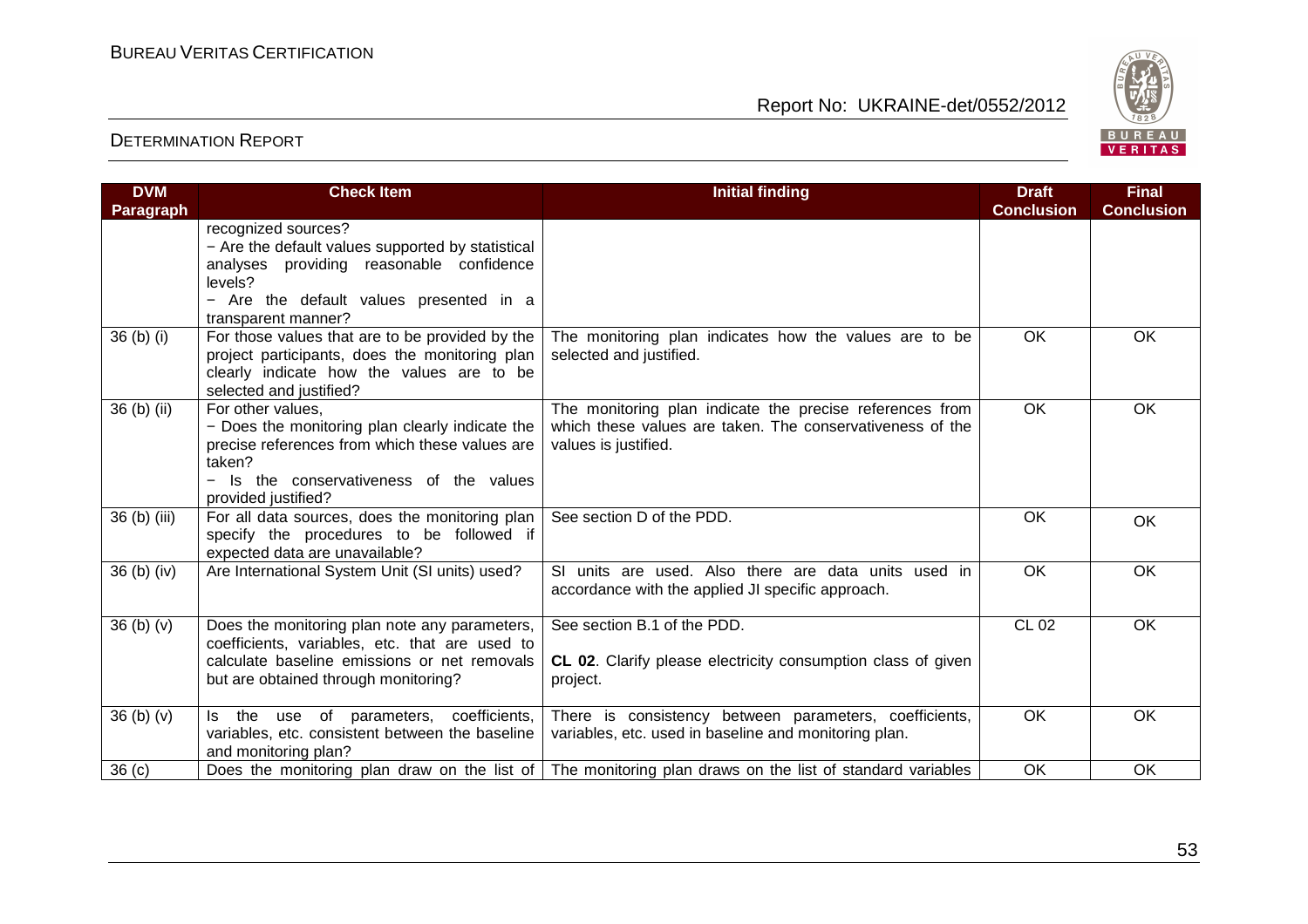| DVM Paragraph | Check Item | Initial finding | Draft Conclusion | Final Conclusion |
|---|---|---|---|---|
| | recognized sources?<br>− Are the default values supported by statistical analyses providing reasonable confidence levels?<br>− Are the default values presented in a transparent manner? | | | |
| 36 (b) (i) | For those values that are to be provided by the project participants, does the monitoring plan clearly indicate how the values are to be selected and justified? | The monitoring plan indicates how the values are to be selected and justified. | OK | OK |
| 36 (b) (ii) | For other values,<br>− Does the monitoring plan clearly indicate the precise references from which these values are taken?<br>− Is the conservativeness of the values provided justified? | The monitoring plan indicate the precise references from which these values are taken. The conservativeness of the values is justified. | OK | OK |
| 36 (b) (iii) | For all data sources, does the monitoring plan specify the procedures to be followed if expected data are unavailable? | See section D of the PDD. | OK | OK |
| 36 (b) (iv) | Are International System Unit (SI units) used? | SI units are used. Also there are data units used in accordance with the applied JI specific approach. | OK | OK |
| 36 (b) (v) | Does the monitoring plan note any parameters, coefficients, variables, etc. that are used to calculate baseline emissions or net removals but are obtained through monitoring? | See section B.1 of the PDD.<br><br>**CL 02**. Clarify please electricity consumption class of given project. | CL 02 | OK |
| 36 (b) (v) | Is the use of parameters, coefficients, variables, etc. consistent between the baseline and monitoring plan? | There is consistency between parameters, coefficients, variables, etc. used in baseline and monitoring plan. | OK | OK |
| 36 (c) | Does the monitoring plan draw on the list of | The monitoring plan draws on the list of standard variables | OK | OK |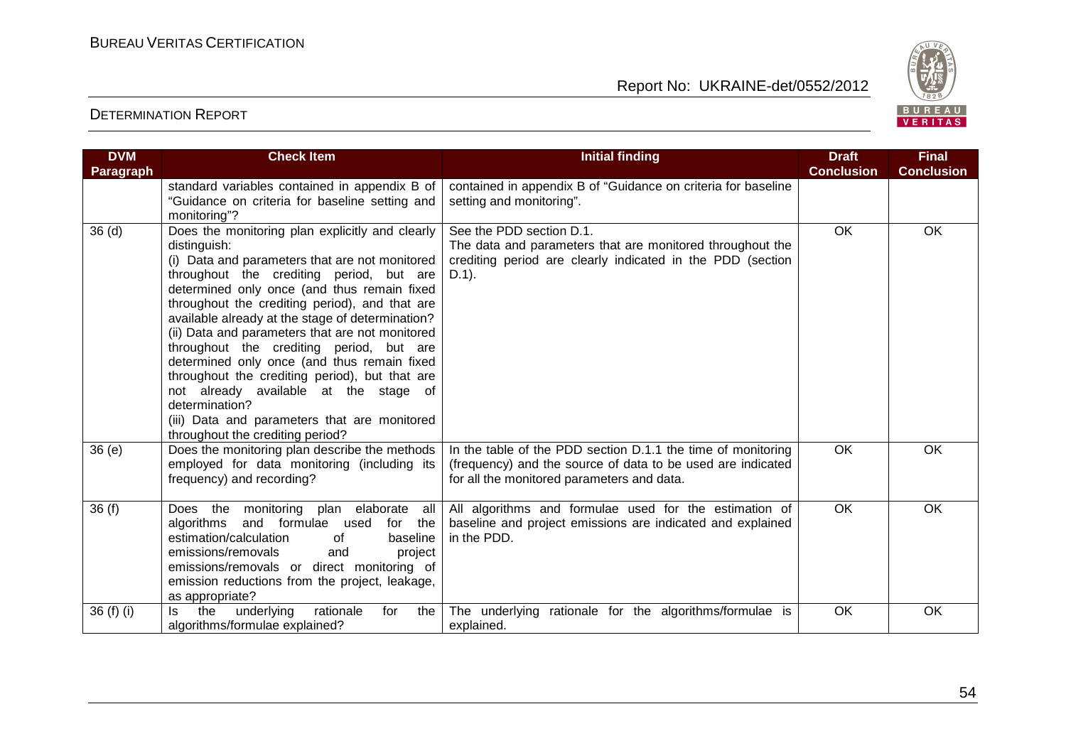| DVM Paragraph | Check Item | Initial finding | Draft Conclusion | Final Conclusion |
|---|---|---|---|---|
| | standard variables contained in appendix B of "Guidance on criteria for baseline setting and monitoring"? | contained in appendix B of "Guidance on criteria for baseline setting and monitoring". | | |
| 36 (d) | Does the monitoring plan explicitly and clearly distinguish:<br>(i) Data and parameters that are not monitored throughout the crediting period, but are determined only once (and thus remain fixed throughout the crediting period), and that are available already at the stage of determination?<br>(ii) Data and parameters that are not monitored throughout the crediting period, but are determined only once (and thus remain fixed throughout the crediting period), but that are not already available at the stage of determination?<br>(iii) Data and parameters that are monitored throughout the crediting period? | See the PDD section D.1.<br>The data and parameters that are monitored throughout the crediting period are clearly indicated in the PDD (section D.1). | OK | OK |
| 36 (e) | Does the monitoring plan describe the methods employed for data monitoring (including its frequency) and recording? | In the table of the PDD section D.1.1 the time of monitoring (frequency) and the source of data to be used are indicated for all the monitored parameters and data. | OK | OK |
| 36 (f) | Does the monitoring plan elaborate all algorithms and formulae used for the estimation/calculation of baseline emissions/removals and project emissions/removals or direct monitoring of emission reductions from the project, leakage, as appropriate? | All algorithms and formulae used for the estimation of baseline and project emissions are indicated and explained in the PDD. | OK | OK |
| 36 (f) (i) | Is the underlying rationale for the algorithms/formulae explained? | The underlying rationale for the algorithms/formulae is explained. | OK | OK |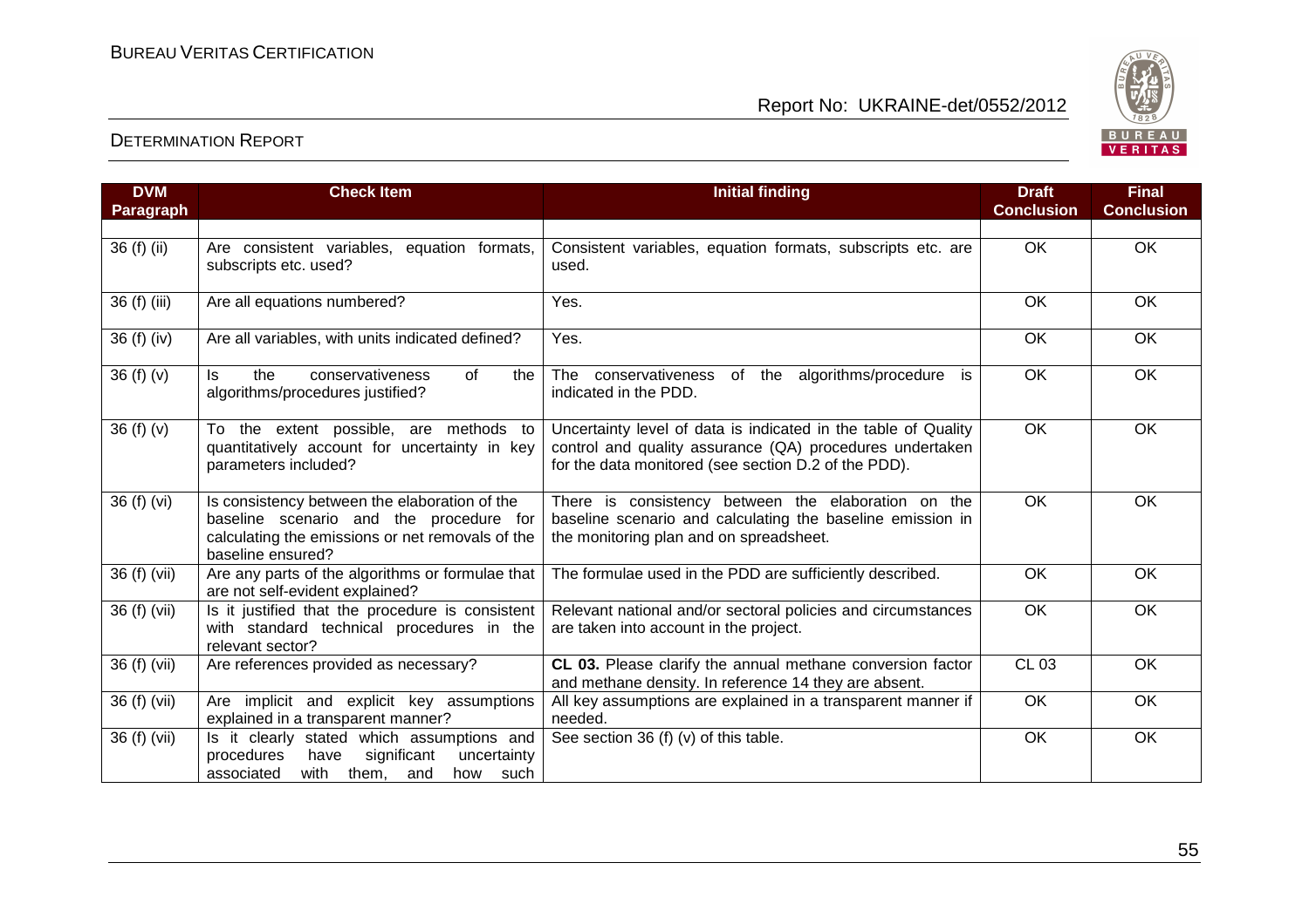| DVM Paragraph | Check Item | Initial finding | Draft Conclusion | Final Conclusion |
|---|---|---|---|---|
| | | | | |
| 36 (f) (ii) | Are consistent variables, equation formats, subscripts etc. used? | Consistent variables, equation formats, subscripts etc. are used. | OK | OK |
| 36 (f) (iii) | Are all equations numbered? | Yes. | OK | OK |
| 36 (f) (iv) | Are all variables, with units indicated defined? | Yes. | OK | OK |
| 36 (f) (v) | Is the conservativeness of the algorithms/procedures justified? | The conservativeness of the algorithms/procedure is indicated in the PDD. | OK | OK |
| 36 (f) (v) | To the extent possible, are methods to quantitatively account for uncertainty in key parameters included? | Uncertainty level of data is indicated in the table of Quality control and quality assurance (QA) procedures undertaken for the data monitored (see section D.2 of the PDD). | OK | OK |
| 36 (f) (vi) | Is consistency between the elaboration of the baseline scenario and the procedure for calculating the emissions or net removals of the baseline ensured? | There is consistency between the elaboration on the baseline scenario and calculating the baseline emission in the monitoring plan and on spreadsheet. | OK | OK |
| 36 (f) (vii) | Are any parts of the algorithms or formulae that are not self-evident explained? | The formulae used in the PDD are sufficiently described. | OK | OK |
| 36 (f) (vii) | Is it justified that the procedure is consistent with standard technical procedures in the relevant sector? | Relevant national and/or sectoral policies and circumstances are taken into account in the project. | OK | OK |
| 36 (f) (vii) | Are references provided as necessary? | **CL 03.** Please clarify the annual methane conversion factor and methane density. In reference 14 they are absent. | CL 03 | OK |
| 36 (f) (vii) | Are implicit and explicit key assumptions explained in a transparent manner? | All key assumptions are explained in a transparent manner if needed. | OK | OK |
| 36 (f) (vii) | Is it clearly stated which assumptions and procedures have significant uncertainty associated with them, and how such | See section 36 (f) (v) of this table. | OK | OK |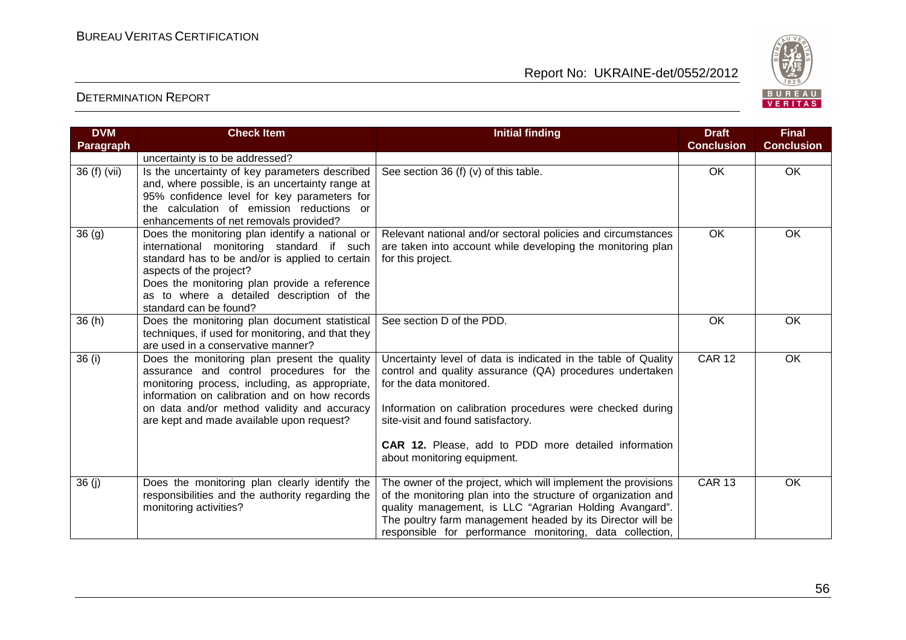| DVM Paragraph | Check Item | Initial finding | Draft Conclusion | Final Conclusion |
|---|---|---|---|---|
| | uncertainty is to be addressed? | | | |
| 36 (f) (vii) | Is the uncertainty of key parameters described and, where possible, is an uncertainty range at 95% confidence level for key parameters for the calculation of emission reductions or enhancements of net removals provided? | See section 36 (f) (v) of this table. | OK | OK |
| 36 (g) | Does the monitoring plan identify a national or international monitoring standard if such standard has to be and/or is applied to certain aspects of the project? Does the monitoring plan provide a reference as to where a detailed description of the standard can be found? | Relevant national and/or sectoral policies and circumstances are taken into account while developing the monitoring plan for this project. | OK | OK |
| 36 (h) | Does the monitoring plan document statistical techniques, if used for monitoring, and that they are used in a conservative manner? | See section D of the PDD. | OK | OK |
| 36 (i) | Does the monitoring plan present the quality assurance and control procedures for the monitoring process, including, as appropriate, information on calibration and on how records on data and/or method validity and accuracy are kept and made available upon request? | Uncertainty level of data is indicated in the table of Quality control and quality assurance (QA) procedures undertaken for the data monitored.<br><br>Information on calibration procedures were checked during site-visit and found satisfactory.<br><br>**CAR 12.** Please, add to PDD more detailed information about monitoring equipment. | CAR 12 | OK |
| 36 (j) | Does the monitoring plan clearly identify the responsibilities and the authority regarding the monitoring activities? | The owner of the project, which will implement the provisions of the monitoring plan into the structure of organization and quality management, is LLC "Agrarian Holding Avangard". The poultry farm management headed by its Director will be responsible for performance monitoring, data collection, | CAR 13 | OK |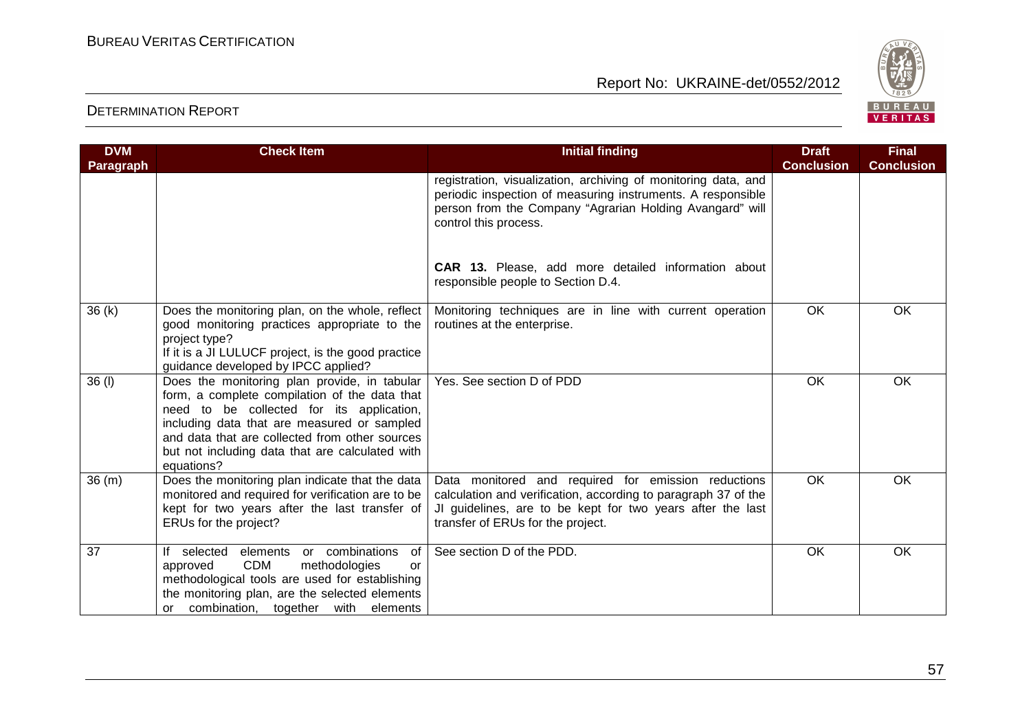| DVM Paragraph | Check Item | Initial finding | Draft Conclusion | Final Conclusion |
|---|---|---|---|---|
| | | registration, visualization, archiving of monitoring data, and periodic inspection of measuring instruments. A responsible person from the Company "Agrarian Holding Avangard" will control this process.<br><br>**CAR 13.** Please, add more detailed information about responsible people to Section D.4. | | |
| 36 (k) | Does the monitoring plan, on the whole, reflect good monitoring practices appropriate to the project type?<br>If it is a JI LULUCF project, is the good practice guidance developed by IPCC applied? | Monitoring techniques are in line with current operation routines at the enterprise. | OK | OK |
| 36 (l) | Does the monitoring plan provide, in tabular form, a complete compilation of the data that need to be collected for its application, including data that are measured or sampled and data that are collected from other sources but not including data that are calculated with equations? | Yes. See section D of PDD | OK | OK |
| 36 (m) | Does the monitoring plan indicate that the data monitored and required for verification are to be kept for two years after the last transfer of ERUs for the project? | Data monitored and required for emission reductions calculation and verification, according to paragraph 37 of the JI guidelines, are to be kept for two years after the last transfer of ERUs for the project. | OK | OK |
| 37 | If selected elements or combinations of approved CDM methodologies or methodological tools are used for establishing the monitoring plan, are the selected elements or combination, together with elements | See section D of the PDD. | OK | OK |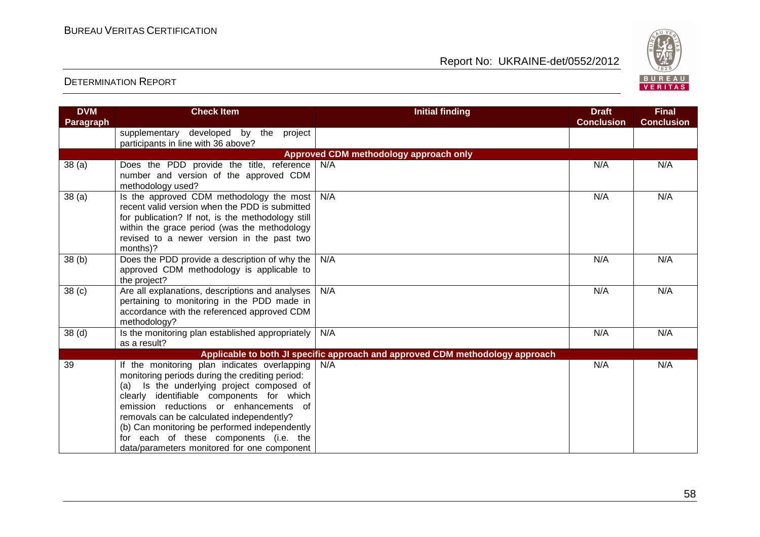| DVM Paragraph | Check Item | Initial finding | Draft Conclusion | Final Conclusion |
|---|---|---|---|---|
| | supplementary developed by the project participants in line with 36 above? | | | |
| **Approved CDM methodology approach only** | | | | |
| 38 (a) | Does the PDD provide the title, reference number and version of the approved CDM methodology used? | N/A | N/A | N/A |
| 38 (a) | Is the approved CDM methodology the most recent valid version when the PDD is submitted for publication? If not, is the methodology still within the grace period (was the methodology revised to a newer version in the past two months)? | N/A | N/A | N/A |
| 38 (b) | Does the PDD provide a description of why the approved CDM methodology is applicable to the project? | N/A | N/A | N/A |
| 38 (c) | Are all explanations, descriptions and analyses pertaining to monitoring in the PDD made in accordance with the referenced approved CDM methodology? | N/A | N/A | N/A |
| 38 (d) | Is the monitoring plan established appropriately as a result? | N/A | N/A | N/A |
| **Applicable to both JI specific approach and approved CDM methodology approach** | | | | |
| 39 | If the monitoring plan indicates overlapping monitoring periods during the crediting period: (a) Is the underlying project composed of clearly identifiable components for which emission reductions or enhancements of removals can be calculated independently? (b) Can monitoring be performed independently for each of these components (i.e. the data/parameters monitored for one component | N/A | N/A | N/A |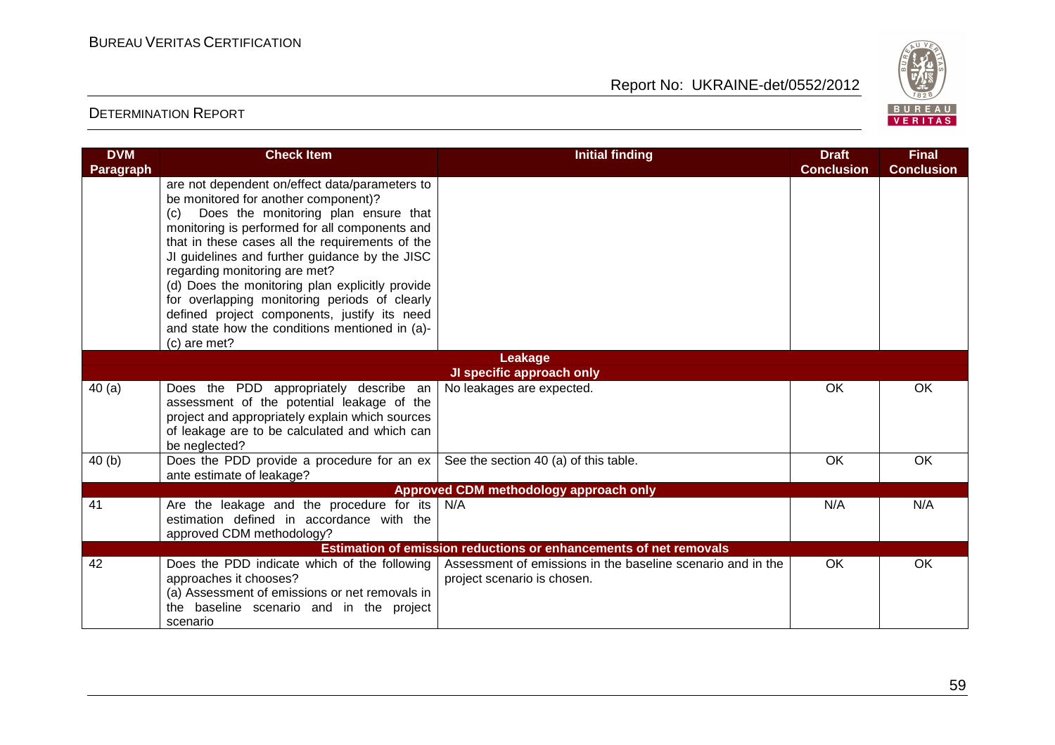| DVM Paragraph | Check Item | Initial finding | Draft Conclusion | Final Conclusion |
|---|---|---|---|---|
| | are not dependent on/effect data/parameters to be monitored for another component)?<br>(c) Does the monitoring plan ensure that monitoring is performed for all components and that in these cases all the requirements of the JI guidelines and further guidance by the JISC regarding monitoring are met?<br>(d) Does the monitoring plan explicitly provide for overlapping monitoring periods of clearly defined project components, justify its need and state how the conditions mentioned in (a)-(c) are met? | | | |
| **Leakage** | | | | |
| **JI specific approach only** | | | | |
| 40 (a) | Does the PDD appropriately describe an assessment of the potential leakage of the project and appropriately explain which sources of leakage are to be calculated and which can be neglected? | No leakages are expected. | OK | OK |
| 40 (b) | Does the PDD provide a procedure for an ex ante estimate of leakage? | See the section 40 (a) of this table. | OK | OK |
| **Approved CDM methodology approach only** | | | | |
| 41 | Are the leakage and the procedure for its estimation defined in accordance with the approved CDM methodology? | N/A | N/A | N/A |
| **Estimation of emission reductions or enhancements of net removals** | | | | |
| 42 | Does the PDD indicate which of the following approaches it chooses?<br>(a) Assessment of emissions or net removals in the baseline scenario and in the project scenario | Assessment of emissions in the baseline scenario and in the project scenario is chosen. | OK | OK |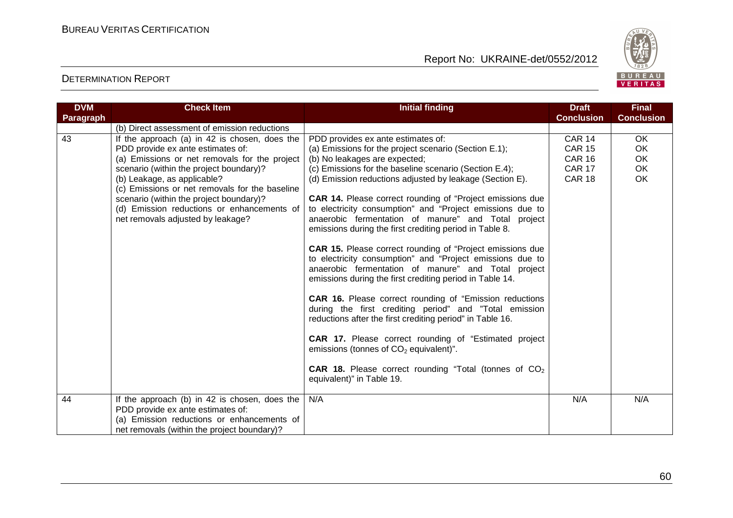| DVM Paragraph | Check Item | Initial finding | Draft Conclusion | Final Conclusion |
|---|---|---|---|---|
| | (b) Direct assessment of emission reductions | | | |
| 43 | If the approach (a) in 42 is chosen, does the PDD provide ex ante estimates of:<br>(a) Emissions or net removals for the project scenario (within the project boundary)?<br>(b) Leakage, as applicable?<br>(c) Emissions or net removals for the baseline scenario (within the project boundary)?<br>(d) Emission reductions or enhancements of net removals adjusted by leakage? | PDD provides ex ante estimates of:<br>(a) Emissions for the project scenario (Section E.1);<br>(b) No leakages are expected;<br>(c) Emissions for the baseline scenario (Section E.4);<br>(d) Emission reductions adjusted by leakage (Section E).<br><br>**CAR 14.** Please correct rounding of "Project emissions due to electricity consumption" and "Project emissions due to anaerobic fermentation of manure" and Total project emissions during the first crediting period in Table 8.<br><br>**CAR 15.** Please correct rounding of "Project emissions due to electricity consumption" and "Project emissions due to anaerobic fermentation of manure" and Total project emissions during the first crediting period in Table 14.<br><br>**CAR 16.** Please correct rounding of "Emission reductions during the first crediting period" and "Total emission reductions after the first crediting period" in Table 16.<br><br>**CAR 17.** Please correct rounding of "Estimated project emissions (tonnes of $CO_2$ equivalent)".<br><br>**CAR 18.** Please correct rounding "Total (tonnes of $CO_2$ equivalent)" in Table 19. | CAR 14<br>CAR 15<br>CAR 16<br>CAR 17<br>CAR 18 | OK<br>OK<br>OK<br>OK<br>OK |
| 44 | If the approach (b) in 42 is chosen, does the PDD provide ex ante estimates of:<br>(a) Emission reductions or enhancements of net removals (within the project boundary)? | N/A | N/A | N/A |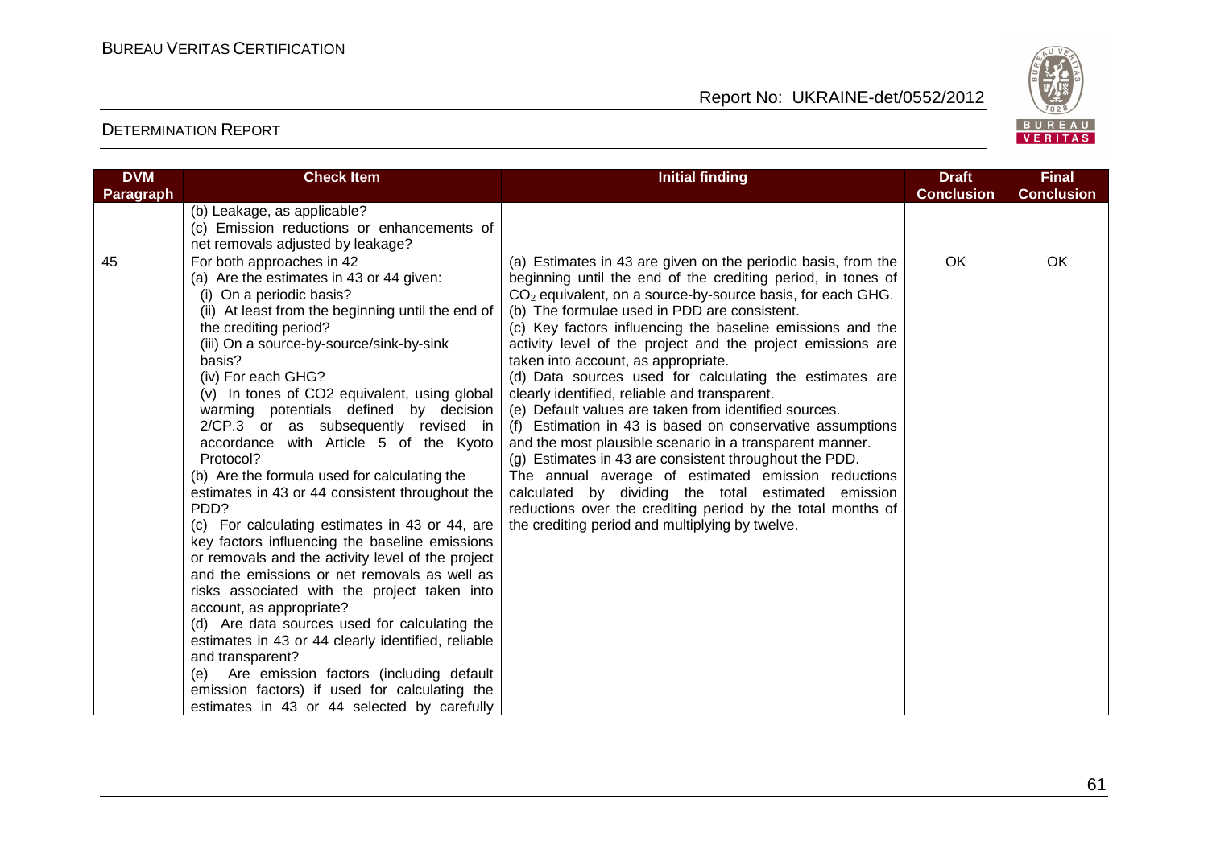| DVM Paragraph | Check Item | Initial finding | Draft Conclusion | Final Conclusion |
|---|---|---|---|---|
| | (b) Leakage, as applicable?<br>(c) Emission reductions or enhancements of net removals adjusted by leakage? | | | |
| 45 | For both approaches in 42<br>(a) Are the estimates in 43 or 44 given:<br>(i) On a periodic basis?<br>(ii) At least from the beginning until the end of the crediting period?<br>(iii) On a source-by-source/sink-by-sink basis?<br>(iv) For each GHG?<br>(v) In tones of CO2 equivalent, using global warming potentials defined by decision 2/CP.3 or as subsequently revised in accordance with Article 5 of the Kyoto Protocol?<br>(b) Are the formula used for calculating the estimates in 43 or 44 consistent throughout the PDD?<br>(c) For calculating estimates in 43 or 44, are key factors influencing the baseline emissions or removals and the activity level of the project and the emissions or net removals as well as risks associated with the project taken into account, as appropriate?<br>(d) Are data sources used for calculating the estimates in 43 or 44 clearly identified, reliable and transparent?<br>(e) Are emission factors (including default emission factors) if used for calculating the estimates in 43 or 44 selected by carefully | (a) Estimates in 43 are given on the periodic basis, from the beginning until the end of the crediting period, in tones of $CO_2$ equivalent, on a source-by-source basis, for each GHG.<br>(b) The formulae used in PDD are consistent.<br>(c) Key factors influencing the baseline emissions and the activity level of the project and the project emissions are taken into account, as appropriate.<br>(d) Data sources used for calculating the estimates are clearly identified, reliable and transparent.<br>(e) Default values are taken from identified sources.<br>(f) Estimation in 43 is based on conservative assumptions and the most plausible scenario in a transparent manner.<br>(g) Estimates in 43 are consistent throughout the PDD.<br>The annual average of estimated emission reductions calculated by dividing the total estimated emission reductions over the crediting period by the total months of the crediting period and multiplying by twelve. | OK | OK |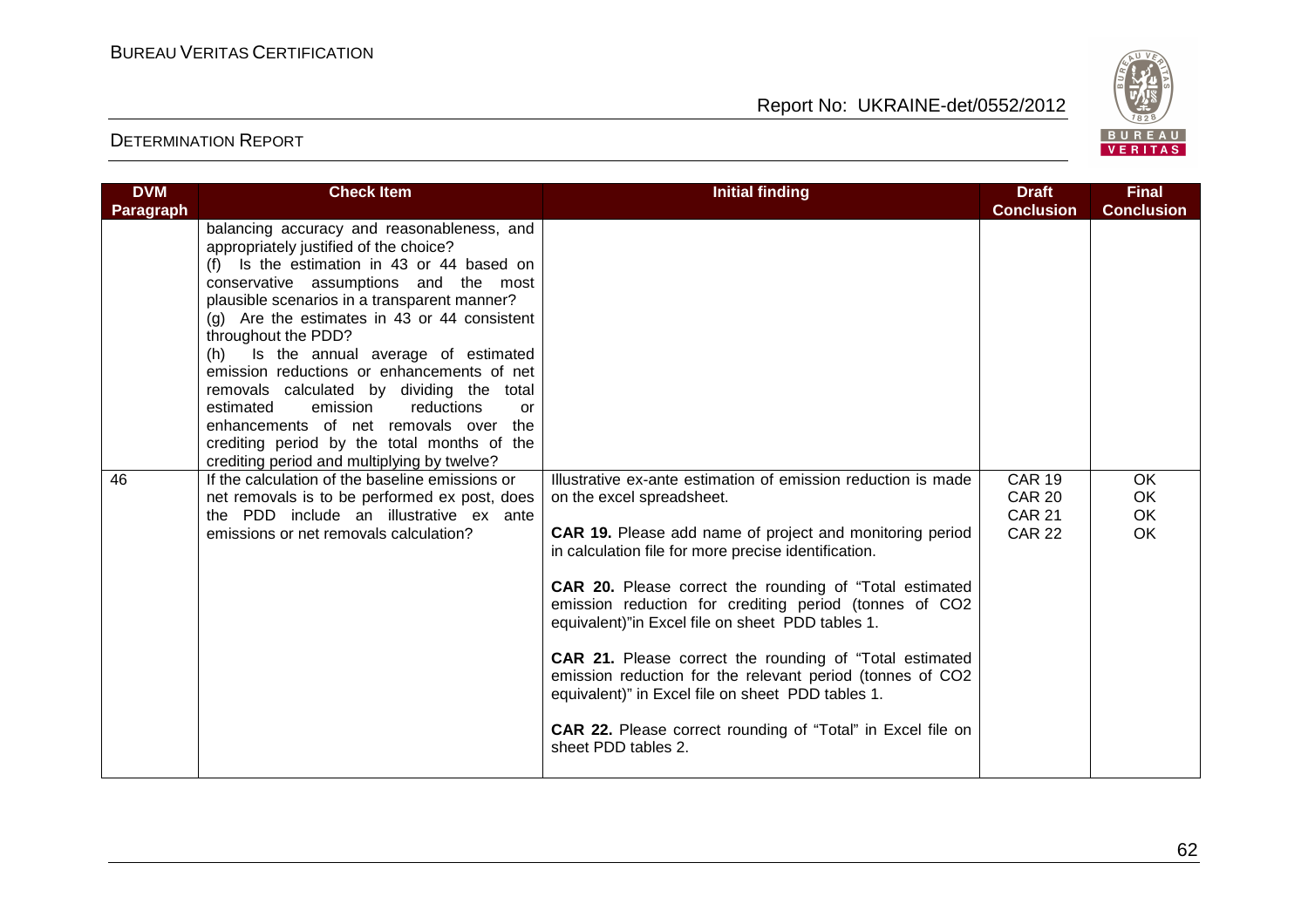| DVM Paragraph | Check Item | Initial finding | Draft Conclusion | Final Conclusion |
|---|---|---|---|---|
| | balancing accuracy and reasonableness, and appropriately justified of the choice?<br>(f) Is the estimation in 43 or 44 based on conservative assumptions and the most plausible scenarios in a transparent manner?<br>(g) Are the estimates in 43 or 44 consistent throughout the PDD?<br>(h) Is the annual average of estimated emission reductions or enhancements of net removals calculated by dividing the total estimated emission reductions or enhancements of net removals over the crediting period by the total months of the crediting period and multiplying by twelve? | | | |
| 46 | If the calculation of the baseline emissions or net removals is to be performed ex post, does the PDD include an illustrative ex ante emissions or net removals calculation? | Illustrative ex-ante estimation of emission reduction is made on the excel spreadsheet.<br><br>**CAR 19.** Please add name of project and monitoring period in calculation file for more precise identification.<br><br>**CAR 20.** Please correct the rounding of "Total estimated emission reduction for crediting period (tonnes of CO2 equivalent)"in Excel file on sheet PDD tables 1.<br><br>**CAR 21.** Please correct the rounding of "Total estimated emission reduction for the relevant period (tonnes of CO2 equivalent)" in Excel file on sheet PDD tables 1.<br><br>**CAR 22.** Please correct rounding of "Total" in Excel file on sheet PDD tables 2. | CAR 19<br>CAR 20<br>CAR 21<br>CAR 22 | OK<br>OK<br>OK<br>OK |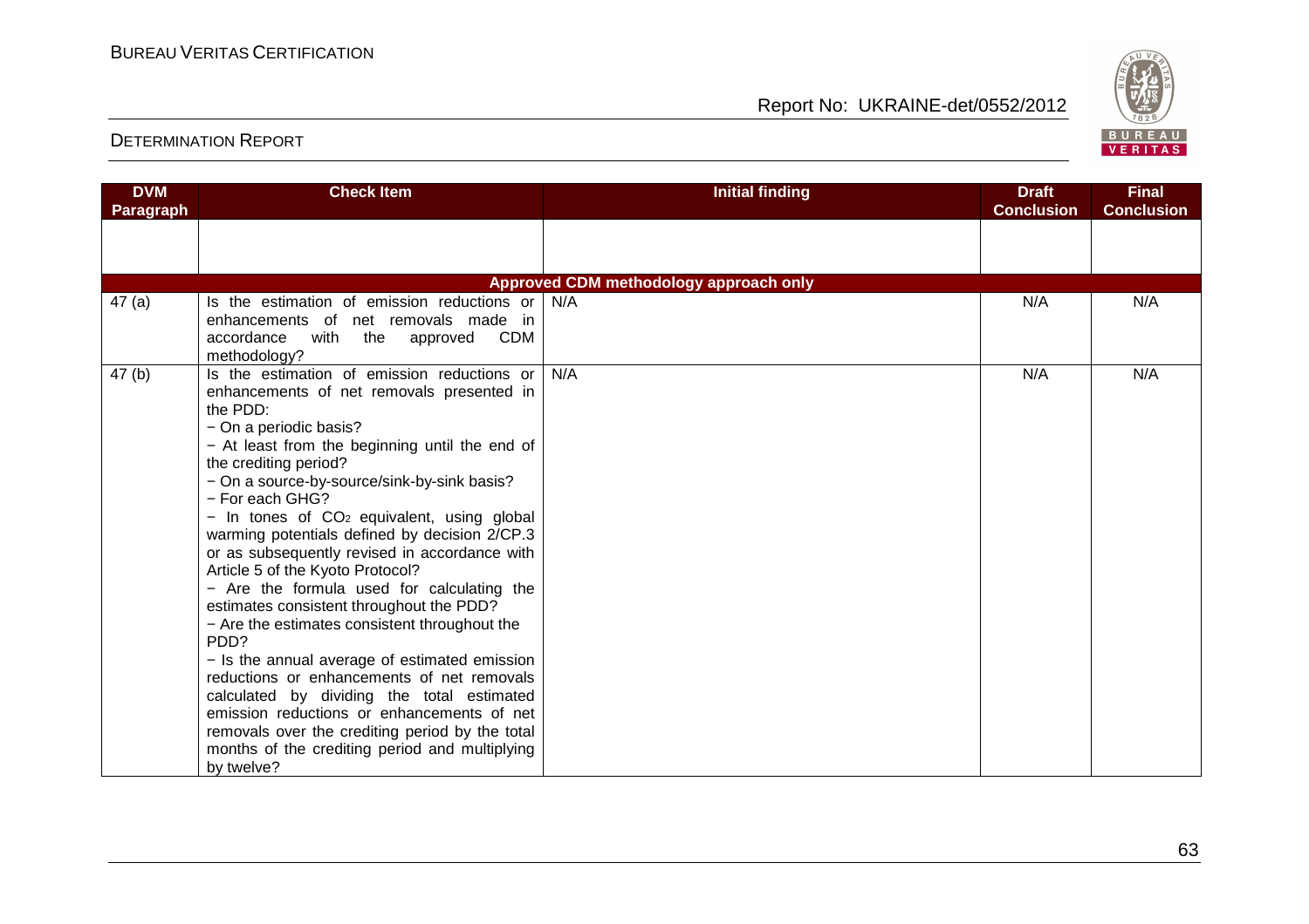| DVM Paragraph | Check Item | Initial finding | Draft Conclusion | Final Conclusion |
|---|---|---|---|---|
| | | | | |
| **Approved CDM methodology approach only** | | | | |
| 47 (a) | Is the estimation of emission reductions or enhancements of net removals made in accordance with the approved CDM methodology? | N/A | N/A | N/A |
| 47 (b) | Is the estimation of emission reductions or enhancements of net removals presented in the PDD:<br>− On a periodic basis?<br>− At least from the beginning until the end of the crediting period?<br>− On a source-by-source/sink-by-sink basis?<br>− For each GHG?<br>− In tones of $CO_2$ equivalent, using global warming potentials defined by decision 2/CP.3 or as subsequently revised in accordance with Article 5 of the Kyoto Protocol?<br>− Are the formula used for calculating the estimates consistent throughout the PDD?<br>− Are the estimates consistent throughout the PDD?<br>− Is the annual average of estimated emission reductions or enhancements of net removals calculated by dividing the total estimated emission reductions or enhancements of net removals over the crediting period by the total months of the crediting period and multiplying by twelve? | N/A | N/A | N/A |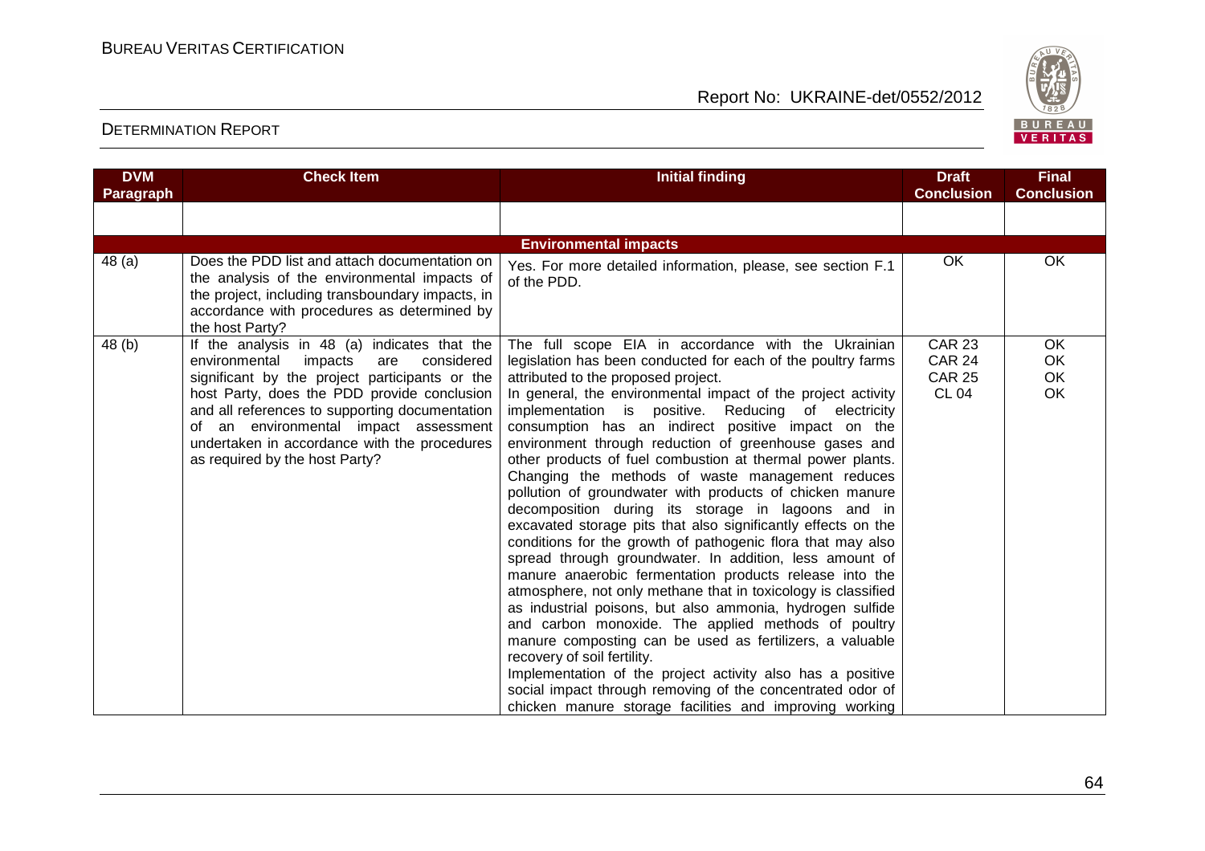# DETERMINATION REPORT

| DVM Paragraph | Check Item | Initial finding | Draft Conclusion | Final Conclusion |
|---|---|---|---|---|
| | | | | |
| | | **Environmental impacts** | | |
| 48 (a) | Does the PDD list and attach documentation on the analysis of the environmental impacts of the project, including transboundary impacts, in accordance with procedures as determined by the host Party? | Yes. For more detailed information, please, see section F.1 of the PDD. | OK | OK |
| 48 (b) | If the analysis in 48 (a) indicates that the environmental impacts are considered significant by the project participants or the host Party, does the PDD provide conclusion and all references to supporting documentation of an environmental impact assessment undertaken in accordance with the procedures as required by the host Party? | The full scope EIA in accordance with the Ukrainian legislation has been conducted for each of the poultry farms attributed to the proposed project.<br>In general, the environmental impact of the project activity implementation is positive. Reducing of electricity consumption has an indirect positive impact on the environment through reduction of greenhouse gases and other products of fuel combustion at thermal power plants. Changing the methods of waste management reduces pollution of groundwater with products of chicken manure decomposition during its storage in lagoons and in excavated storage pits that also significantly effects on the conditions for the growth of pathogenic flora that may also spread through groundwater. In addition, less amount of manure anaerobic fermentation products release into the atmosphere, not only methane that in toxicology is classified as industrial poisons, but also ammonia, hydrogen sulfide and carbon monoxide. The applied methods of poultry manure composting can be used as fertilizers, a valuable recovery of soil fertility.<br>Implementation of the project activity also has a positive social impact through removing of the concentrated odor of chicken manure storage facilities and improving working | CAR 23<br>CAR 24<br>CAR 25<br>CL 04 | OK<br>OK<br>OK<br>OK |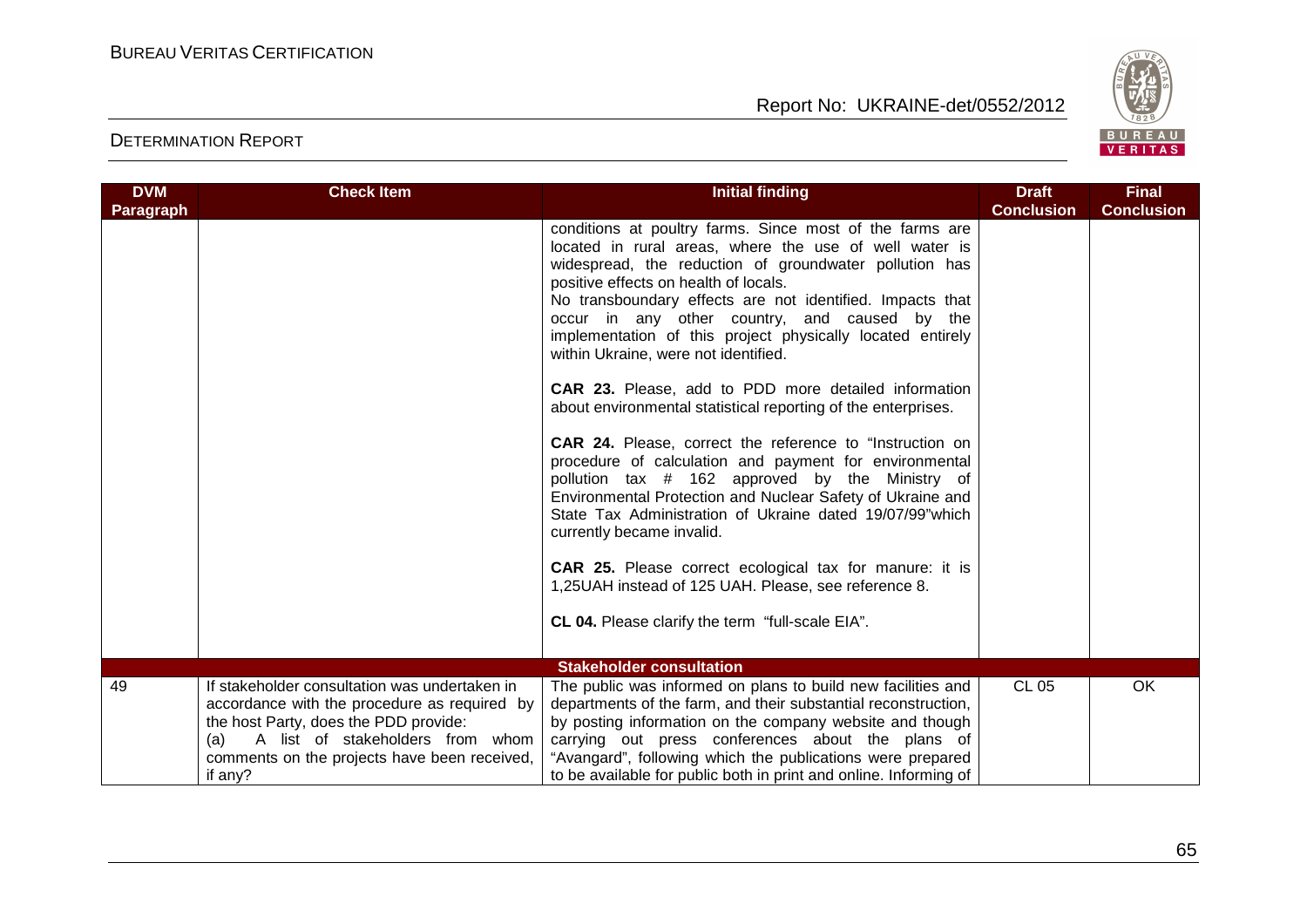| DVM Paragraph | Check Item | Initial finding | Draft Conclusion | Final Conclusion |
|---|---|---|---|---|
| | | conditions at poultry farms. Since most of the farms are located in rural areas, where the use of well water is widespread, the reduction of groundwater pollution has positive effects on health of locals.<br>No transboundary effects are not identified. Impacts that occur in any other country, and caused by the implementation of this project physically located entirely within Ukraine, were not identified.<br><br>**CAR 23.** Please, add to PDD more detailed information about environmental statistical reporting of the enterprises.<br><br>**CAR 24.** Please, correct the reference to "Instruction on procedure of calculation and payment for environmental pollution tax # 162 approved by the Ministry of Environmental Protection and Nuclear Safety of Ukraine and State Tax Administration of Ukraine dated 19/07/99"which currently became invalid.<br><br>**CAR 25.** Please correct ecological tax for manure: it is 1,25UAH instead of 125 UAH. Please, see reference 8.<br><br>**CL 04.** Please clarify the term "full-scale EIA". | | |
| | | **Stakeholder consultation** | | |
| 49 | If stakeholder consultation was undertaken in accordance with the procedure as required by the host Party, does the PDD provide:<br>(a) A list of stakeholders from whom comments on the projects have been received, if any? | The public was informed on plans to build new facilities and departments of the farm, and their substantial reconstruction, by posting information on the company website and though carrying out press conferences about the plans of "Avangard", following which the publications were prepared to be available for public both in print and online. Informing of | CL 05 | OK |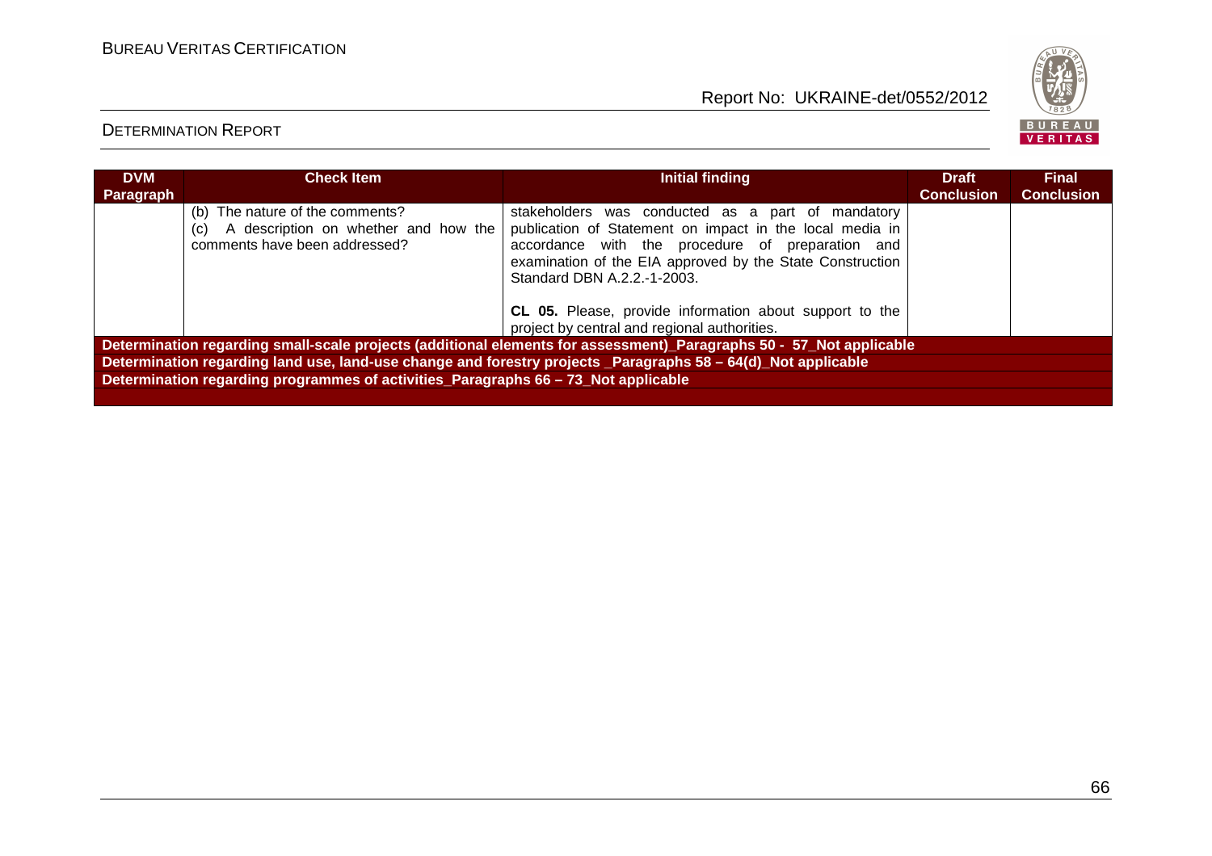| DVM Paragraph | Check Item | Initial finding | Draft Conclusion | Final Conclusion |
|---|---|---|---|---|
| | (b) The nature of the comments?<br>(c) A description on whether and how the comments have been addressed? | stakeholders was conducted as a part of mandatory publication of Statement on impact in the local media in accordance with the procedure of preparation and examination of the EIA approved by the State Construction Standard DBN A.2.2.-1-2003.<br><br>**CL 05.** Please, provide information about support to the project by central and regional authorities. | | |
| **Determination regarding small-scale projects (additional elements for assessment)_Paragraphs 50 - 57_Not applicable** | | | | |
| **Determination regarding land use, land-use change and forestry projects _Paragraphs 58 – 64(d)_Not applicable** | | | | |
| **Determination regarding programmes of activities_Paragraphs 66 – 73_Not applicable** | | | | |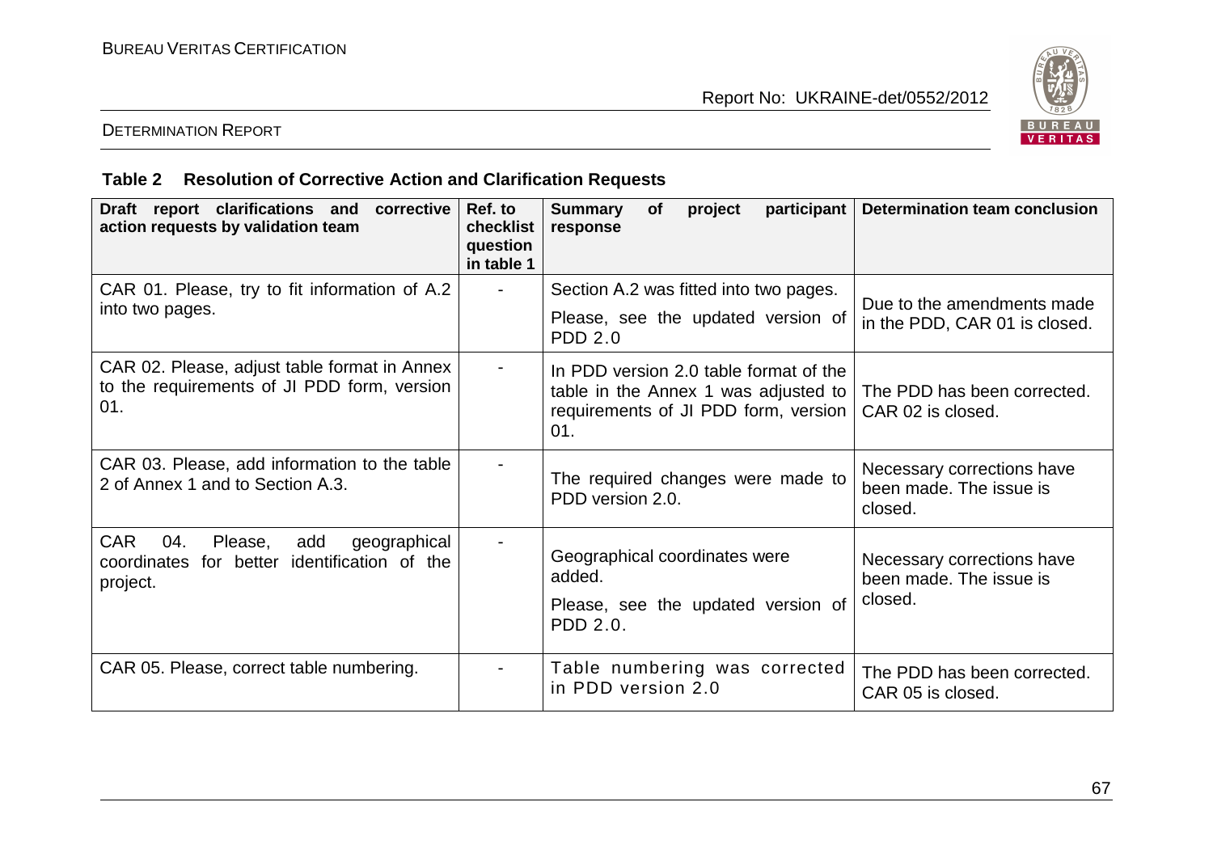**Table 2 Resolution of Corrective Action and Clarification Requests**

| Draft report clarifications and corrective action requests by validation team | Ref. to checklist question in table 1 | Summary of project participant response | Determination team conclusion |
|---|---|---|---|
| CAR 01. Please, try to fit information of A.2 into two pages. | - | Section A.2 was fitted into two pages. Please, see the updated version of PDD 2.0 | Due to the amendments made in the PDD, CAR 01 is closed. |
| CAR 02. Please, adjust table format in Annex to the requirements of JI PDD form, version 01. | - | In PDD version 2.0 table format of the table in the Annex 1 was adjusted to requirements of JI PDD form, version 01. | The PDD has been corrected. CAR 02 is closed. |
| CAR 03. Please, add information to the table 2 of Annex 1 and to Section A.3. | - | The required changes were made to PDD version 2.0. | Necessary corrections have been made. The issue is closed. |
| CAR 04. Please, add geographical coordinates for better identification of the project. | - | Geographical coordinates were added. Please, see the updated version of PDD 2.0. | Necessary corrections have been made. The issue is closed. |
| CAR 05. Please, correct table numbering. | - | Table numbering was corrected in PDD version 2.0 | The PDD has been corrected. CAR 05 is closed. |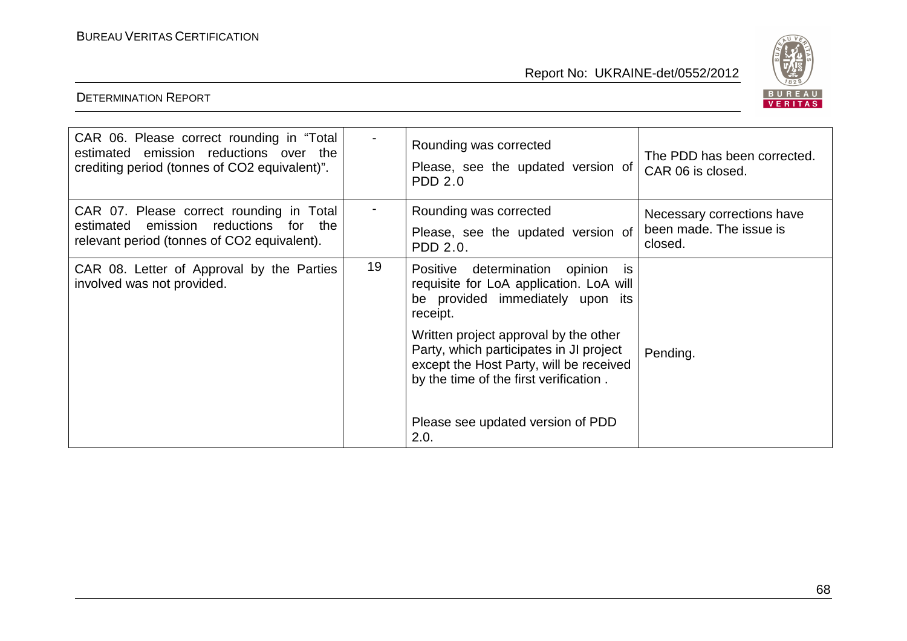| | | | |
|---|---|---|---|
| CAR 06. Please correct rounding in "Total estimated emission reductions over the crediting period (tonnes of CO2 equivalent)". | - | Rounding was corrected<br><br>Please, see the updated version of PDD 2.0 | The PDD has been corrected. CAR 06 is closed. |
| CAR 07. Please correct rounding in Total estimated emission reductions for the relevant period (tonnes of CO2 equivalent). | - | Rounding was corrected<br><br>Please, see the updated version of PDD 2.0. | Necessary corrections have been made. The issue is closed. |
| CAR 08. Letter of Approval by the Parties involved was not provided. | 19 | Positive determination opinion is requisite for LoA application. LoA will be provided immediately upon its receipt.<br><br>Written project approval by the other Party, which participates in JI project except the Host Party, will be received by the time of the first verification .<br><br>Please see updated version of PDD 2.0. | Pending. |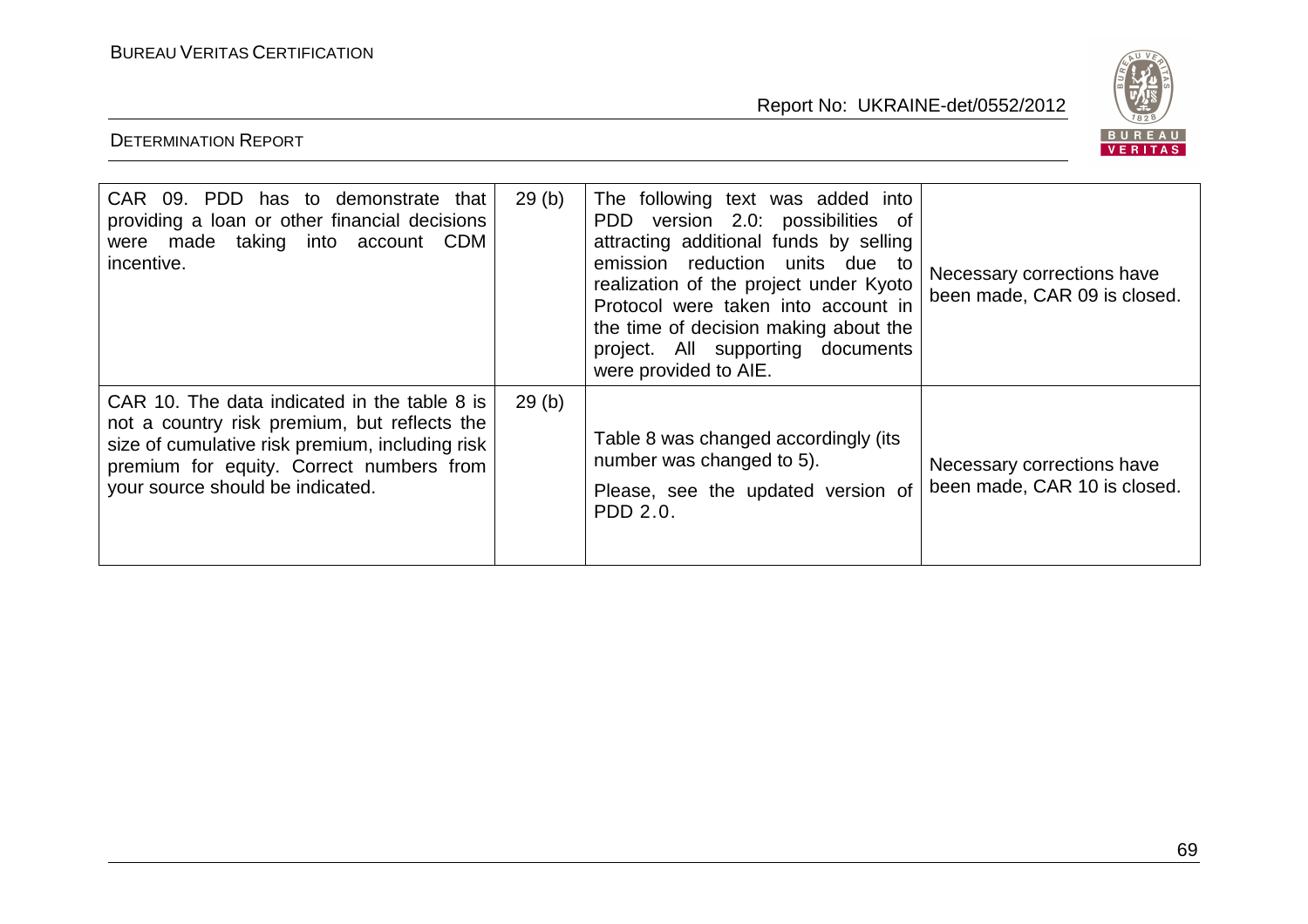| CAR 09. PDD has to demonstrate that providing a loan or other financial decisions were made taking into account CDM incentive. | 29 (b) | The following text was added into PDD version 2.0: possibilities of attracting additional funds by selling emission reduction units due to realization of the project under Kyoto Protocol were taken into account in the time of decision making about the project. All supporting documents were provided to AIE. | Necessary corrections have been made, CAR 09 is closed. |
|---|---|---|---|
| CAR 10. The data indicated in the table 8 is not a country risk premium, but reflects the size of cumulative risk premium, including risk premium for equity. Correct numbers from your source should be indicated. | 29 (b) | Table 8 was changed accordingly (its number was changed to 5).<br><br>Please, see the updated version of PDD 2.0. | Necessary corrections have been made, CAR 10 is closed. |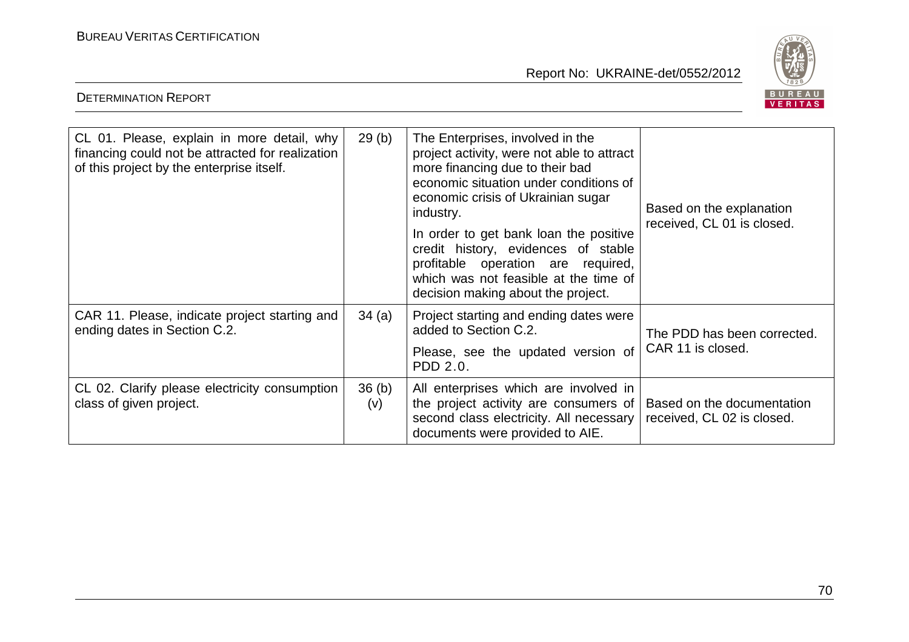| | | | |
|---|---|---|---|
| CL 01. Please, explain in more detail, why financing could not be attracted for realization of this project by the enterprise itself. | 29 (b) | The Enterprises, involved in the project activity, were not able to attract more financing due to their bad economic situation under conditions of economic crisis of Ukrainian sugar industry.<br><br>In order to get bank loan the positive credit history, evidences of stable profitable operation are required, which was not feasible at the time of decision making about the project. | Based on the explanation received, CL 01 is closed. |
| CAR 11. Please, indicate project starting and ending dates in Section C.2. | 34 (a) | Project starting and ending dates were added to Section C.2.<br><br>Please, see the updated version of PDD 2.0. | The PDD has been corrected. CAR 11 is closed. |
| CL 02. Clarify please electricity consumption class of given project. | 36 (b) (v) | All enterprises which are involved in the project activity are consumers of second class electricity. All necessary documents were provided to AIE. | Based on the documentation received, CL 02 is closed. |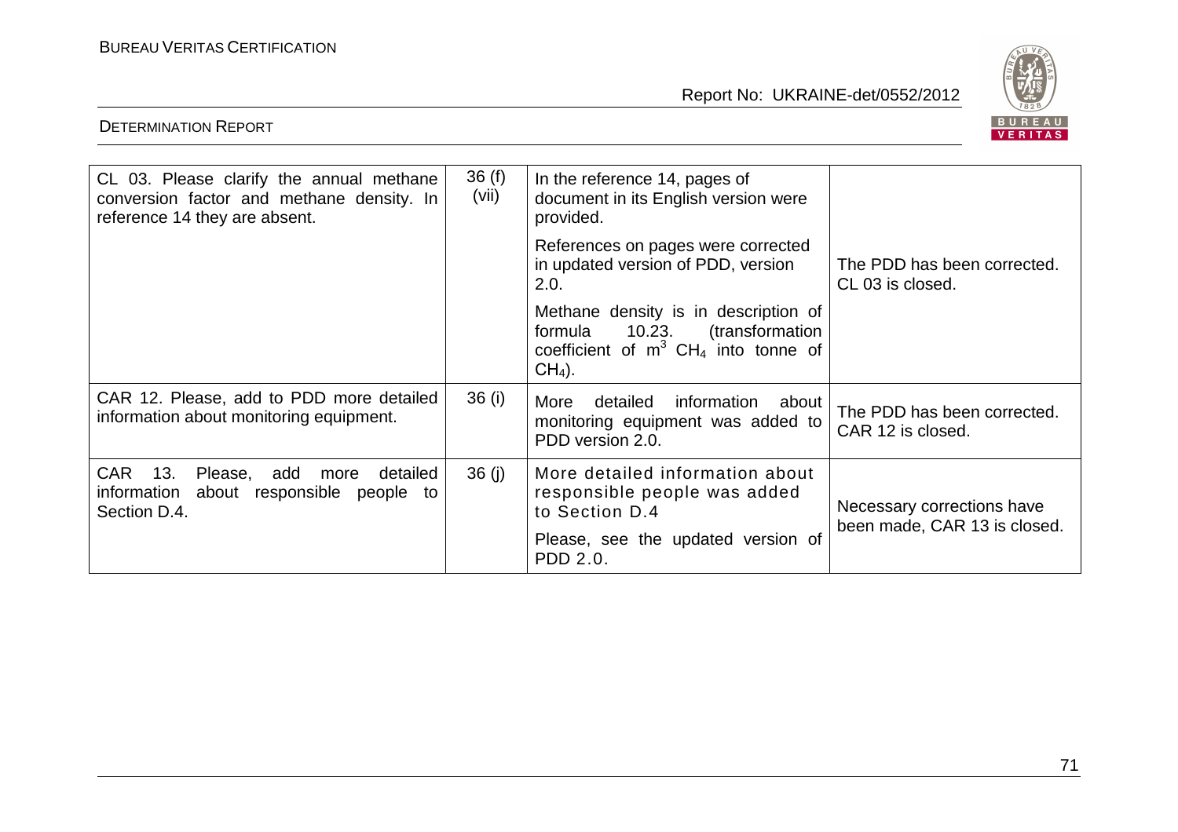| | | | |
|---|---|---|---|
| CL 03. Please clarify the annual methane conversion factor and methane density. In reference 14 they are absent. | 36 (f) (vii) | In the reference 14, pages of document in its English version were provided.<br>References on pages were corrected in updated version of PDD, version 2.0.<br>Methane density is in description of formula 10.23. (transformation coefficient of $m^3$ $CH_4$ into tonne of $CH_4$). | The PDD has been corrected. CL 03 is closed. |
| CAR 12. Please, add to PDD more detailed information about monitoring equipment. | 36 (i) | More detailed information about monitoring equipment was added to PDD version 2.0. | The PDD has been corrected. CAR 12 is closed. |
| CAR 13. Please, add more detailed information about responsible people to Section D.4. | 36 (j) | More detailed information about responsible people was added to Section D.4<br>Please, see the updated version of PDD 2.0. | Necessary corrections have been made, CAR 13 is closed. |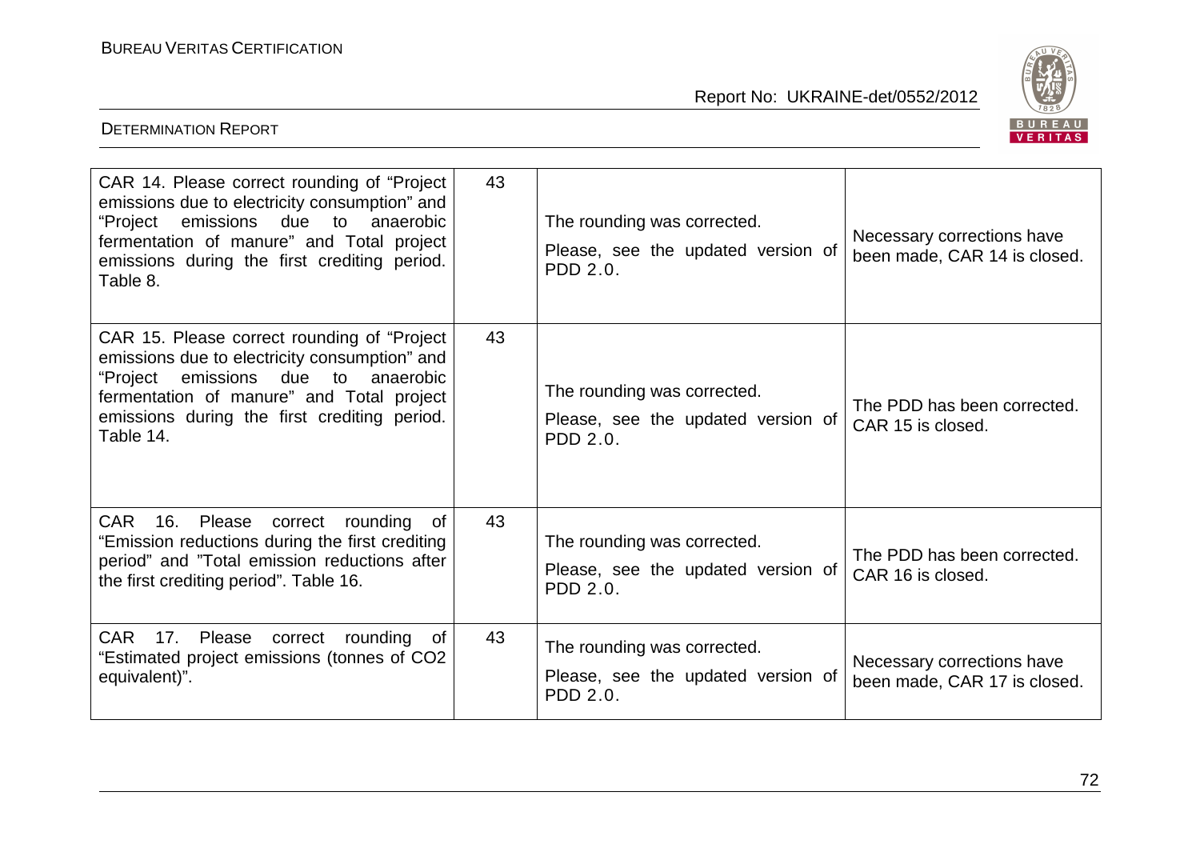| | | | |
|---|---|---|---|
| CAR 14. Please correct rounding of "Project emissions due to electricity consumption" and "Project emissions due to anaerobic fermentation of manure" and Total project emissions during the first crediting period. Table 8. | 43 | The rounding was corrected.<br>Please, see the updated version of PDD 2.0. | Necessary corrections have been made, CAR 14 is closed. |
| CAR 15. Please correct rounding of "Project emissions due to electricity consumption" and "Project emissions due to anaerobic fermentation of manure" and Total project emissions during the first crediting period. Table 14. | 43 | The rounding was corrected.<br>Please, see the updated version of PDD 2.0. | The PDD has been corrected. CAR 15 is closed. |
| CAR 16. Please correct rounding of "Emission reductions during the first crediting period" and "Total emission reductions after the first crediting period". Table 16. | 43 | The rounding was corrected.<br>Please, see the updated version of PDD 2.0. | The PDD has been corrected. CAR 16 is closed. |
| CAR 17. Please correct rounding of "Estimated project emissions (tonnes of $CO_2$ equivalent)". | 43 | The rounding was corrected.<br>Please, see the updated version of PDD 2.0. | Necessary corrections have been made, CAR 17 is closed. |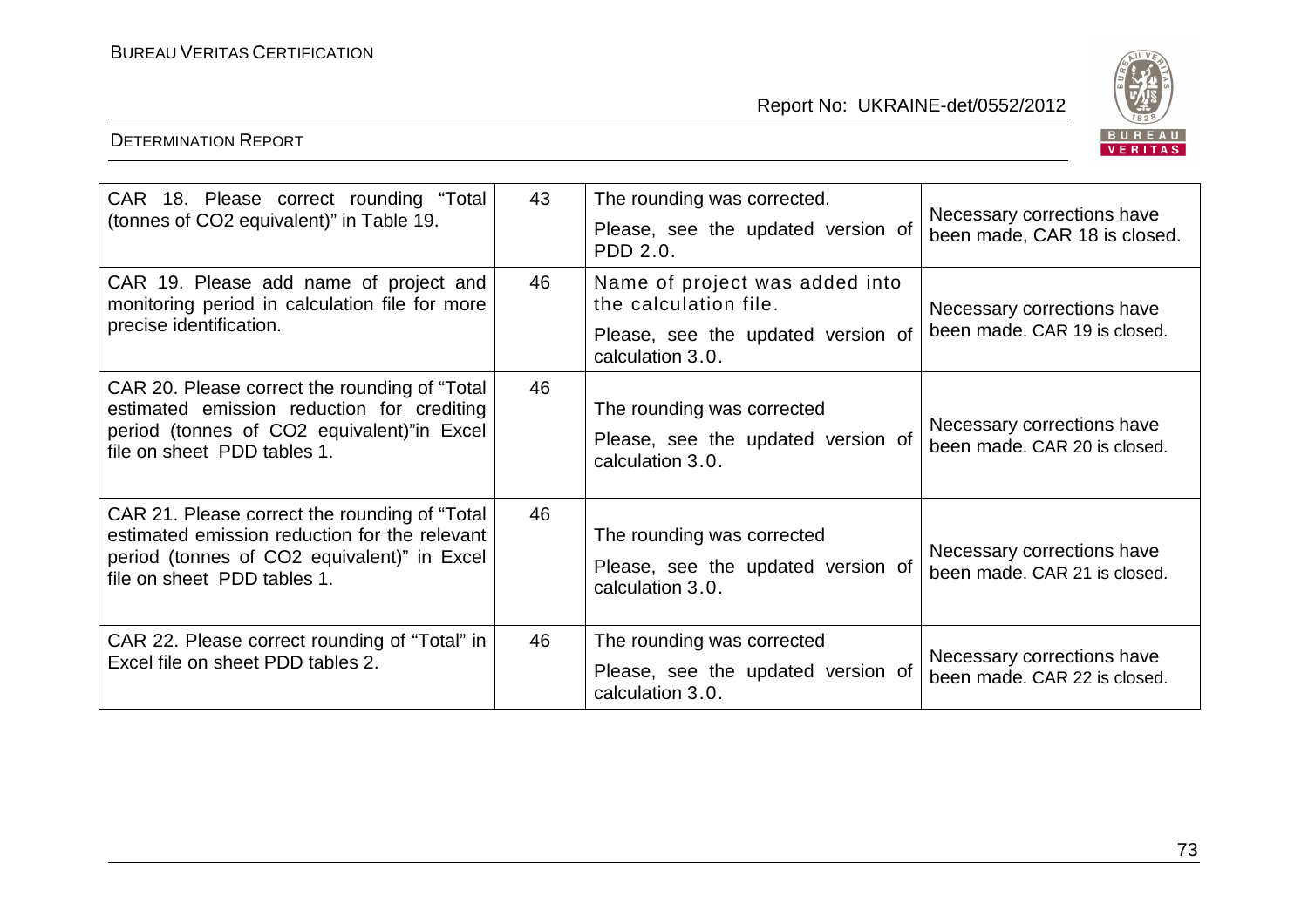| CAR 18. Please correct rounding "Total (tonnes of $CO_2$ equivalent)" in Table 19. | 43 | The rounding was corrected. Please, see the updated version of PDD 2.0. | Necessary corrections have been made, CAR 18 is closed. |
|---|---|---|---|
| CAR 19. Please add name of project and monitoring period in calculation file for more precise identification. | 46 | Name of project was added into the calculation file. Please, see the updated version of calculation 3.0. | Necessary corrections have been made. CAR 19 is closed. |
| CAR 20. Please correct the rounding of "Total estimated emission reduction for crediting period (tonnes of $CO_2$ equivalent)"in Excel file on sheet PDD tables 1. | 46 | The rounding was corrected Please, see the updated version of calculation 3.0. | Necessary corrections have been made. CAR 20 is closed. |
| CAR 21. Please correct the rounding of "Total estimated emission reduction for the relevant period (tonnes of $CO_2$ equivalent)" in Excel file on sheet PDD tables 1. | 46 | The rounding was corrected Please, see the updated version of calculation 3.0. | Necessary corrections have been made. CAR 21 is closed. |
| CAR 22. Please correct rounding of "Total" in Excel file on sheet PDD tables 2. | 46 | The rounding was corrected Please, see the updated version of calculation 3.0. | Necessary corrections have been made. CAR 22 is closed. |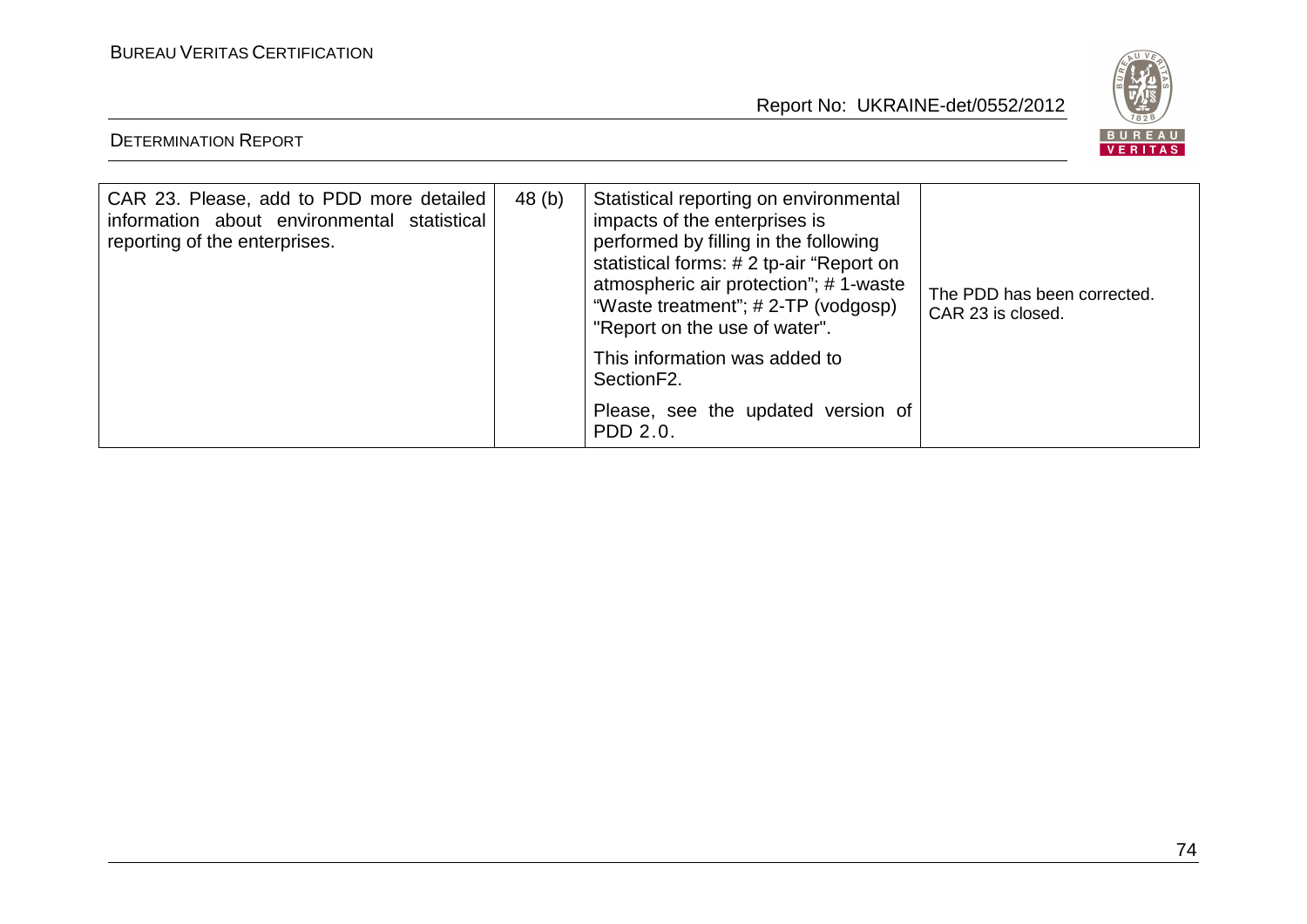| | | | |
|---|---|---|---|
| CAR 23. Please, add to PDD more detailed information about environmental statistical reporting of the enterprises. | 48 (b) | Statistical reporting on environmental impacts of the enterprises is performed by filling in the following statistical forms: # 2 tp-air "Report on atmospheric air protection"; # 1-waste "Waste treatment"; # 2-TP (vodgosp) "Report on the use of water".<br><br>This information was added to SectionF2.<br><br>Please, see the updated version of PDD 2.0. | The PDD has been corrected. CAR 23 is closed. |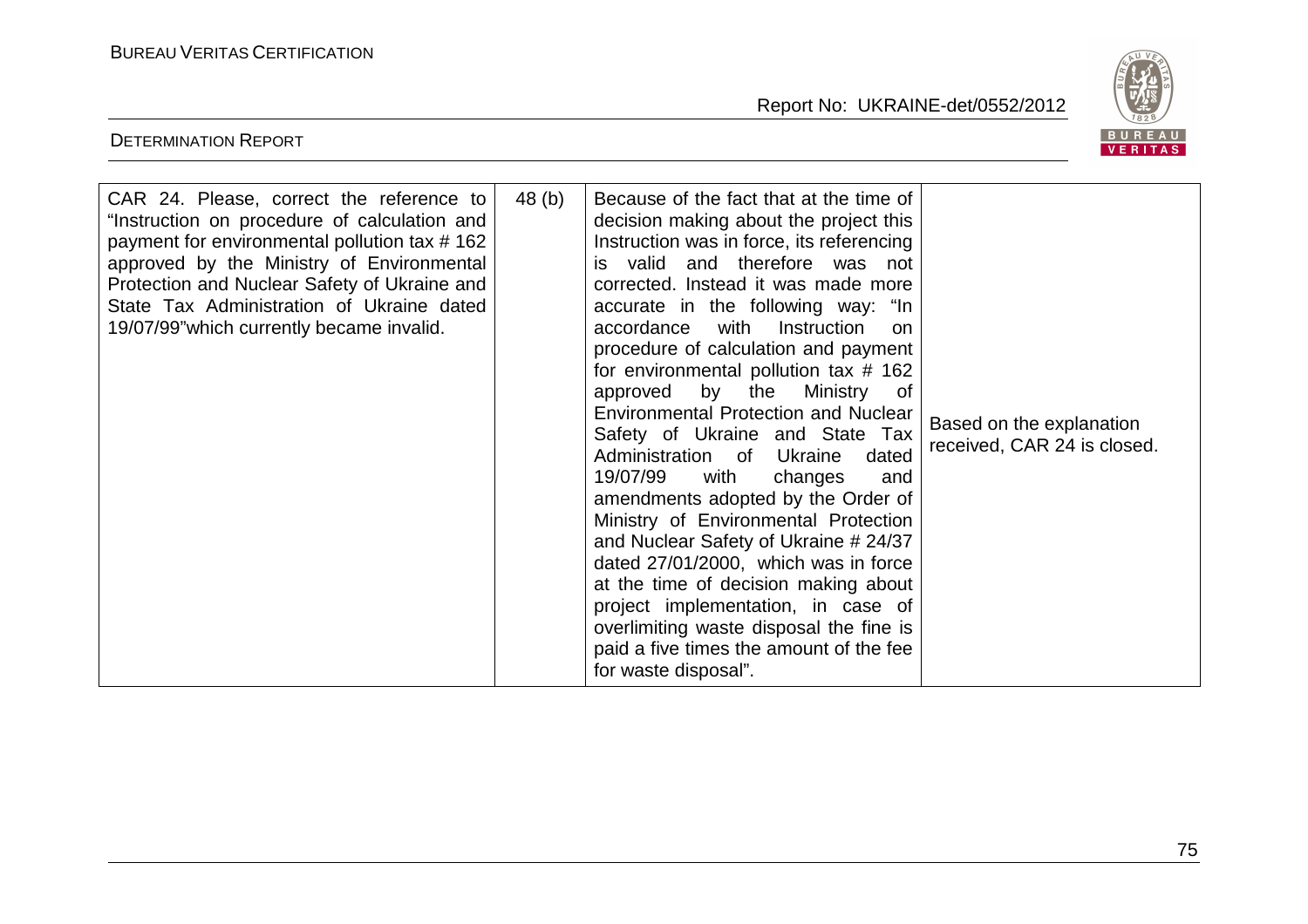| | | | |
|---|---|---|---|
| CAR 24. Please, correct the reference to "Instruction on procedure of calculation and payment for environmental pollution tax # 162 approved by the Ministry of Environmental Protection and Nuclear Safety of Ukraine and State Tax Administration of Ukraine dated 19/07/99"which currently became invalid. | 48 (b) | Because of the fact that at the time of decision making about the project this Instruction was in force, its referencing is valid and therefore was not corrected. Instead it was made more accurate in the following way: "In accordance with Instruction on procedure of calculation and payment for environmental pollution tax # 162 approved by the Ministry of Environmental Protection and Nuclear Safety of Ukraine and State Tax Administration of Ukraine dated 19/07/99 with changes and amendments adopted by the Order of Ministry of Environmental Protection and Nuclear Safety of Ukraine # 24/37 dated 27/01/2000, which was in force at the time of decision making about project implementation, in case of overlimiting waste disposal the fine is paid a five times the amount of the fee for waste disposal". | Based on the explanation received, CAR 24 is closed. |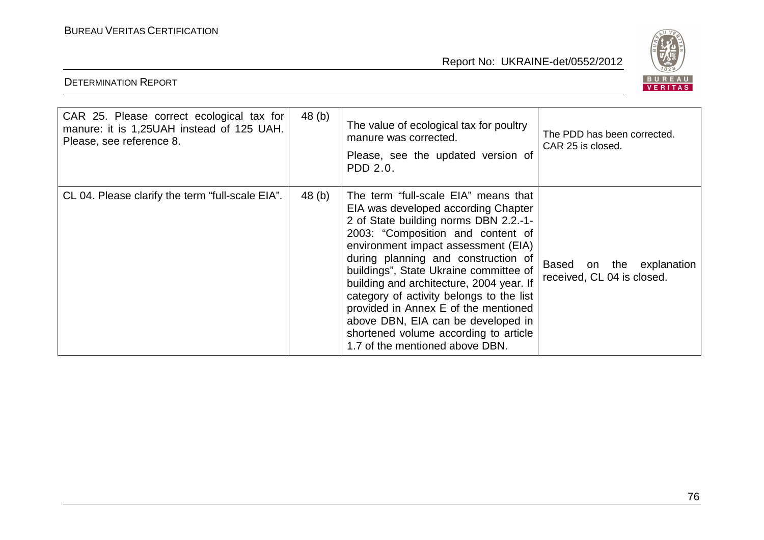| | | | |
|---|---|---|---|
| CAR 25. Please correct ecological tax for manure: it is 1,25UAH instead of 125 UAH. Please, see reference 8. | 48 (b) | The value of ecological tax for poultry manure was corrected. Please, see the updated version of PDD 2.0. | The PDD has been corrected. CAR 25 is closed. |
| CL 04. Please clarify the term “full-scale EIA”. | 48 (b) | The term “full-scale EIA” means that EIA was developed according Chapter 2 of State building norms DBN 2.2.-1-2003: “Composition and content of environment impact assessment (EIA) during planning and construction of buildings”, State Ukraine committee of building and architecture, 2004 year. If category of activity belongs to the list provided in Annex E of the mentioned above DBN, EIA can be developed in shortened volume according to article 1.7 of the mentioned above DBN. | Based on the explanation received, CL 04 is closed. |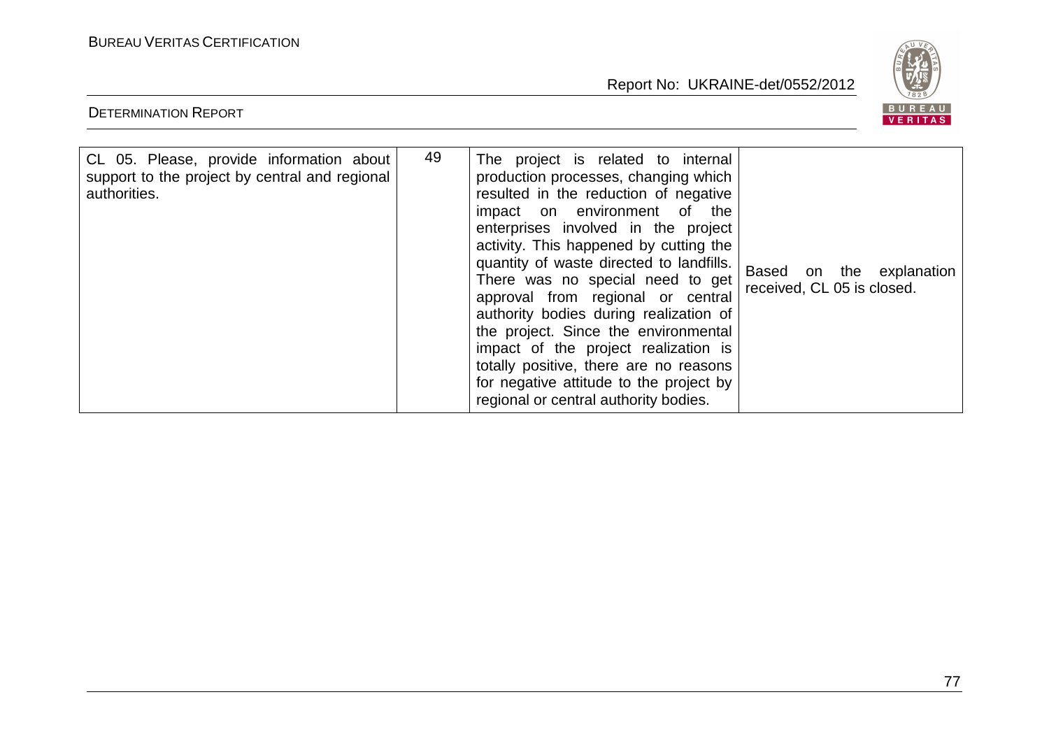| | | | |
|---|---|---|---|
| CL 05. Please, provide information about support to the project by central and regional authorities. | 49 | The project is related to internal production processes, changing which resulted in the reduction of negative impact on environment of the enterprises involved in the project activity. This happened by cutting the quantity of waste directed to landfills. There was no special need to get approval from regional or central authority bodies during realization of the project. Since the environmental impact of the project realization is totally positive, there are no reasons for negative attitude to the project by regional or central authority bodies. | Based on the explanation received, CL 05 is closed. |